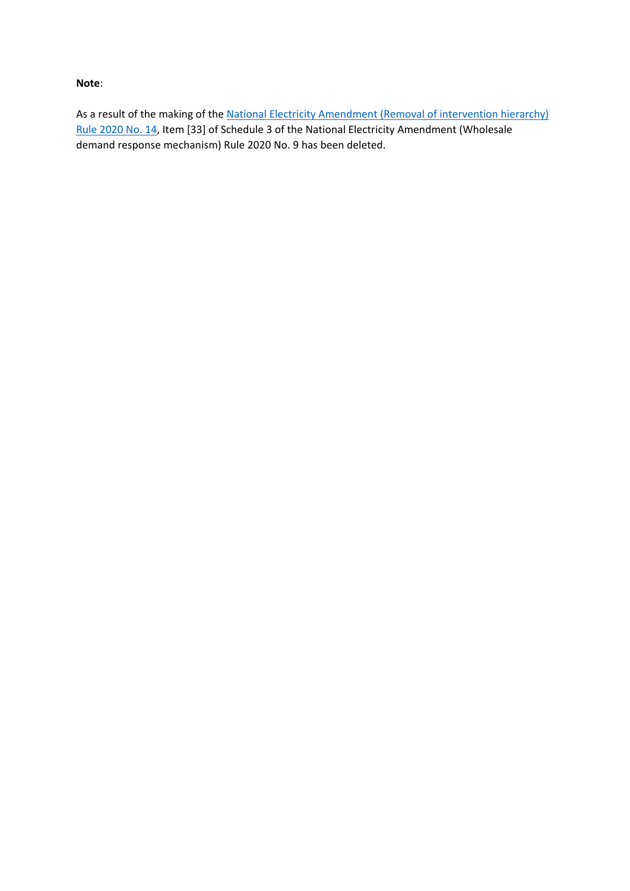**Note**:

As a result of the making of the National Electricity Amendment (Removal of intervention hierarchy) Rule 2020 No. 14, Item [33] of Schedule 3 of the National Electricity Amendment (Wholesale demand response mechanism) Rule 2020 No. 9 has been deleted.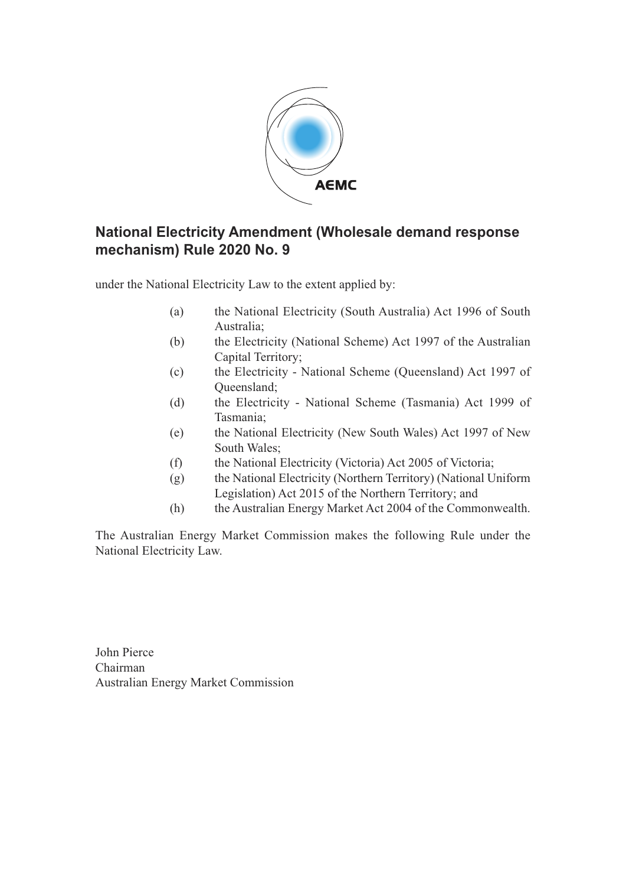# National Electricity Amendment (Wholesale demand response mechanism) Rule 2020 No. 9

under the National Electricity Law to the extent applied by:

(a) the National Electricity (South Australia) Act 1996 of South Australia;

(b) the Electricity (National Scheme) Act 1997 of the Australian Capital Territory;

(c) the Electricity - National Scheme (Queensland) Act 1997 of Queensland;

(d) the Electricity - National Scheme (Tasmania) Act 1999 of Tasmania;

(e) the National Electricity (New South Wales) Act 1997 of New South Wales;

(f) the National Electricity (Victoria) Act 2005 of Victoria;

(g) the National Electricity (Northern Territory) (National Uniform Legislation) Act 2015 of the Northern Territory; and

(h) the Australian Energy Market Act 2004 of the Commonwealth.

The Australian Energy Market Commission makes the following Rule under the National Electricity Law.

John Pierce
Chairman
Australian Energy Market Commission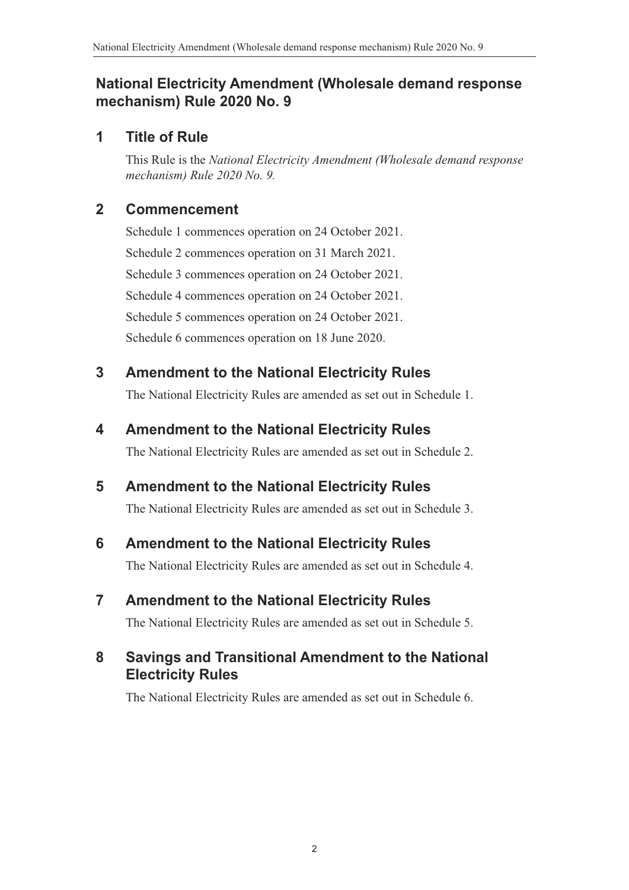## National Electricity Amendment (Wholesale demand response mechanism) Rule 2020 No. 9

### 1 Title of Rule

This Rule is the *National Electricity Amendment (Wholesale demand response mechanism) Rule 2020 No. 9.*

### 2 Commencement

Schedule 1 commences operation on 24 October 2021.

Schedule 2 commences operation on 31 March 2021.

Schedule 3 commences operation on 24 October 2021.

Schedule 4 commences operation on 24 October 2021.

Schedule 5 commences operation on 24 October 2021.

Schedule 6 commences operation on 18 June 2020.

### 3 Amendment to the National Electricity Rules

The National Electricity Rules are amended as set out in Schedule 1.

### 4 Amendment to the National Electricity Rules

The National Electricity Rules are amended as set out in Schedule 2.

### 5 Amendment to the National Electricity Rules

The National Electricity Rules are amended as set out in Schedule 3.

### 6 Amendment to the National Electricity Rules

The National Electricity Rules are amended as set out in Schedule 4.

### 7 Amendment to the National Electricity Rules

The National Electricity Rules are amended as set out in Schedule 5.

### 8 Savings and Transitional Amendment to the National Electricity Rules

The National Electricity Rules are amended as set out in Schedule 6.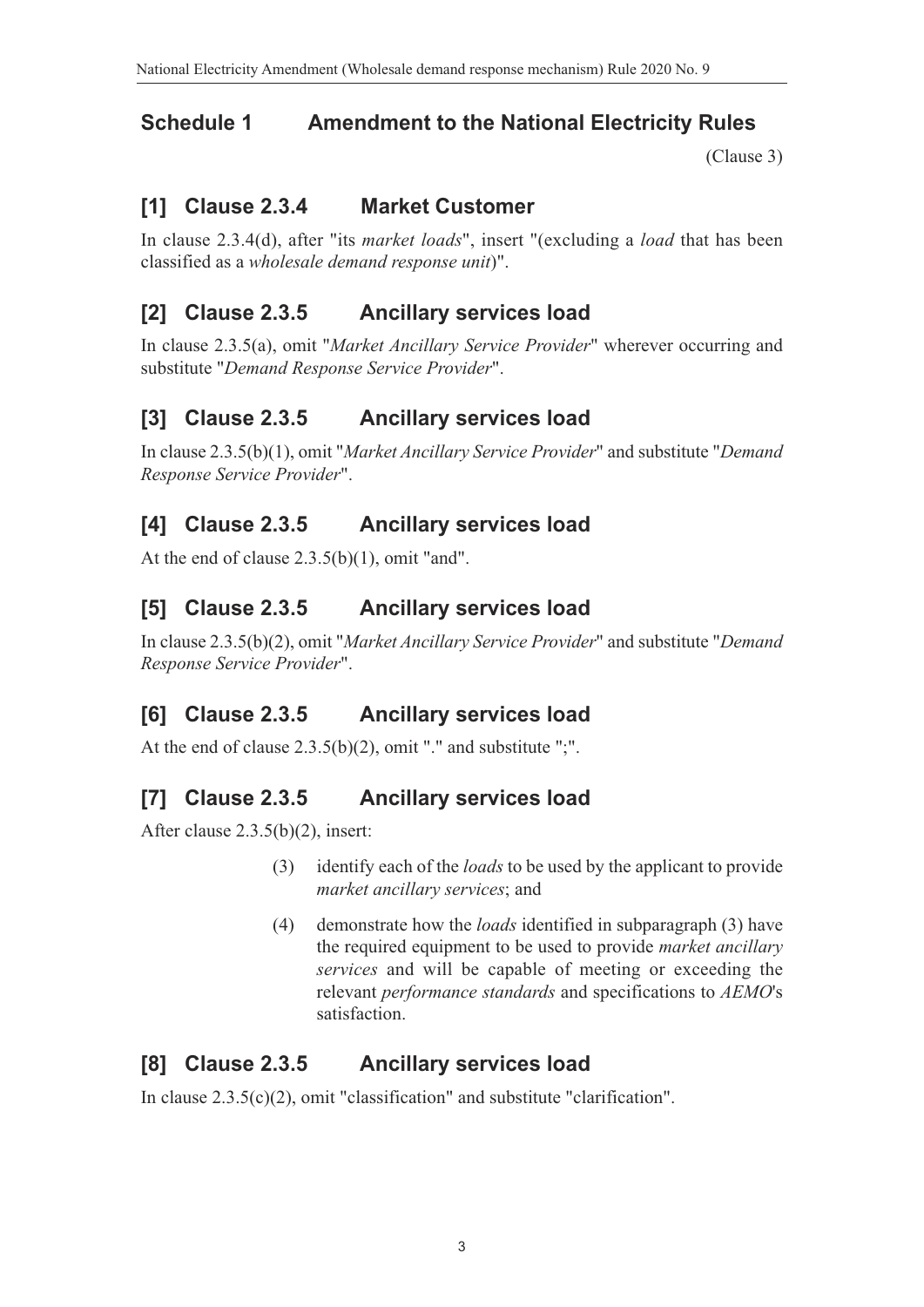## Schedule 1 Amendment to the National Electricity Rules

(Clause 3)

### [1] Clause 2.3.4 Market Customer

In clause 2.3.4(d), after "its *market loads*", insert "(excluding a *load* that has been classified as a *wholesale demand response unit*)".

### [2] Clause 2.3.5 Ancillary services load

In clause 2.3.5(a), omit "*Market Ancillary Service Provider*" wherever occurring and substitute "*Demand Response Service Provider*".

### [3] Clause 2.3.5 Ancillary services load

In clause 2.3.5(b)(1), omit "*Market Ancillary Service Provider*" and substitute "*Demand Response Service Provider*".

### [4] Clause 2.3.5 Ancillary services load

At the end of clause 2.3.5(b)(1), omit "and".

### [5] Clause 2.3.5 Ancillary services load

In clause 2.3.5(b)(2), omit "*Market Ancillary Service Provider*" and substitute "*Demand Response Service Provider*".

### [6] Clause 2.3.5 Ancillary services load

At the end of clause 2.3.5(b)(2), omit "." and substitute ";".

### [7] Clause 2.3.5 Ancillary services load

After clause 2.3.5(b)(2), insert:

(3) identify each of the *loads* to be used by the applicant to provide *market ancillary services*; and

(4) demonstrate how the *loads* identified in subparagraph (3) have the required equipment to be used to provide *market ancillary services* and will be capable of meeting or exceeding the relevant *performance standards* and specifications to *AEMO*'s satisfaction.

### [8] Clause 2.3.5 Ancillary services load

In clause 2.3.5(c)(2), omit "classification" and substitute "clarification".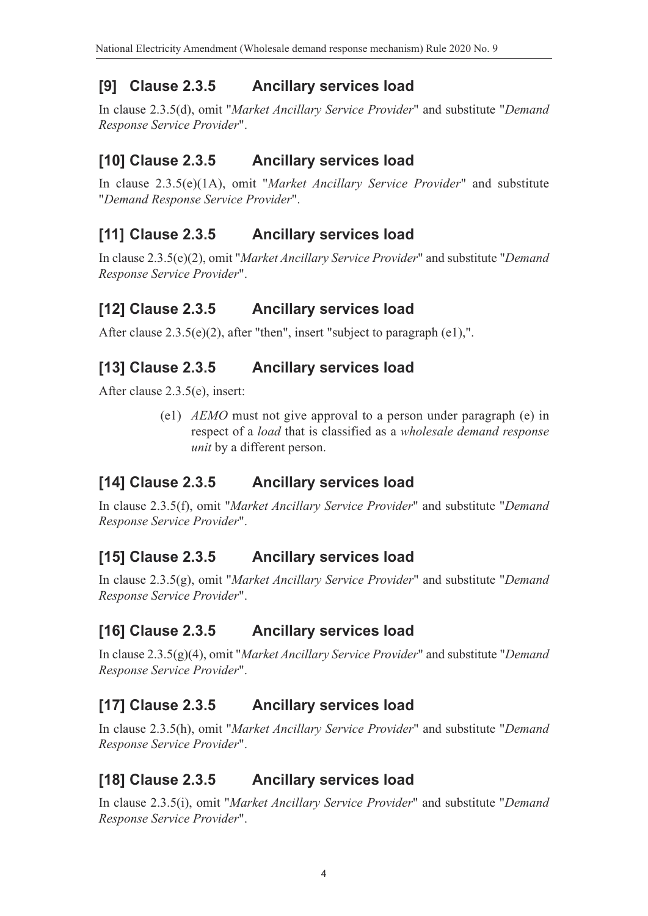## [9] Clause 2.3.5 Ancillary services load

In clause 2.3.5(d), omit "*Market Ancillary Service Provider*" and substitute "*Demand Response Service Provider*".

## [10] Clause 2.3.5 Ancillary services load

In clause 2.3.5(e)(1A), omit "*Market Ancillary Service Provider*" and substitute "*Demand Response Service Provider*".

## [11] Clause 2.3.5 Ancillary services load

In clause 2.3.5(e)(2), omit "*Market Ancillary Service Provider*" and substitute "*Demand Response Service Provider*".

## [12] Clause 2.3.5 Ancillary services load

After clause 2.3.5(e)(2), after "then", insert "subject to paragraph (e1),".

## [13] Clause 2.3.5 Ancillary services load

After clause 2.3.5(e), insert:

> (e1) *AEMO* must not give approval to a person under paragraph (e) in respect of a *load* that is classified as a *wholesale demand response unit* by a different person.

## [14] Clause 2.3.5 Ancillary services load

In clause 2.3.5(f), omit "*Market Ancillary Service Provider*" and substitute "*Demand Response Service Provider*".

## [15] Clause 2.3.5 Ancillary services load

In clause 2.3.5(g), omit "*Market Ancillary Service Provider*" and substitute "*Demand Response Service Provider*".

## [16] Clause 2.3.5 Ancillary services load

In clause 2.3.5(g)(4), omit "*Market Ancillary Service Provider*" and substitute "*Demand Response Service Provider*".

## [17] Clause 2.3.5 Ancillary services load

In clause 2.3.5(h), omit "*Market Ancillary Service Provider*" and substitute "*Demand Response Service Provider*".

## [18] Clause 2.3.5 Ancillary services load

In clause 2.3.5(i), omit "*Market Ancillary Service Provider*" and substitute "*Demand Response Service Provider*".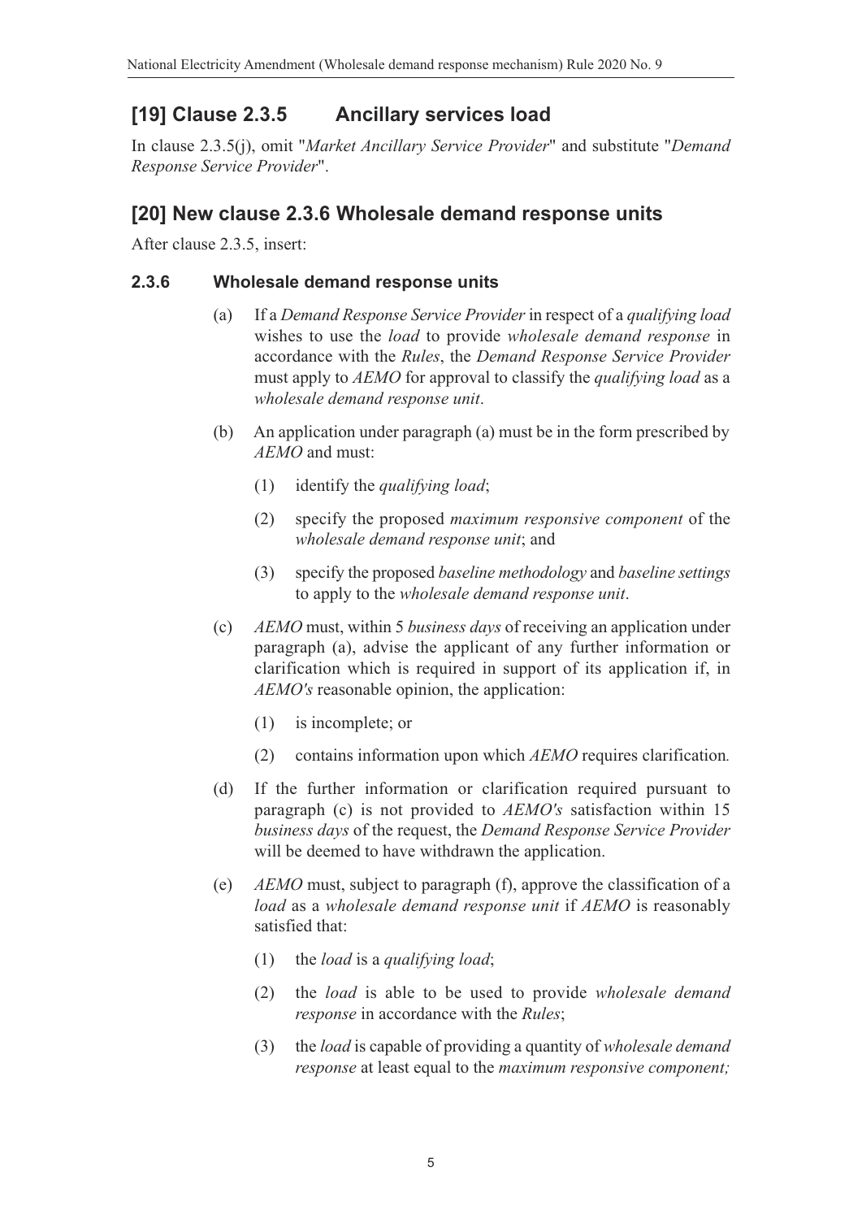## [19] Clause 2.3.5 Ancillary services load

In clause 2.3.5(j), omit "*Market Ancillary Service Provider*" and substitute "*Demand Response Service Provider*".

## [20] New clause 2.3.6 Wholesale demand response units

After clause 2.3.5, insert:

### 2.3.6 Wholesale demand response units

(a) If a *Demand Response Service Provider* in respect of a *qualifying load* wishes to use the *load* to provide *wholesale demand response* in accordance with the *Rules*, the *Demand Response Service Provider* must apply to *AEMO* for approval to classify the *qualifying load* as a *wholesale demand response unit*.

(b) An application under paragraph (a) must be in the form prescribed by *AEMO* and must:

(1) identify the *qualifying load*;

(2) specify the proposed *maximum responsive component* of the *wholesale demand response unit*; and

(3) specify the proposed *baseline methodology* and *baseline settings* to apply to the *wholesale demand response unit*.

(c) *AEMO* must, within 5 *business days* of receiving an application under paragraph (a), advise the applicant of any further information or clarification which is required in support of its application if, in *AEMO's* reasonable opinion, the application:

(1) is incomplete; or

(2) contains information upon which *AEMO* requires clarification.

(d) If the further information or clarification required pursuant to paragraph (c) is not provided to *AEMO's* satisfaction within 15 *business days* of the request, the *Demand Response Service Provider* will be deemed to have withdrawn the application.

(e) *AEMO* must, subject to paragraph (f), approve the classification of a *load* as a *wholesale demand response unit* if *AEMO* is reasonably satisfied that:

(1) the *load* is a *qualifying load*;

(2) the *load* is able to be used to provide *wholesale demand response* in accordance with the *Rules*;

(3) the *load* is capable of providing a quantity of *wholesale demand response* at least equal to the *maximum responsive component;*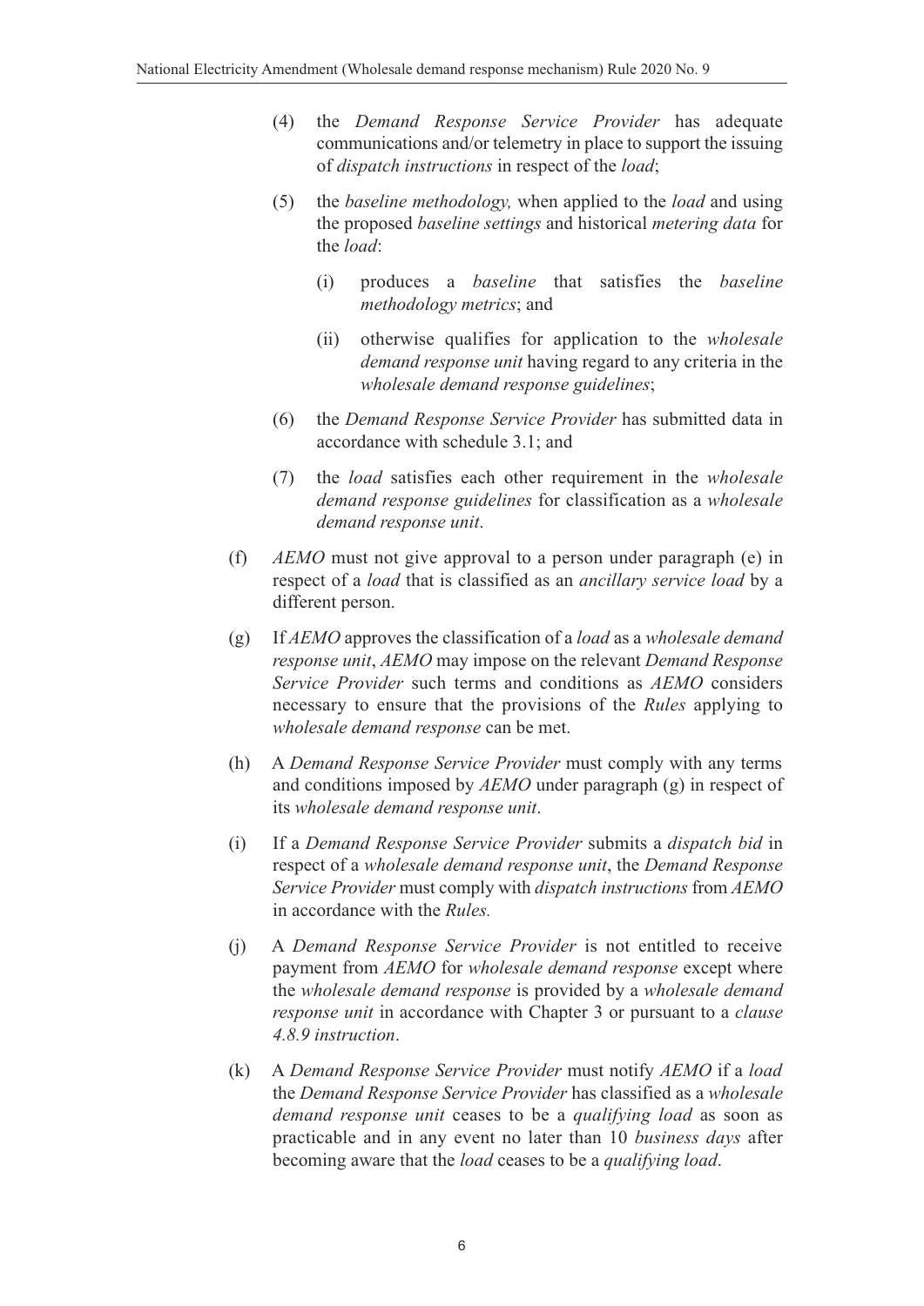(4) the *Demand Response Service Provider* has adequate communications and/or telemetry in place to support the issuing of *dispatch instructions* in respect of the *load*;

(5) the *baseline methodology,* when applied to the *load* and using the proposed *baseline settings* and historical *metering data* for the *load*:

  (i) produces a *baseline* that satisfies the *baseline methodology metrics*; and

  (ii) otherwise qualifies for application to the *wholesale demand response unit* having regard to any criteria in the *wholesale demand response guidelines*;

(6) the *Demand Response Service Provider* has submitted data in accordance with schedule 3.1; and

(7) the *load* satisfies each other requirement in the *wholesale demand response guidelines* for classification as a *wholesale demand response unit*.

(f) *AEMO* must not give approval to a person under paragraph (e) in respect of a *load* that is classified as an *ancillary service load* by a different person.

(g) If *AEMO* approves the classification of a *load* as a *wholesale demand response unit*, *AEMO* may impose on the relevant *Demand Response Service Provider* such terms and conditions as *AEMO* considers necessary to ensure that the provisions of the *Rules* applying to *wholesale demand response* can be met.

(h) A *Demand Response Service Provider* must comply with any terms and conditions imposed by *AEMO* under paragraph (g) in respect of its *wholesale demand response unit*.

(i) If a *Demand Response Service Provider* submits a *dispatch bid* in respect of a *wholesale demand response unit*, the *Demand Response Service Provider* must comply with *dispatch instructions* from *AEMO* in accordance with the *Rules.*

(j) A *Demand Response Service Provider* is not entitled to receive payment from *AEMO* for *wholesale demand response* except where the *wholesale demand response* is provided by a *wholesale demand response unit* in accordance with Chapter 3 or pursuant to a *clause 4.8.9 instruction*.

(k) A *Demand Response Service Provider* must notify *AEMO* if a *load* the *Demand Response Service Provider* has classified as a *wholesale demand response unit* ceases to be a *qualifying load* as soon as practicable and in any event no later than 10 *business days* after becoming aware that the *load* ceases to be a *qualifying load*.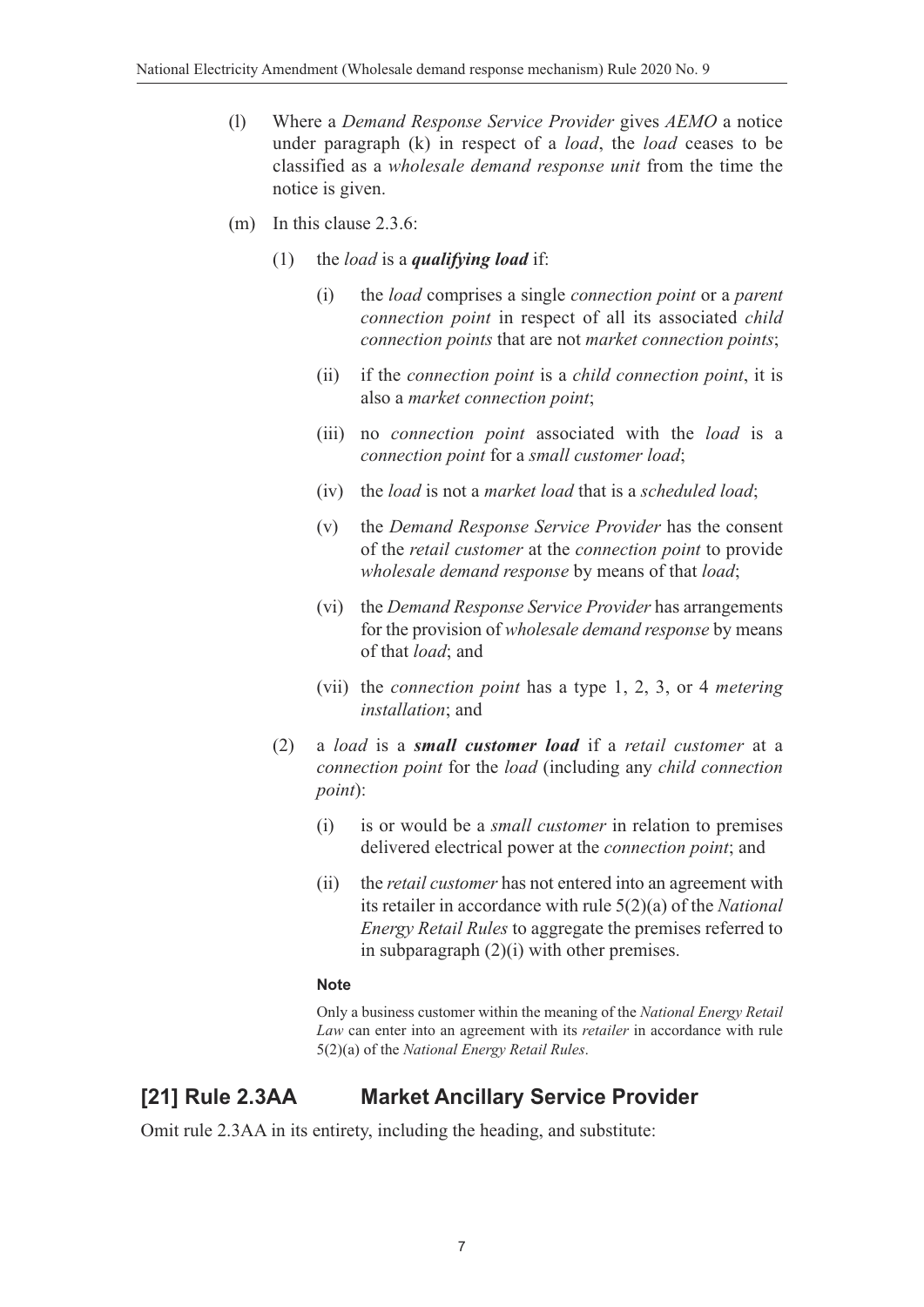(l) Where a *Demand Response Service Provider* gives *AEMO* a notice under paragraph (k) in respect of a *load*, the *load* ceases to be classified as a *wholesale demand response unit* from the time the notice is given.

(m) In this clause 2.3.6:

(1) the *load* is a ***qualifying load*** if:

(i) the *load* comprises a single *connection point* or a *parent connection point* in respect of all its associated *child connection points* that are not *market connection points*;

(ii) if the *connection point* is a *child connection point*, it is also a *market connection point*;

(iii) no *connection point* associated with the *load* is a *connection point* for a *small customer load*;

(iv) the *load* is not a *market load* that is a *scheduled load*;

(v) the *Demand Response Service Provider* has the consent of the *retail customer* at the *connection point* to provide *wholesale demand response* by means of that *load*;

(vi) the *Demand Response Service Provider* has arrangements for the provision of *wholesale demand response* by means of that *load*; and

(vii) the *connection point* has a type 1, 2, 3, or 4 *metering installation*; and

(2) a *load* is a ***small customer load*** if a *retail customer* at a *connection point* for the *load* (including any *child connection point*):

(i) is or would be a *small customer* in relation to premises delivered electrical power at the *connection point*; and

(ii) the *retail customer* has not entered into an agreement with its retailer in accordance with rule 5(2)(a) of the *National Energy Retail Rules* to aggregate the premises referred to in subparagraph (2)(i) with other premises.

**Note**

Only a business customer within the meaning of the *National Energy Retail Law* can enter into an agreement with its *retailer* in accordance with rule 5(2)(a) of the *National Energy Retail Rules*.

## [21] Rule 2.3AA Market Ancillary Service Provider

Omit rule 2.3AA in its entirety, including the heading, and substitute: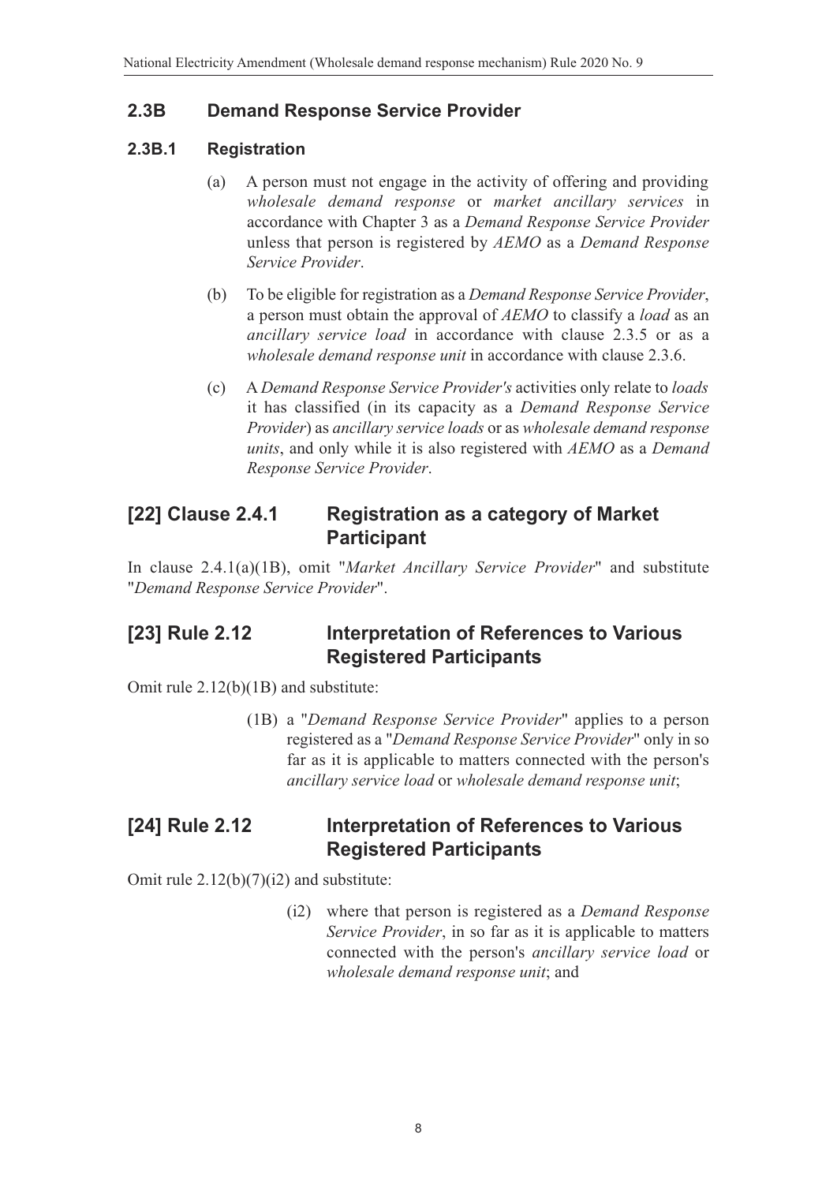## 2.3B Demand Response Service Provider

### 2.3B.1 Registration

(a) A person must not engage in the activity of offering and providing *wholesale demand response* or *market ancillary services* in accordance with Chapter 3 as a *Demand Response Service Provider* unless that person is registered by *AEMO* as a *Demand Response Service Provider*.

(b) To be eligible for registration as a *Demand Response Service Provider*, a person must obtain the approval of *AEMO* to classify a *load* as an *ancillary service load* in accordance with clause 2.3.5 or as a *wholesale demand response unit* in accordance with clause 2.3.6.

(c) A *Demand Response Service Provider's* activities only relate to *loads* it has classified (in its capacity as a *Demand Response Service Provider*) as *ancillary service loads* or as *wholesale demand response units*, and only while it is also registered with *AEMO* as a *Demand Response Service Provider*.

## [22] Clause 2.4.1 Registration as a category of Market Participant

In clause 2.4.1(a)(1B), omit "*Market Ancillary Service Provider*" and substitute "*Demand Response Service Provider*".

## [23] Rule 2.12 Interpretation of References to Various Registered Participants

Omit rule 2.12(b)(1B) and substitute:

(1B) a "*Demand Response Service Provider*" applies to a person registered as a "*Demand Response Service Provider*" only in so far as it is applicable to matters connected with the person's *ancillary service load* or *wholesale demand response unit*;

## [24] Rule 2.12 Interpretation of References to Various Registered Participants

Omit rule 2.12(b)(7)(i2) and substitute:

(i2) where that person is registered as a *Demand Response Service Provider*, in so far as it is applicable to matters connected with the person's *ancillary service load* or *wholesale demand response unit*; and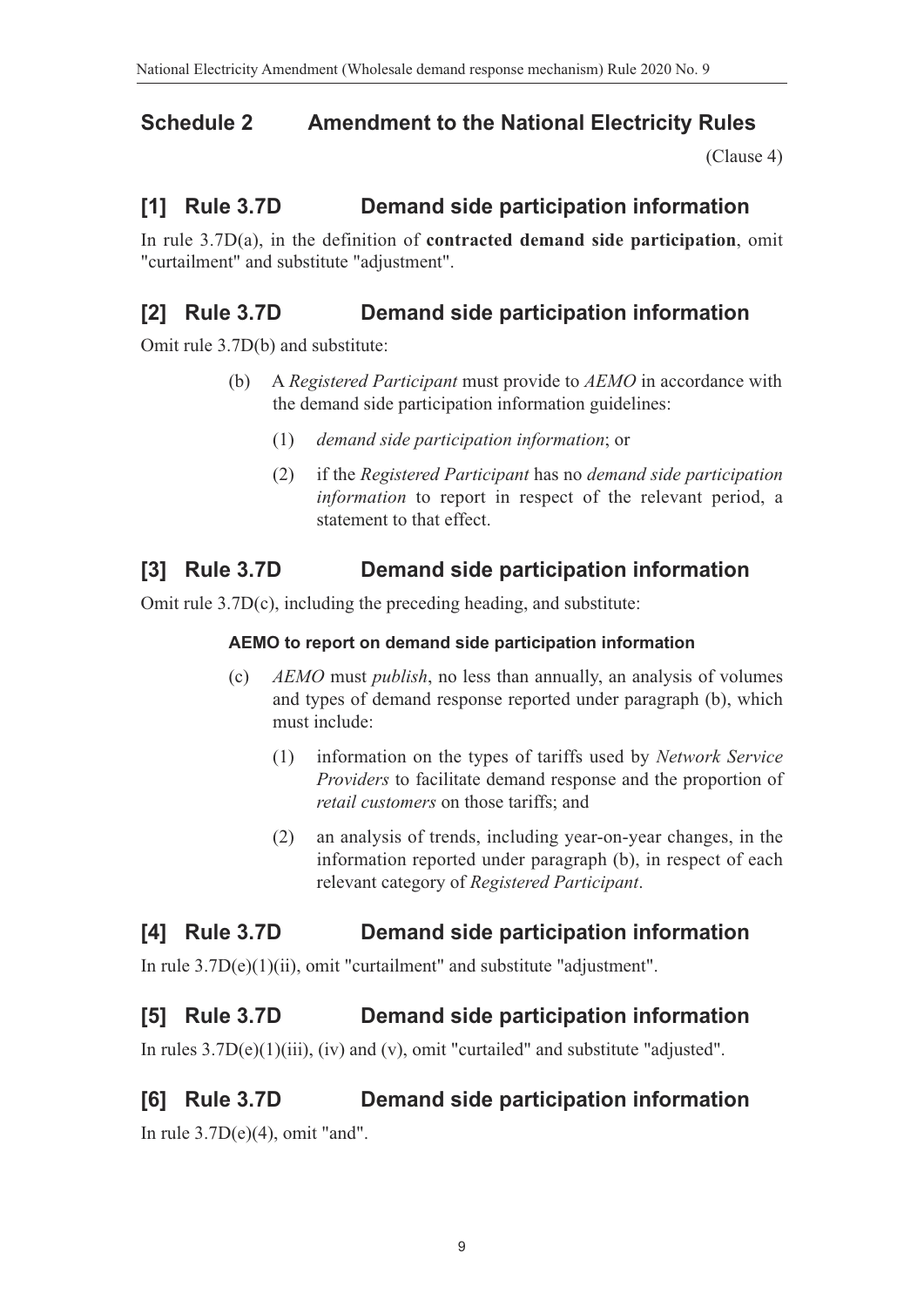## Schedule 2 Amendment to the National Electricity Rules

(Clause 4)

### [1] Rule 3.7D Demand side participation information

In rule 3.7D(a), in the definition of **contracted demand side participation**, omit "curtailment" and substitute "adjustment".

### [2] Rule 3.7D Demand side participation information

Omit rule 3.7D(b) and substitute:

(b) A *Registered Participant* must provide to *AEMO* in accordance with the demand side participation information guidelines:

(1) *demand side participation information*; or

(2) if the *Registered Participant* has no *demand side participation information* to report in respect of the relevant period, a statement to that effect.

### [3] Rule 3.7D Demand side participation information

Omit rule 3.7D(c), including the preceding heading, and substitute:

**AEMO to report on demand side participation information**

(c) *AEMO* must *publish*, no less than annually, an analysis of volumes and types of demand response reported under paragraph (b), which must include:

(1) information on the types of tariffs used by *Network Service Providers* to facilitate demand response and the proportion of *retail customers* on those tariffs; and

(2) an analysis of trends, including year-on-year changes, in the information reported under paragraph (b), in respect of each relevant category of *Registered Participant*.

### [4] Rule 3.7D Demand side participation information

In rule 3.7D(e)(1)(ii), omit "curtailment" and substitute "adjustment".

### [5] Rule 3.7D Demand side participation information

In rules 3.7D(e)(1)(iii), (iv) and (v), omit "curtailed" and substitute "adjusted".

### [6] Rule 3.7D Demand side participation information

In rule 3.7D(e)(4), omit "and".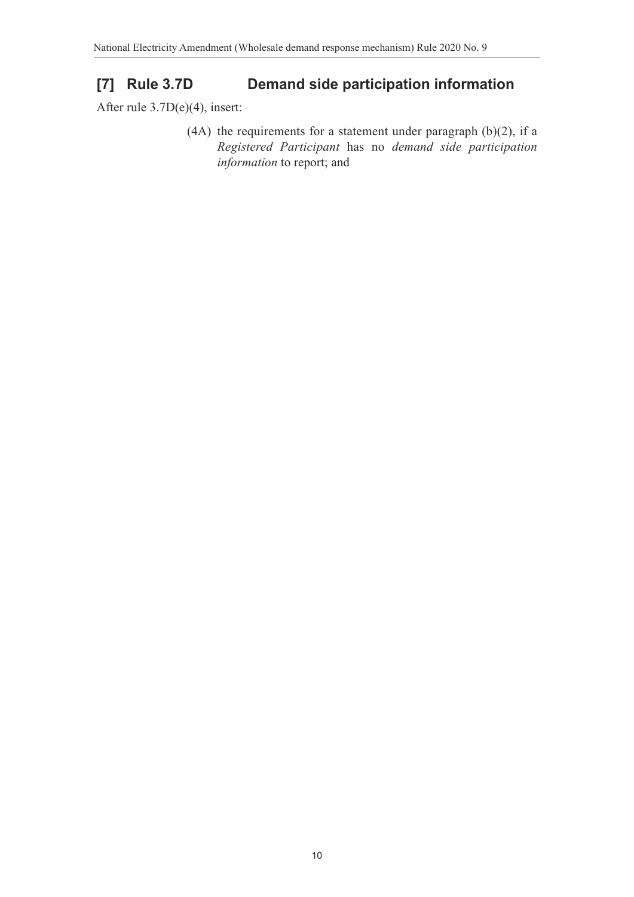## [7] Rule 3.7D Demand side participation information

After rule 3.7D(e)(4), insert:

(4A) the requirements for a statement under paragraph (b)(2), if a *Registered Participant* has no *demand side participation information* to report; and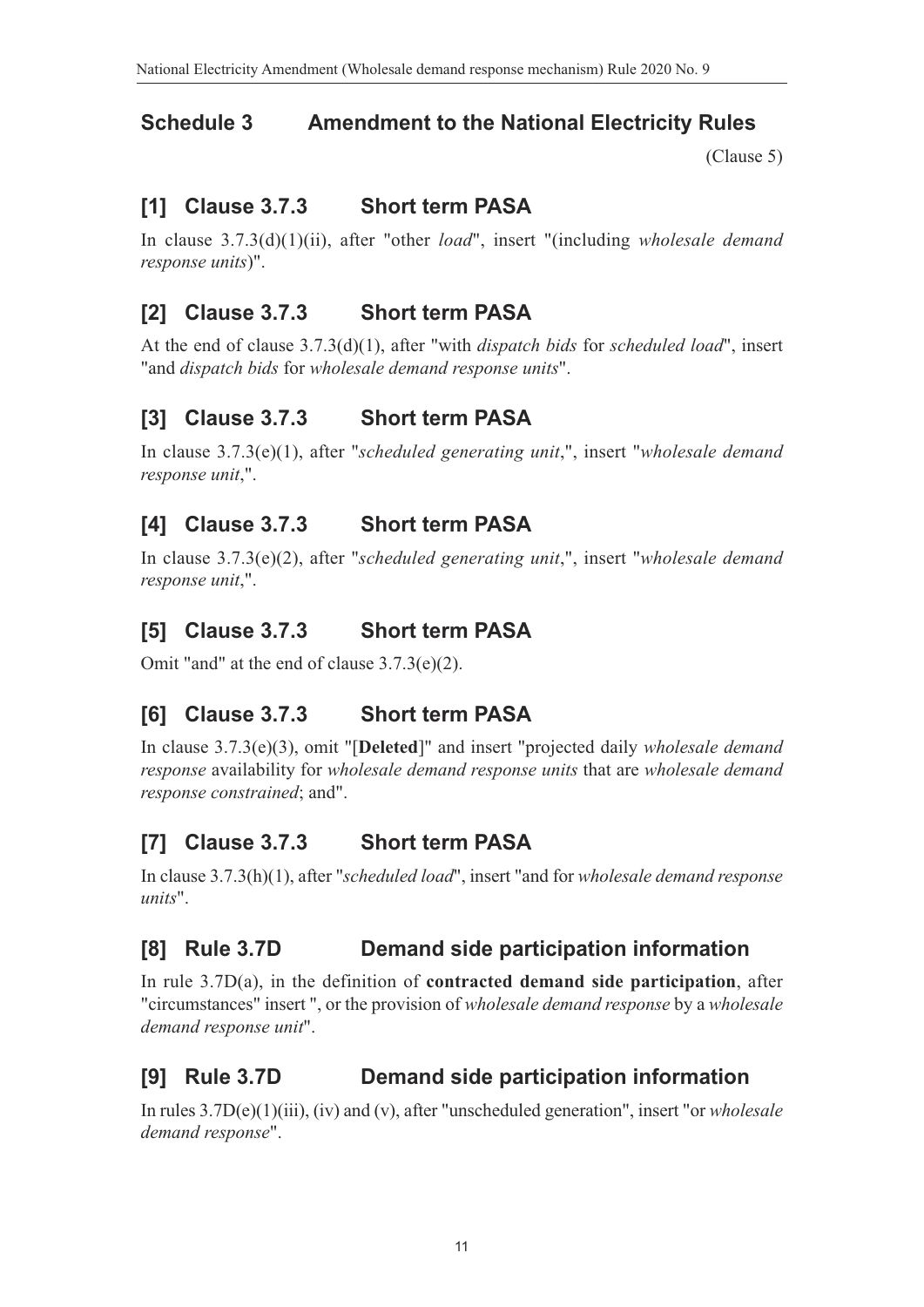## Schedule 3 Amendment to the National Electricity Rules

(Clause 5)

### [1] Clause 3.7.3 Short term PASA

In clause 3.7.3(d)(1)(ii), after "other *load*", insert "(including *wholesale demand response units*)".

### [2] Clause 3.7.3 Short term PASA

At the end of clause 3.7.3(d)(1), after "with *dispatch bids* for *scheduled load*", insert "and *dispatch bids* for *wholesale demand response units*".

### [3] Clause 3.7.3 Short term PASA

In clause 3.7.3(e)(1), after "*scheduled generating unit*,", insert "*wholesale demand response unit*,".

### [4] Clause 3.7.3 Short term PASA

In clause 3.7.3(e)(2), after "*scheduled generating unit*,", insert "*wholesale demand response unit*,".

### [5] Clause 3.7.3 Short term PASA

Omit "and" at the end of clause 3.7.3(e)(2).

### [6] Clause 3.7.3 Short term PASA

In clause 3.7.3(e)(3), omit "[**Deleted**]" and insert "projected daily *wholesale demand response* availability for *wholesale demand response units* that are *wholesale demand response constrained*; and".

### [7] Clause 3.7.3 Short term PASA

In clause 3.7.3(h)(1), after "*scheduled load*", insert "and for *wholesale demand response units*".

### [8] Rule 3.7D Demand side participation information

In rule 3.7D(a), in the definition of **contracted demand side participation**, after "circumstances" insert ", or the provision of *wholesale demand response* by a *wholesale demand response unit*".

### [9] Rule 3.7D Demand side participation information

In rules 3.7D(e)(1)(iii), (iv) and (v), after "unscheduled generation", insert "or *wholesale demand response*".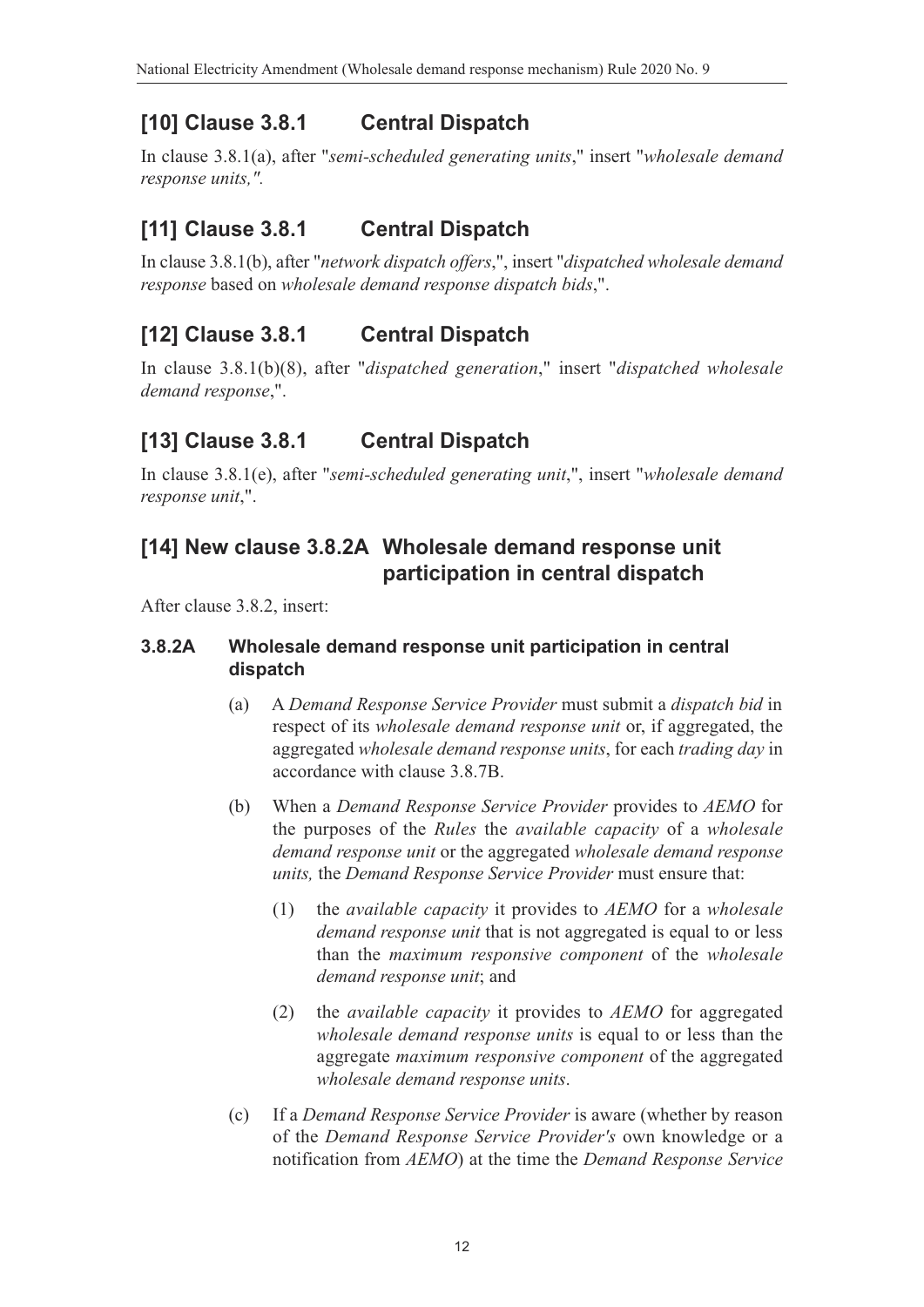## [10] Clause 3.8.1 Central Dispatch

In clause 3.8.1(a), after "*semi-scheduled generating units*," insert "*wholesale demand response units,".*

## [11] Clause 3.8.1 Central Dispatch

In clause 3.8.1(b), after "*network dispatch offers*,", insert "*dispatched wholesale demand response* based on *wholesale demand response dispatch bids*,".

## [12] Clause 3.8.1 Central Dispatch

In clause 3.8.1(b)(8), after "*dispatched generation*," insert "*dispatched wholesale demand response*,".

## [13] Clause 3.8.1 Central Dispatch

In clause 3.8.1(e), after "*semi-scheduled generating unit*,", insert "*wholesale demand response unit*,".

## [14] New clause 3.8.2A Wholesale demand response unit participation in central dispatch

After clause 3.8.2, insert:

### 3.8.2A Wholesale demand response unit participation in central dispatch

(a) A *Demand Response Service Provider* must submit a *dispatch bid* in respect of its *wholesale demand response unit* or, if aggregated, the aggregated *wholesale demand response units*, for each *trading day* in accordance with clause 3.8.7B.

(b) When a *Demand Response Service Provider* provides to *AEMO* for the purposes of the *Rules* the *available capacity* of a *wholesale demand response unit* or the aggregated *wholesale demand response units,* the *Demand Response Service Provider* must ensure that:

(1) the *available capacity* it provides to *AEMO* for a *wholesale demand response unit* that is not aggregated is equal to or less than the *maximum responsive component* of the *wholesale demand response unit*; and

(2) the *available capacity* it provides to *AEMO* for aggregated *wholesale demand response units* is equal to or less than the aggregate *maximum responsive component* of the aggregated *wholesale demand response units*.

(c) If a *Demand Response Service Provider* is aware (whether by reason of the *Demand Response Service Provider's* own knowledge or a notification from *AEMO*) at the time the *Demand Response Service*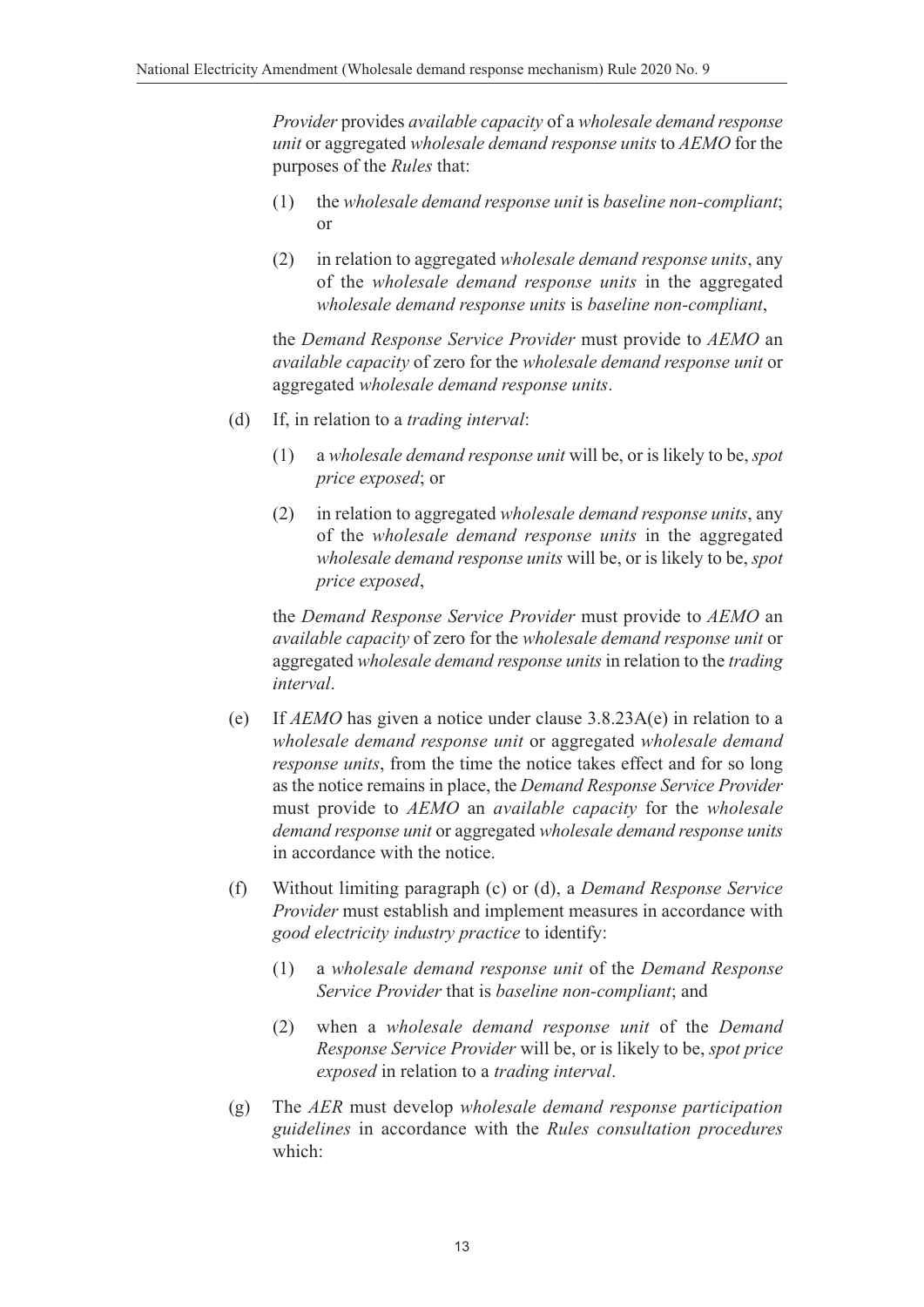*Provider* provides *available capacity* of a *wholesale demand response unit* or aggregated *wholesale demand response units* to *AEMO* for the purposes of the *Rules* that:

(1) the *wholesale demand response unit* is *baseline non-compliant*; or

(2) in relation to aggregated *wholesale demand response units*, any of the *wholesale demand response units* in the aggregated *wholesale demand response units* is *baseline non-compliant*,

the *Demand Response Service Provider* must provide to *AEMO* an *available capacity* of zero for the *wholesale demand response unit* or aggregated *wholesale demand response units*.

(d) If, in relation to a *trading interval*:

(1) a *wholesale demand response unit* will be, or is likely to be, *spot price exposed*; or

(2) in relation to aggregated *wholesale demand response units*, any of the *wholesale demand response units* in the aggregated *wholesale demand response units* will be, or is likely to be, *spot price exposed*,

the *Demand Response Service Provider* must provide to *AEMO* an *available capacity* of zero for the *wholesale demand response unit* or aggregated *wholesale demand response units* in relation to the *trading interval*.

(e) If *AEMO* has given a notice under clause 3.8.23A(e) in relation to a *wholesale demand response unit* or aggregated *wholesale demand response units*, from the time the notice takes effect and for so long as the notice remains in place, the *Demand Response Service Provider* must provide to *AEMO* an *available capacity* for the *wholesale demand response unit* or aggregated *wholesale demand response units* in accordance with the notice.

(f) Without limiting paragraph (c) or (d), a *Demand Response Service Provider* must establish and implement measures in accordance with *good electricity industry practice* to identify:

(1) a *wholesale demand response unit* of the *Demand Response Service Provider* that is *baseline non-compliant*; and

(2) when a *wholesale demand response unit* of the *Demand Response Service Provider* will be, or is likely to be, *spot price exposed* in relation to a *trading interval*.

(g) The *AER* must develop *wholesale demand response participation guidelines* in accordance with the *Rules consultation procedures* which: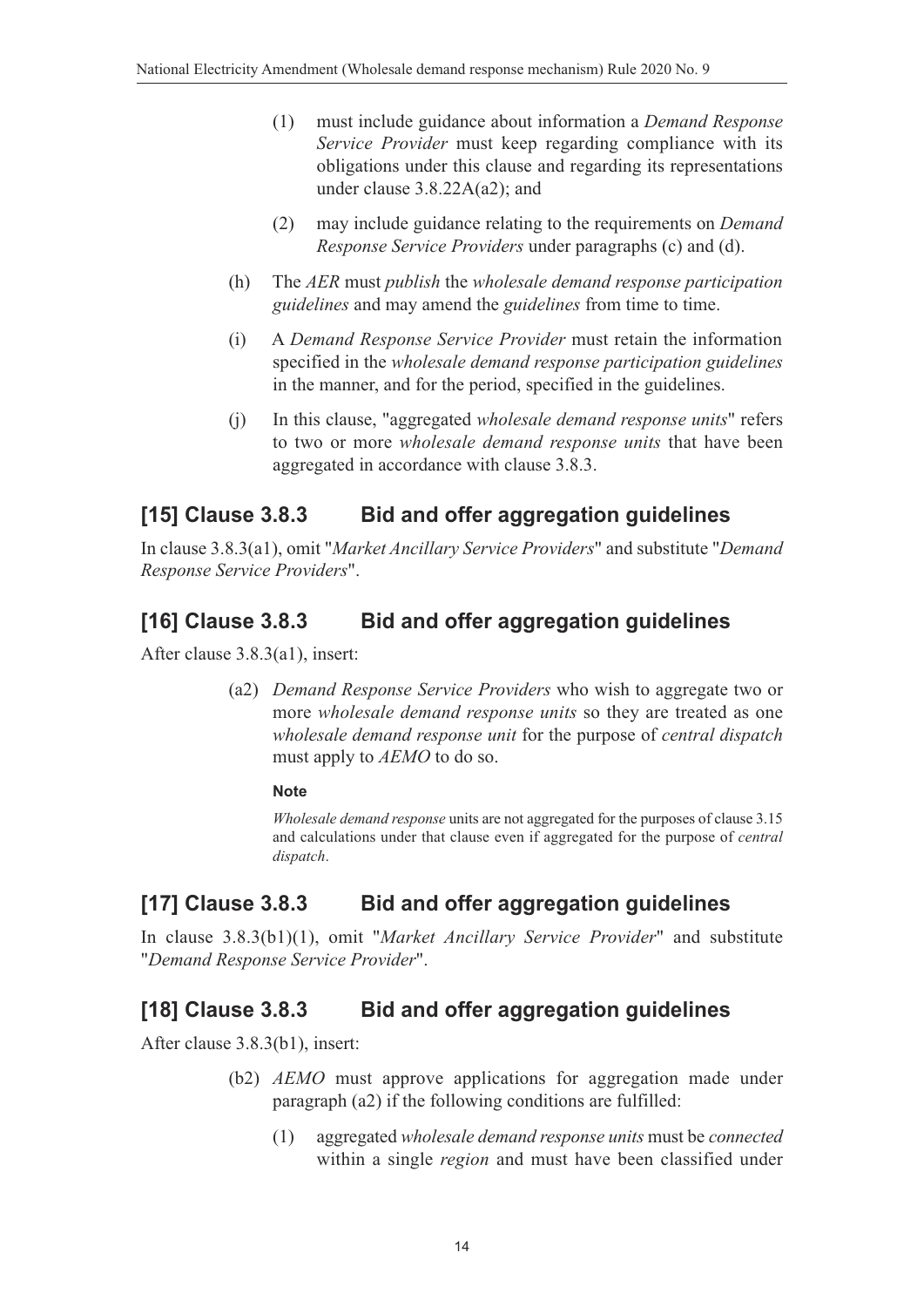(1) must include guidance about information a *Demand Response Service Provider* must keep regarding compliance with its obligations under this clause and regarding its representations under clause 3.8.22A(a2); and

(2) may include guidance relating to the requirements on *Demand Response Service Providers* under paragraphs (c) and (d).

(h) The *AER* must *publish* the *wholesale demand response participation guidelines* and may amend the *guidelines* from time to time.

(i) A *Demand Response Service Provider* must retain the information specified in the *wholesale demand response participation guidelines* in the manner, and for the period, specified in the guidelines.

(j) In this clause, "aggregated *wholesale demand response units*" refers to two or more *wholesale demand response units* that have been aggregated in accordance with clause 3.8.3.

## [15] Clause 3.8.3 Bid and offer aggregation guidelines

In clause 3.8.3(a1), omit "*Market Ancillary Service Providers*" and substitute "*Demand Response Service Providers*".

## [16] Clause 3.8.3 Bid and offer aggregation guidelines

After clause 3.8.3(a1), insert:

(a2) *Demand Response Service Providers* who wish to aggregate two or more *wholesale demand response units* so they are treated as one *wholesale demand response unit* for the purpose of *central dispatch* must apply to *AEMO* to do so.

**Note**

*Wholesale demand response* units are not aggregated for the purposes of clause 3.15 and calculations under that clause even if aggregated for the purpose of *central dispatch*.

## [17] Clause 3.8.3 Bid and offer aggregation guidelines

In clause 3.8.3(b1)(1), omit "*Market Ancillary Service Provider*" and substitute "*Demand Response Service Provider*".

## [18] Clause 3.8.3 Bid and offer aggregation guidelines

After clause 3.8.3(b1), insert:

(b2) *AEMO* must approve applications for aggregation made under paragraph (a2) if the following conditions are fulfilled:

(1) aggregated *wholesale demand response units* must be *connected* within a single *region* and must have been classified under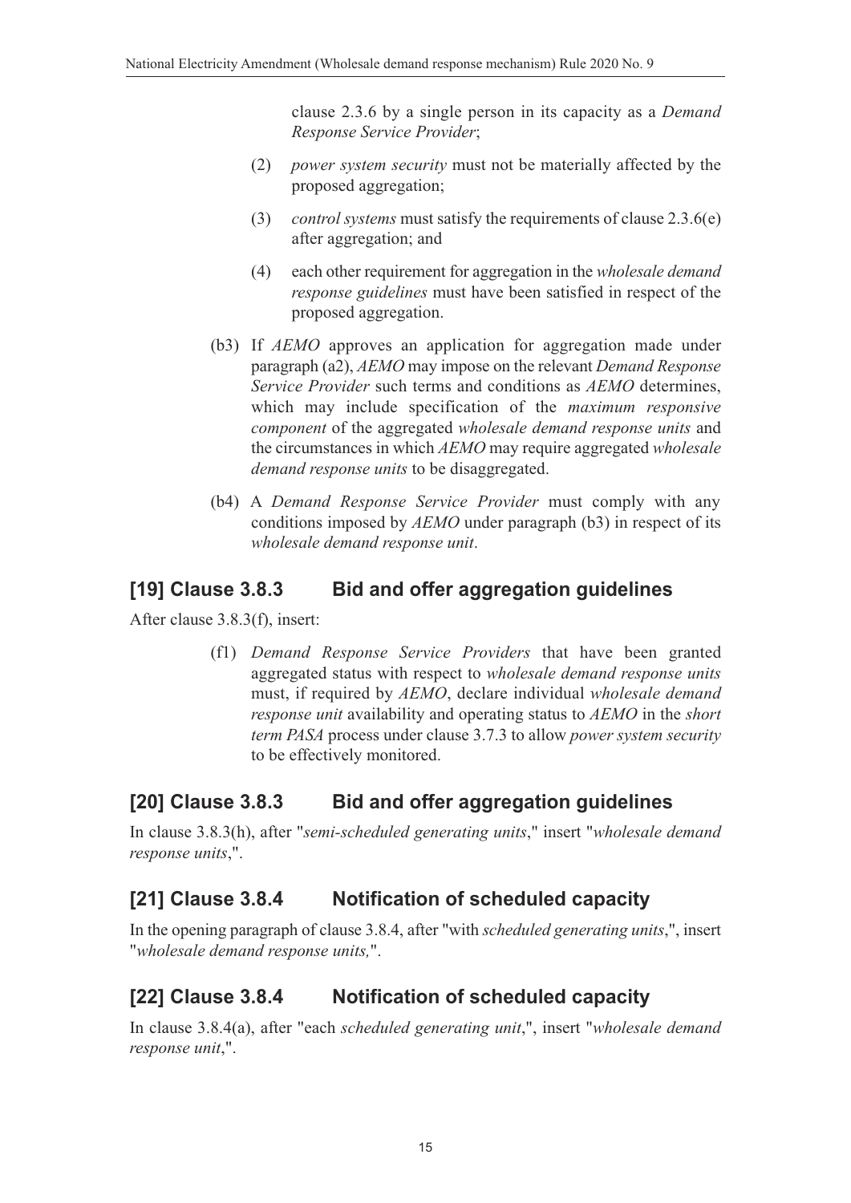clause 2.3.6 by a single person in its capacity as a *Demand Response Service Provider*;

(2) *power system security* must not be materially affected by the proposed aggregation;

(3) *control systems* must satisfy the requirements of clause 2.3.6(e) after aggregation; and

(4) each other requirement for aggregation in the *wholesale demand response guidelines* must have been satisfied in respect of the proposed aggregation.

(b3) If *AEMO* approves an application for aggregation made under paragraph (a2), *AEMO* may impose on the relevant *Demand Response Service Provider* such terms and conditions as *AEMO* determines, which may include specification of the *maximum responsive component* of the aggregated *wholesale demand response units* and the circumstances in which *AEMO* may require aggregated *wholesale demand response units* to be disaggregated.

(b4) A *Demand Response Service Provider* must comply with any conditions imposed by *AEMO* under paragraph (b3) in respect of its *wholesale demand response unit*.

## [19] Clause 3.8.3 Bid and offer aggregation guidelines

After clause 3.8.3(f), insert:

(f1) *Demand Response Service Providers* that have been granted aggregated status with respect to *wholesale demand response units* must, if required by *AEMO*, declare individual *wholesale demand response unit* availability and operating status to *AEMO* in the *short term PASA* process under clause 3.7.3 to allow *power system security* to be effectively monitored.

## [20] Clause 3.8.3 Bid and offer aggregation guidelines

In clause 3.8.3(h), after "*semi-scheduled generating units*," insert "*wholesale demand response units*,".

## [21] Clause 3.8.4 Notification of scheduled capacity

In the opening paragraph of clause 3.8.4, after "with *scheduled generating units*,", insert "*wholesale demand response units,*".

## [22] Clause 3.8.4 Notification of scheduled capacity

In clause 3.8.4(a), after "each *scheduled generating unit*,", insert "*wholesale demand response unit*,".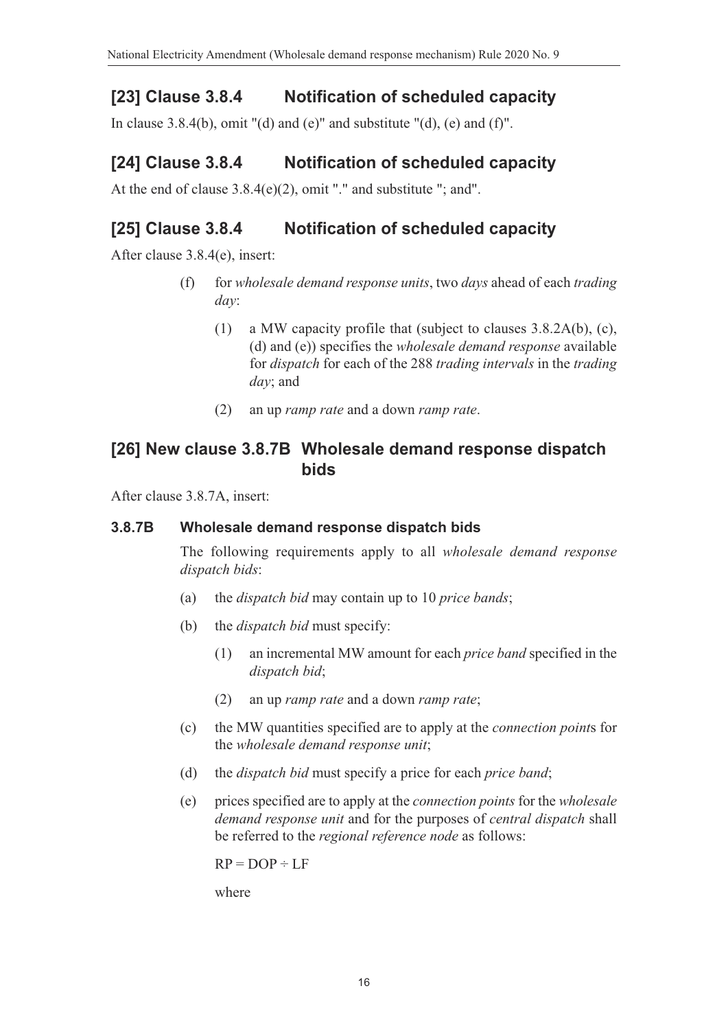## [23] Clause 3.8.4 Notification of scheduled capacity

In clause 3.8.4(b), omit "(d) and (e)" and substitute "(d), (e) and (f)".

## [24] Clause 3.8.4 Notification of scheduled capacity

At the end of clause 3.8.4(e)(2), omit "." and substitute "; and".

## [25] Clause 3.8.4 Notification of scheduled capacity

After clause 3.8.4(e), insert:

(f) for *wholesale demand response units*, two *days* ahead of each *trading day*:

(1) a MW capacity profile that (subject to clauses 3.8.2A(b), (c), (d) and (e)) specifies the *wholesale demand response* available for *dispatch* for each of the 288 *trading intervals* in the *trading day*; and

(2) an up *ramp rate* and a down *ramp rate*.

## [26] New clause 3.8.7B Wholesale demand response dispatch bids

After clause 3.8.7A, insert:

### 3.8.7B Wholesale demand response dispatch bids

The following requirements apply to all *wholesale demand response dispatch bids*:

(a) the *dispatch bid* may contain up to 10 *price bands*;

(b) the *dispatch bid* must specify:

(1) an incremental MW amount for each *price band* specified in the *dispatch bid*;

(2) an up *ramp rate* and a down *ramp rate*;

(c) the MW quantities specified are to apply at the *connection point*s for the *wholesale demand response unit*;

(d) the *dispatch bid* must specify a price for each *price band*;

(e) prices specified are to apply at the *connection points* for the *wholesale demand response unit* and for the purposes of *central dispatch* shall be referred to the *regional reference node* as follows:

$RP = DOP \div LF$

where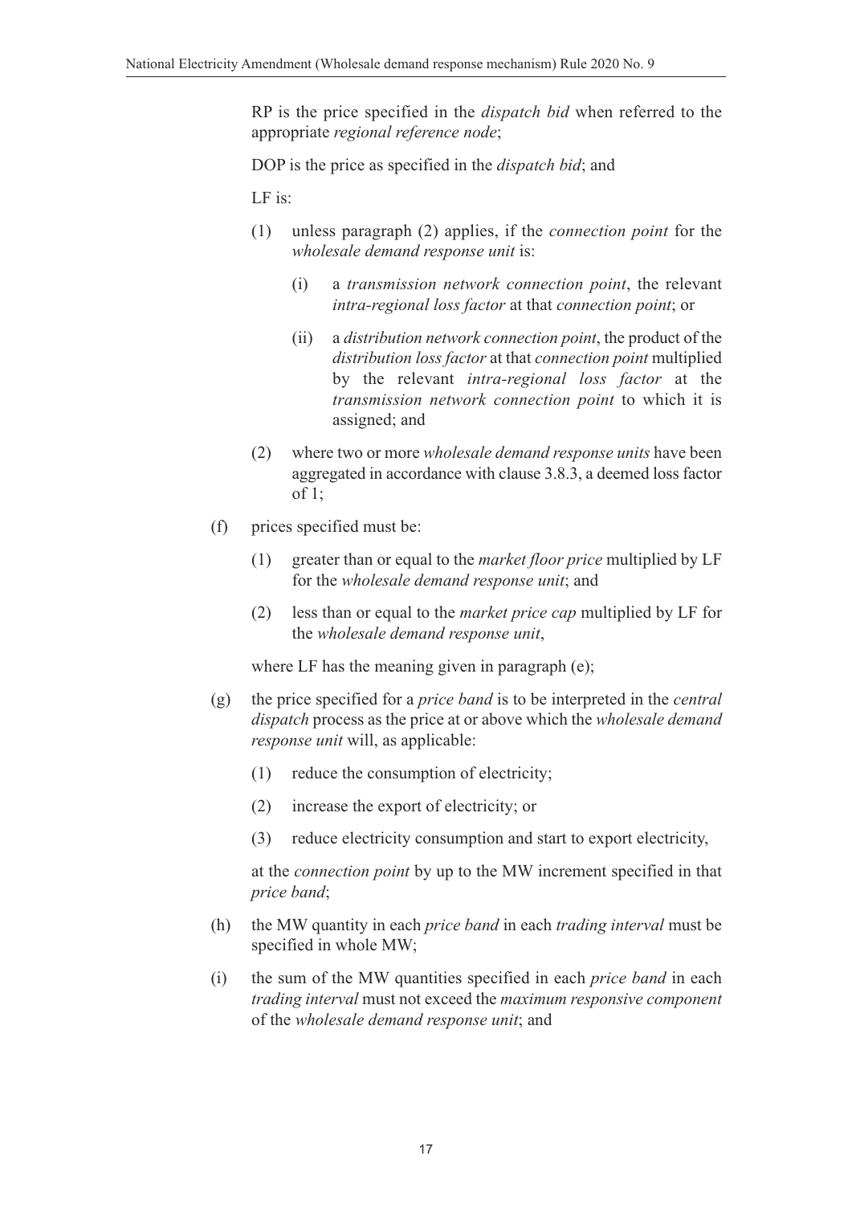RP is the price specified in the *dispatch bid* when referred to the appropriate *regional reference node*;

DOP is the price as specified in the *dispatch bid*; and

LF is:

(1) unless paragraph (2) applies, if the *connection point* for the *wholesale demand response unit* is:

  (i) a *transmission network connection point*, the relevant *intra-regional loss factor* at that *connection point*; or

  (ii) a *distribution network connection point*, the product of the *distribution loss factor* at that *connection point* multiplied by the relevant *intra-regional loss factor* at the *transmission network connection point* to which it is assigned; and

(2) where two or more *wholesale demand response units* have been aggregated in accordance with clause 3.8.3, a deemed loss factor of 1;

(f) prices specified must be:

  (1) greater than or equal to the *market floor price* multiplied by LF for the *wholesale demand response unit*; and

  (2) less than or equal to the *market price cap* multiplied by LF for the *wholesale demand response unit*,

  where LF has the meaning given in paragraph (e);

(g) the price specified for a *price band* is to be interpreted in the *central dispatch* process as the price at or above which the *wholesale demand response unit* will, as applicable:

  (1) reduce the consumption of electricity;

  (2) increase the export of electricity; or

  (3) reduce electricity consumption and start to export electricity,

  at the *connection point* by up to the MW increment specified in that *price band*;

(h) the MW quantity in each *price band* in each *trading interval* must be specified in whole MW;

(i) the sum of the MW quantities specified in each *price band* in each *trading interval* must not exceed the *maximum responsive component* of the *wholesale demand response unit*; and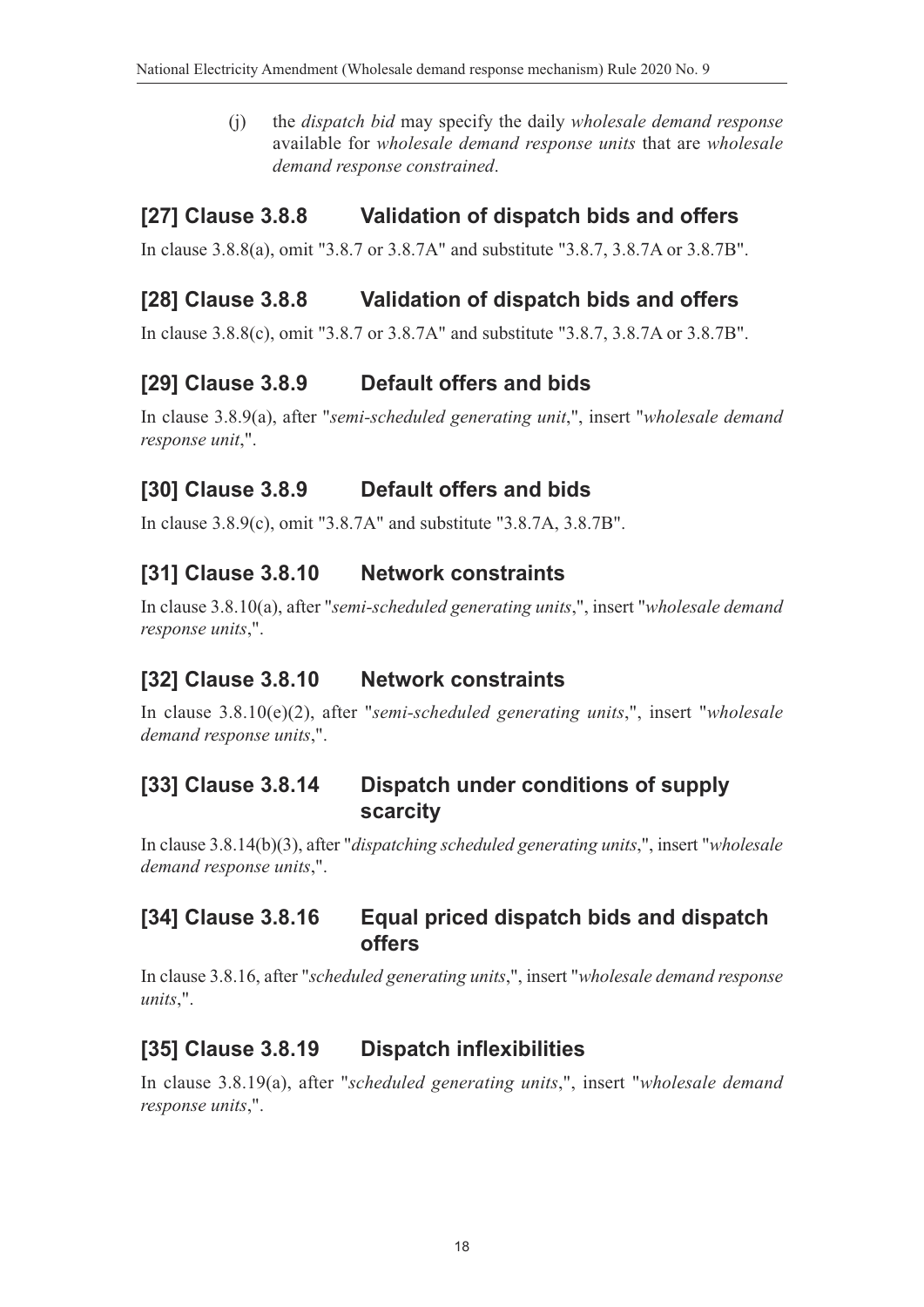(j) the *dispatch bid* may specify the daily *wholesale demand response* available for *wholesale demand response units* that are *wholesale demand response constrained*.

## [27] Clause 3.8.8 Validation of dispatch bids and offers

In clause 3.8.8(a), omit "3.8.7 or 3.8.7A" and substitute "3.8.7, 3.8.7A or 3.8.7B".

## [28] Clause 3.8.8 Validation of dispatch bids and offers

In clause 3.8.8(c), omit "3.8.7 or 3.8.7A" and substitute "3.8.7, 3.8.7A or 3.8.7B".

## [29] Clause 3.8.9 Default offers and bids

In clause 3.8.9(a), after "*semi-scheduled generating unit*,", insert "*wholesale demand response unit*,".

## [30] Clause 3.8.9 Default offers and bids

In clause 3.8.9(c), omit "3.8.7A" and substitute "3.8.7A, 3.8.7B".

## [31] Clause 3.8.10 Network constraints

In clause 3.8.10(a), after "*semi-scheduled generating units*,", insert "*wholesale demand response units*,".

## [32] Clause 3.8.10 Network constraints

In clause 3.8.10(e)(2), after "*semi-scheduled generating units*,", insert "*wholesale demand response units*,".

## [33] Clause 3.8.14 Dispatch under conditions of supply scarcity

In clause 3.8.14(b)(3), after "*dispatching scheduled generating units*,", insert "*wholesale demand response units*,".

## [34] Clause 3.8.16 Equal priced dispatch bids and dispatch offers

In clause 3.8.16, after "*scheduled generating units*,", insert "*wholesale demand response units*,".

## [35] Clause 3.8.19 Dispatch inflexibilities

In clause 3.8.19(a), after "*scheduled generating units*,", insert "*wholesale demand response units*,".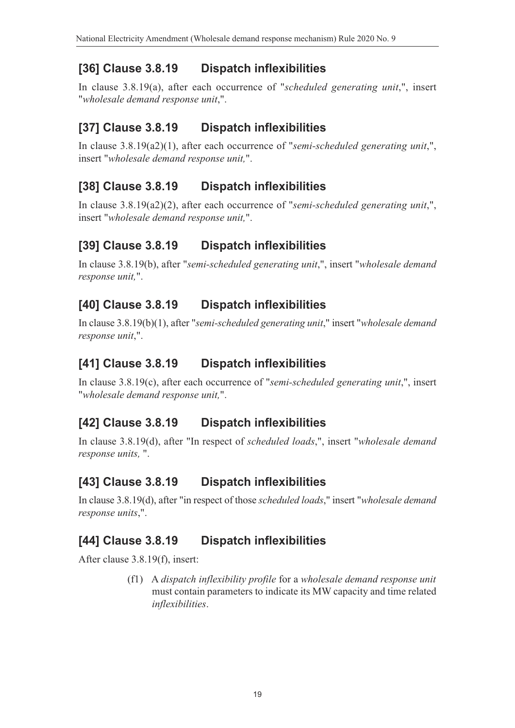## [36] Clause 3.8.19 Dispatch inflexibilities

In clause 3.8.19(a), after each occurrence of "*scheduled generating unit*,", insert "*wholesale demand response unit*,".

## [37] Clause 3.8.19 Dispatch inflexibilities

In clause 3.8.19(a2)(1), after each occurrence of "*semi-scheduled generating unit*,", insert "*wholesale demand response unit,*".

## [38] Clause 3.8.19 Dispatch inflexibilities

In clause 3.8.19(a2)(2), after each occurrence of "*semi-scheduled generating unit*,", insert "*wholesale demand response unit,*".

## [39] Clause 3.8.19 Dispatch inflexibilities

In clause 3.8.19(b), after "*semi-scheduled generating unit*,", insert "*wholesale demand response unit,*".

## [40] Clause 3.8.19 Dispatch inflexibilities

In clause 3.8.19(b)(1), after "*semi-scheduled generating unit*," insert "*wholesale demand response unit*,".

## [41] Clause 3.8.19 Dispatch inflexibilities

In clause 3.8.19(c), after each occurrence of "*semi-scheduled generating unit*,", insert "*wholesale demand response unit,*".

## [42] Clause 3.8.19 Dispatch inflexibilities

In clause 3.8.19(d), after "In respect of *scheduled loads*,", insert "*wholesale demand response units,* ".

## [43] Clause 3.8.19 Dispatch inflexibilities

In clause 3.8.19(d), after "in respect of those *scheduled loads*," insert "*wholesale demand response units*,".

## [44] Clause 3.8.19 Dispatch inflexibilities

After clause 3.8.19(f), insert:

> (f1) A *dispatch inflexibility profile* for a *wholesale demand response unit* must contain parameters to indicate its MW capacity and time related *inflexibilities*.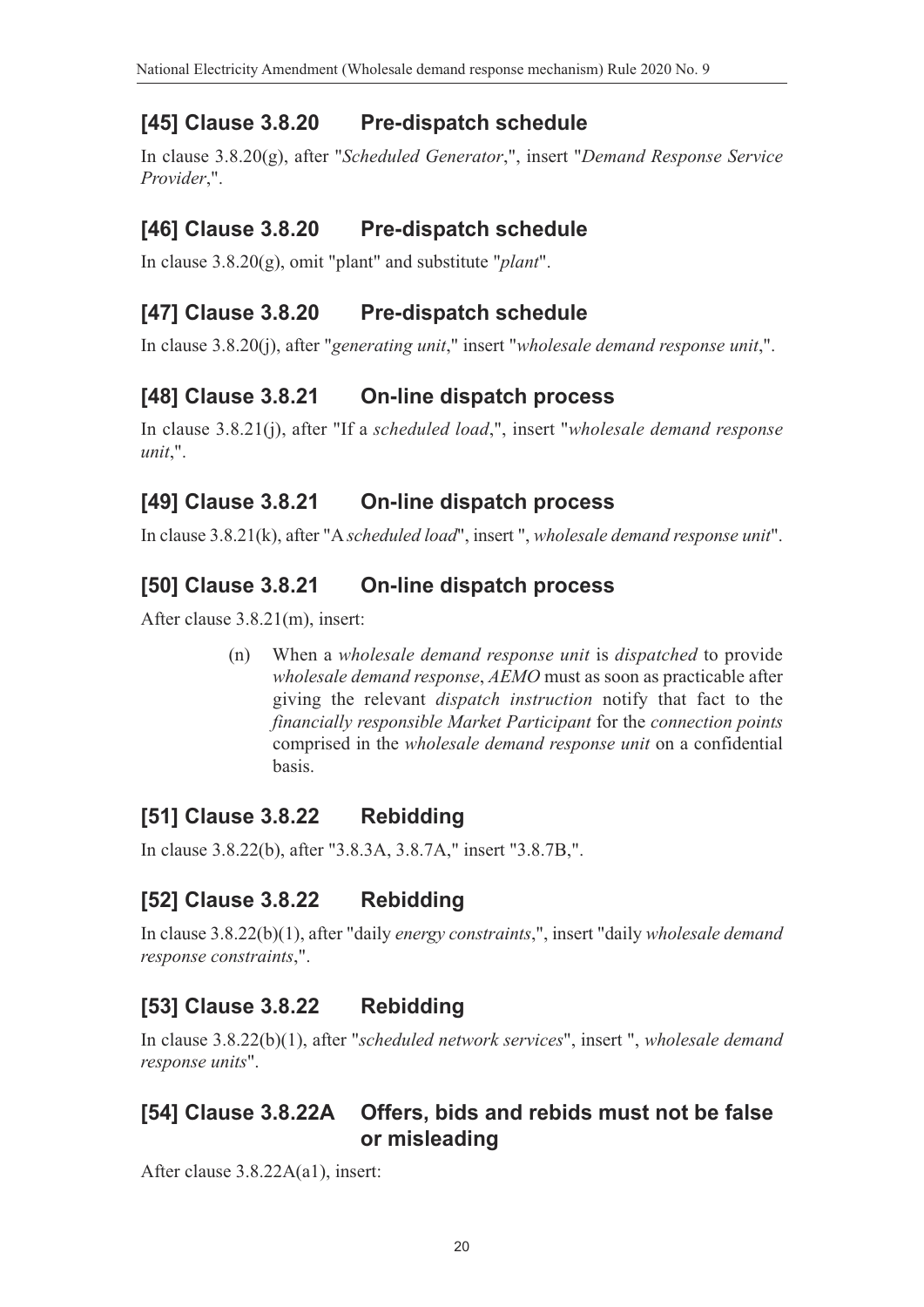## [45] Clause 3.8.20 Pre-dispatch schedule

In clause 3.8.20(g), after "*Scheduled Generator*,", insert "*Demand Response Service Provider*,".

## [46] Clause 3.8.20 Pre-dispatch schedule

In clause 3.8.20(g), omit "plant" and substitute "*plant*".

## [47] Clause 3.8.20 Pre-dispatch schedule

In clause 3.8.20(j), after "*generating unit*," insert "*wholesale demand response unit*,".

## [48] Clause 3.8.21 On-line dispatch process

In clause 3.8.21(j), after "If a *scheduled load*,", insert "*wholesale demand response unit*,".

## [49] Clause 3.8.21 On-line dispatch process

In clause 3.8.21(k), after "A *scheduled load*", insert ", *wholesale demand response unit*".

## [50] Clause 3.8.21 On-line dispatch process

After clause 3.8.21(m), insert:

> (n) When a *wholesale demand response unit* is *dispatched* to provide *wholesale demand response*, *AEMO* must as soon as practicable after giving the relevant *dispatch instruction* notify that fact to the *financially responsible Market Participant* for the *connection points* comprised in the *wholesale demand response unit* on a confidential basis.

## [51] Clause 3.8.22 Rebidding

In clause 3.8.22(b), after "3.8.3A, 3.8.7A," insert "3.8.7B,".

## [52] Clause 3.8.22 Rebidding

In clause 3.8.22(b)(1), after "daily *energy constraints*,", insert "daily *wholesale demand response constraints*,".

## [53] Clause 3.8.22 Rebidding

In clause 3.8.22(b)(1), after "*scheduled network services*", insert ", *wholesale demand response units*".

## [54] Clause 3.8.22A Offers, bids and rebids must not be false or misleading

After clause 3.8.22A(a1), insert: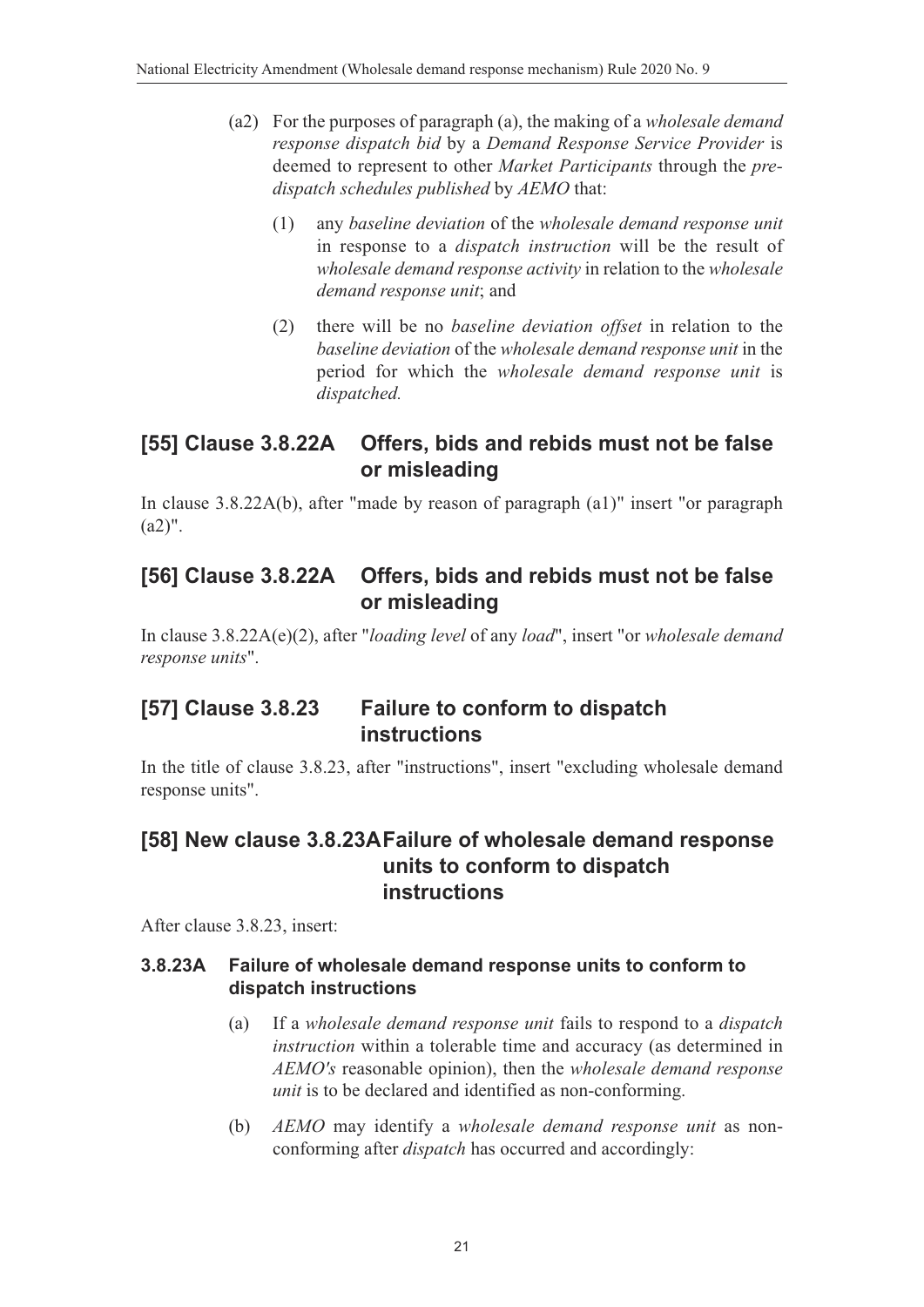(a2) For the purposes of paragraph (a), the making of a *wholesale demand response dispatch bid* by a *Demand Response Service Provider* is deemed to represent to other *Market Participants* through the *pre-dispatch schedules published* by *AEMO* that:

(1) any *baseline deviation* of the *wholesale demand response unit* in response to a *dispatch instruction* will be the result of *wholesale demand response activity* in relation to the *wholesale demand response unit*; and

(2) there will be no *baseline deviation offset* in relation to the *baseline deviation* of the *wholesale demand response unit* in the period for which the *wholesale demand response unit* is *dispatched.*

## [55] Clause 3.8.22A Offers, bids and rebids must not be false or misleading

In clause 3.8.22A(b), after "made by reason of paragraph (a1)" insert "or paragraph (a2)".

## [56] Clause 3.8.22A Offers, bids and rebids must not be false or misleading

In clause 3.8.22A(e)(2), after "*loading level* of any *load*", insert "or *wholesale demand response units*".

## [57] Clause 3.8.23 Failure to conform to dispatch instructions

In the title of clause 3.8.23, after "instructions", insert "excluding wholesale demand response units".

## [58] New clause 3.8.23A Failure of wholesale demand response units to conform to dispatch instructions

After clause 3.8.23, insert:

### 3.8.23A Failure of wholesale demand response units to conform to dispatch instructions

(a) If a *wholesale demand response unit* fails to respond to a *dispatch instruction* within a tolerable time and accuracy (as determined in *AEMO's* reasonable opinion), then the *wholesale demand response unit* is to be declared and identified as non-conforming.

(b) *AEMO* may identify a *wholesale demand response unit* as non-conforming after *dispatch* has occurred and accordingly: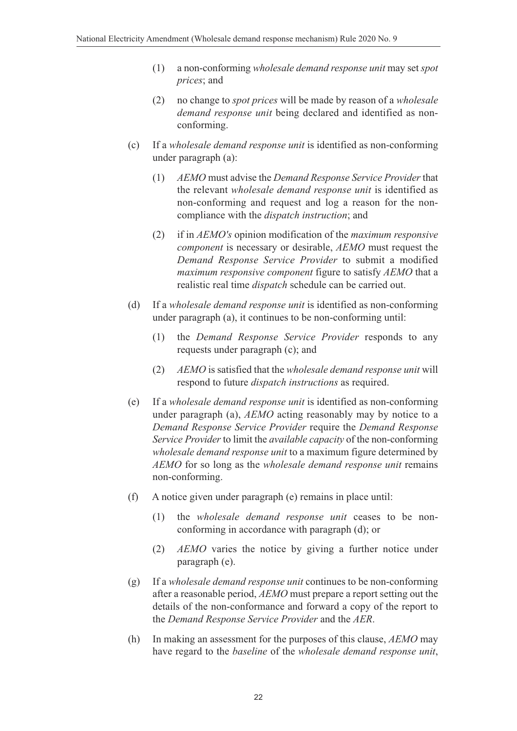(1) a non-conforming *wholesale demand response unit* may set *spot prices*; and

(2) no change to *spot prices* will be made by reason of a *wholesale demand response unit* being declared and identified as non-conforming.

(c) If a *wholesale demand response unit* is identified as non-conforming under paragraph (a):

(1) *AEMO* must advise the *Demand Response Service Provider* that the relevant *wholesale demand response unit* is identified as non-conforming and request and log a reason for the non-compliance with the *dispatch instruction*; and

(2) if in *AEMO's* opinion modification of the *maximum responsive component* is necessary or desirable, *AEMO* must request the *Demand Response Service Provider* to submit a modified *maximum responsive component* figure to satisfy *AEMO* that a realistic real time *dispatch* schedule can be carried out.

(d) If a *wholesale demand response unit* is identified as non-conforming under paragraph (a), it continues to be non-conforming until:

(1) the *Demand Response Service Provider* responds to any requests under paragraph (c); and

(2) *AEMO* is satisfied that the *wholesale demand response unit* will respond to future *dispatch instructions* as required.

(e) If a *wholesale demand response unit* is identified as non-conforming under paragraph (a), *AEMO* acting reasonably may by notice to a *Demand Response Service Provider* require the *Demand Response Service Provider* to limit the *available capacity* of the non-conforming *wholesale demand response unit* to a maximum figure determined by *AEMO* for so long as the *wholesale demand response unit* remains non-conforming.

(f) A notice given under paragraph (e) remains in place until:

(1) the *wholesale demand response unit* ceases to be non-conforming in accordance with paragraph (d); or

(2) *AEMO* varies the notice by giving a further notice under paragraph (e).

(g) If a *wholesale demand response unit* continues to be non-conforming after a reasonable period, *AEMO* must prepare a report setting out the details of the non-conformance and forward a copy of the report to the *Demand Response Service Provider* and the *AER*.

(h) In making an assessment for the purposes of this clause, *AEMO* may have regard to the *baseline* of the *wholesale demand response unit*,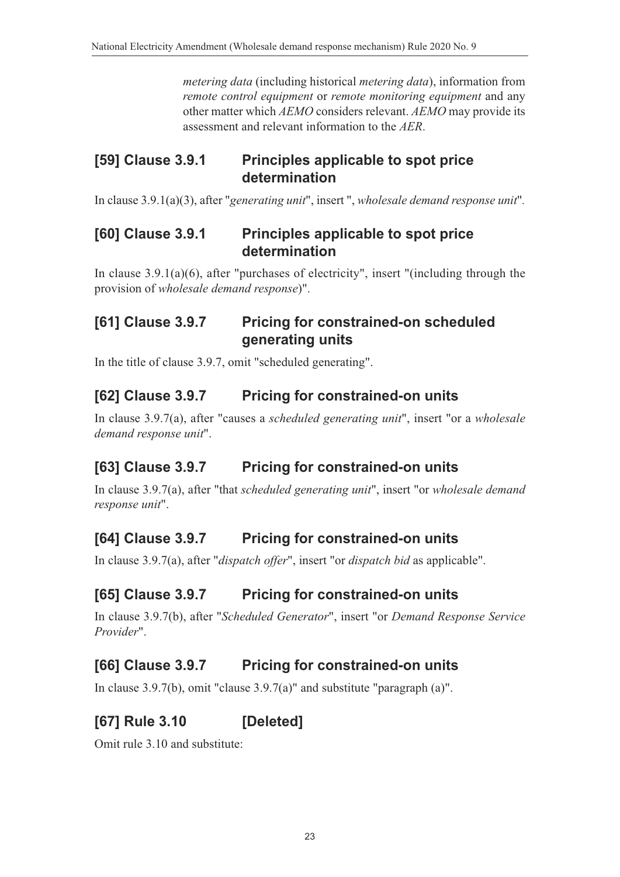*metering data* (including historical *metering data*), information from *remote control equipment* or *remote monitoring equipment* and any other matter which *AEMO* considers relevant. *AEMO* may provide its assessment and relevant information to the *AER*.

## [59] Clause 3.9.1 Principles applicable to spot price determination

In clause 3.9.1(a)(3), after "*generating unit*", insert ", *wholesale demand response unit*".

## [60] Clause 3.9.1 Principles applicable to spot price determination

In clause 3.9.1(a)(6), after "purchases of electricity", insert "(including through the provision of *wholesale demand response*)".

## [61] Clause 3.9.7 Pricing for constrained-on scheduled generating units

In the title of clause 3.9.7, omit "scheduled generating".

## [62] Clause 3.9.7 Pricing for constrained-on units

In clause 3.9.7(a), after "causes a *scheduled generating unit*", insert "or a *wholesale demand response unit*".

## [63] Clause 3.9.7 Pricing for constrained-on units

In clause 3.9.7(a), after "that *scheduled generating unit*", insert "or *wholesale demand response unit*".

## [64] Clause 3.9.7 Pricing for constrained-on units

In clause 3.9.7(a), after "*dispatch offer*", insert "or *dispatch bid* as applicable".

## [65] Clause 3.9.7 Pricing for constrained-on units

In clause 3.9.7(b), after "*Scheduled Generator*", insert "or *Demand Response Service Provider*".

## [66] Clause 3.9.7 Pricing for constrained-on units

In clause 3.9.7(b), omit "clause 3.9.7(a)" and substitute "paragraph (a)".

## [67] Rule 3.10 [Deleted]

Omit rule 3.10 and substitute: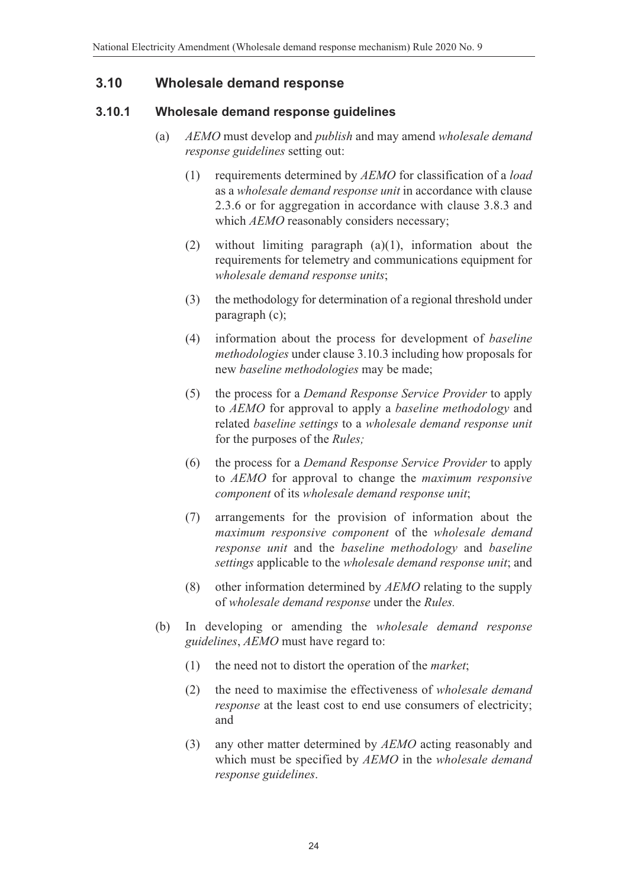## 3.10 Wholesale demand response

### 3.10.1 Wholesale demand response guidelines

(a) *AEMO* must develop and *publish* and may amend *wholesale demand response guidelines* setting out:

(1) requirements determined by *AEMO* for classification of a *load* as a *wholesale demand response unit* in accordance with clause 2.3.6 or for aggregation in accordance with clause 3.8.3 and which *AEMO* reasonably considers necessary;

(2) without limiting paragraph (a)(1), information about the requirements for telemetry and communications equipment for *wholesale demand response units*;

(3) the methodology for determination of a regional threshold under paragraph (c);

(4) information about the process for development of *baseline methodologies* under clause 3.10.3 including how proposals for new *baseline methodologies* may be made;

(5) the process for a *Demand Response Service Provider* to apply to *AEMO* for approval to apply a *baseline methodology* and related *baseline settings* to a *wholesale demand response unit* for the purposes of the *Rules;*

(6) the process for a *Demand Response Service Provider* to apply to *AEMO* for approval to change the *maximum responsive component* of its *wholesale demand response unit*;

(7) arrangements for the provision of information about the *maximum responsive component* of the *wholesale demand response unit* and the *baseline methodology* and *baseline settings* applicable to the *wholesale demand response unit*; and

(8) other information determined by *AEMO* relating to the supply of *wholesale demand response* under the *Rules.*

(b) In developing or amending the *wholesale demand response guidelines*, *AEMO* must have regard to:

(1) the need not to distort the operation of the *market*;

(2) the need to maximise the effectiveness of *wholesale demand response* at the least cost to end use consumers of electricity; and

(3) any other matter determined by *AEMO* acting reasonably and which must be specified by *AEMO* in the *wholesale demand response guidelines*.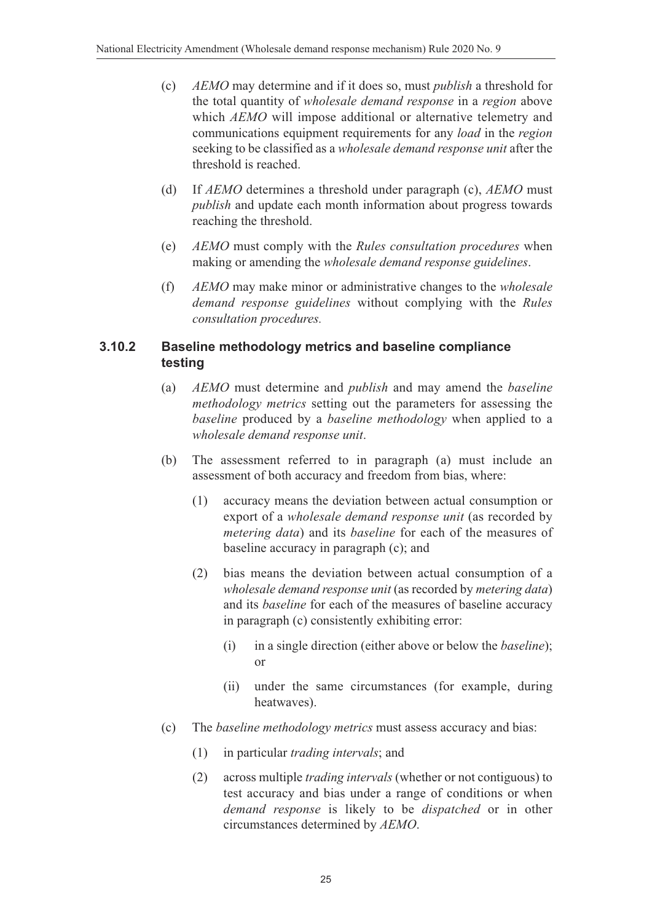(c) *AEMO* may determine and if it does so, must *publish* a threshold for the total quantity of *wholesale demand response* in a *region* above which *AEMO* will impose additional or alternative telemetry and communications equipment requirements for any *load* in the *region* seeking to be classified as a *wholesale demand response unit* after the threshold is reached.

(d) If *AEMO* determines a threshold under paragraph (c), *AEMO* must *publish* and update each month information about progress towards reaching the threshold.

(e) *AEMO* must comply with the *Rules consultation procedures* when making or amending the *wholesale demand response guidelines*.

(f) *AEMO* may make minor or administrative changes to the *wholesale demand response guidelines* without complying with the *Rules consultation procedures.*

### 3.10.2 Baseline methodology metrics and baseline compliance testing

(a) *AEMO* must determine and *publish* and may amend the *baseline methodology metrics* setting out the parameters for assessing the *baseline* produced by a *baseline methodology* when applied to a *wholesale demand response unit*.

(b) The assessment referred to in paragraph (a) must include an assessment of both accuracy and freedom from bias, where:

(1) accuracy means the deviation between actual consumption or export of a *wholesale demand response unit* (as recorded by *metering data*) and its *baseline* for each of the measures of baseline accuracy in paragraph (c); and

(2) bias means the deviation between actual consumption of a *wholesale demand response unit* (as recorded by *metering data*) and its *baseline* for each of the measures of baseline accuracy in paragraph (c) consistently exhibiting error:

(i) in a single direction (either above or below the *baseline*); or

(ii) under the same circumstances (for example, during heatwaves).

(c) The *baseline methodology metrics* must assess accuracy and bias:

(1) in particular *trading intervals*; and

(2) across multiple *trading intervals* (whether or not contiguous) to test accuracy and bias under a range of conditions or when *demand response* is likely to be *dispatched* or in other circumstances determined by *AEMO*.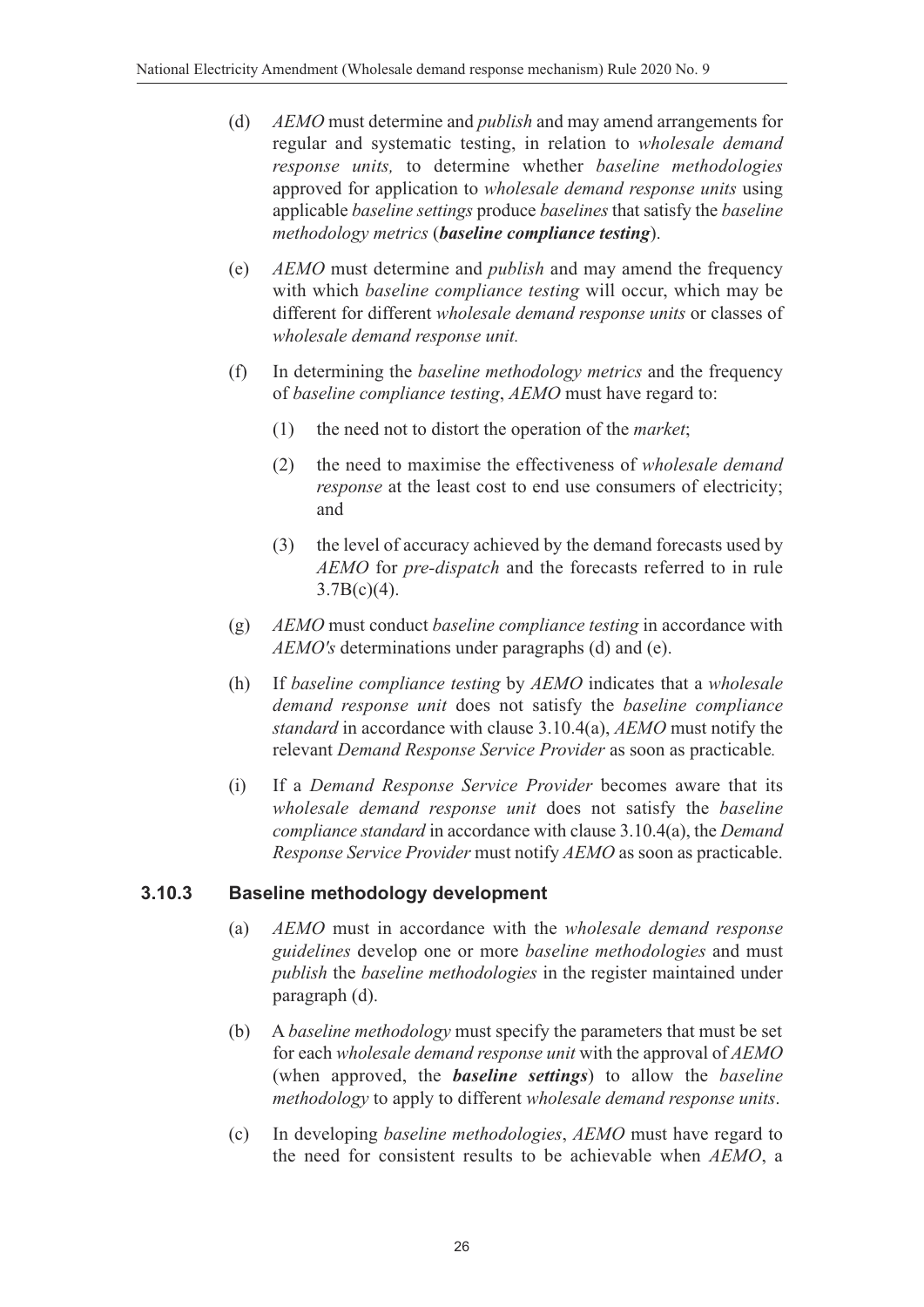(d) *AEMO* must determine and *publish* and may amend arrangements for regular and systematic testing, in relation to *wholesale demand response units,* to determine whether *baseline methodologies* approved for application to *wholesale demand response units* using applicable *baseline settings* produce *baselines* that satisfy the *baseline methodology metrics* (***baseline compliance testing***).

(e) *AEMO* must determine and *publish* and may amend the frequency with which *baseline compliance testing* will occur, which may be different for different *wholesale demand response units* or classes of *wholesale demand response unit.*

(f) In determining the *baseline methodology metrics* and the frequency of *baseline compliance testing*, *AEMO* must have regard to:

(1) the need not to distort the operation of the *market*;

(2) the need to maximise the effectiveness of *wholesale demand response* at the least cost to end use consumers of electricity; and

(3) the level of accuracy achieved by the demand forecasts used by *AEMO* for *pre-dispatch* and the forecasts referred to in rule 3.7B(c)(4).

(g) *AEMO* must conduct *baseline compliance testing* in accordance with *AEMO's* determinations under paragraphs (d) and (e).

(h) If *baseline compliance testing* by *AEMO* indicates that a *wholesale demand response unit* does not satisfy the *baseline compliance standard* in accordance with clause 3.10.4(a), *AEMO* must notify the relevant *Demand Response Service Provider* as soon as practicable*.*

(i) If a *Demand Response Service Provider* becomes aware that its *wholesale demand response unit* does not satisfy the *baseline compliance standard* in accordance with clause 3.10.4(a), the *Demand Response Service Provider* must notify *AEMO* as soon as practicable.

### 3.10.3 Baseline methodology development

(a) *AEMO* must in accordance with the *wholesale demand response guidelines* develop one or more *baseline methodologies* and must *publish* the *baseline methodologies* in the register maintained under paragraph (d).

(b) A *baseline methodology* must specify the parameters that must be set for each *wholesale demand response unit* with the approval of *AEMO* (when approved, the ***baseline settings***) to allow the *baseline methodology* to apply to different *wholesale demand response units*.

(c) In developing *baseline methodologies*, *AEMO* must have regard to the need for consistent results to be achievable when *AEMO*, a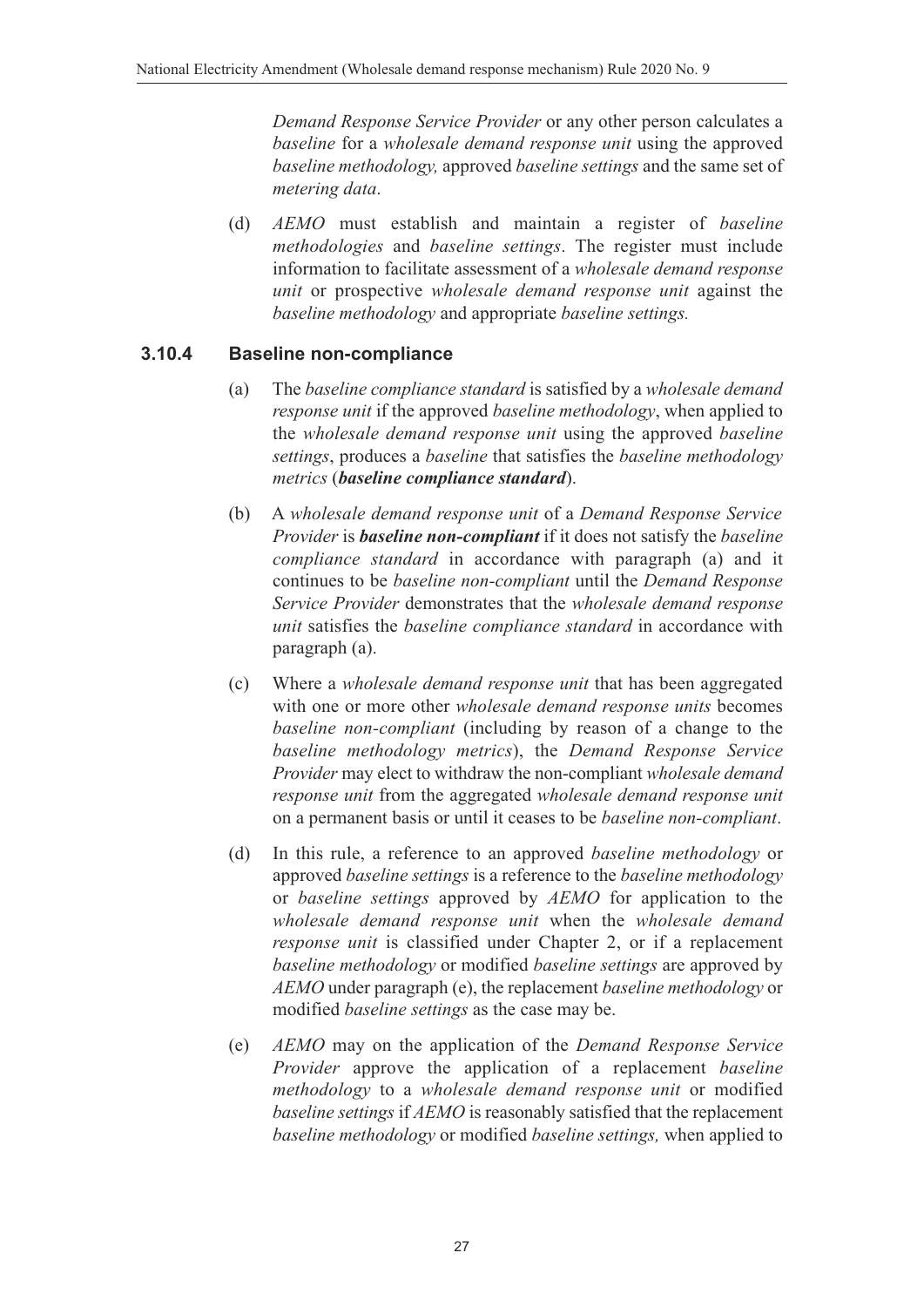*Demand Response Service Provider* or any other person calculates a *baseline* for a *wholesale demand response unit* using the approved *baseline methodology,* approved *baseline settings* and the same set of *metering data*.

(d) *AEMO* must establish and maintain a register of *baseline methodologies* and *baseline settings*. The register must include information to facilitate assessment of a *wholesale demand response unit* or prospective *wholesale demand response unit* against the *baseline methodology* and appropriate *baseline settings.*

### 3.10.4 Baseline non-compliance

(a) The *baseline compliance standard* is satisfied by a *wholesale demand response unit* if the approved *baseline methodology*, when applied to the *wholesale demand response unit* using the approved *baseline settings*, produces a *baseline* that satisfies the *baseline methodology metrics* (***baseline compliance standard***).

(b) A *wholesale demand response unit* of a *Demand Response Service Provider* is ***baseline non-compliant*** if it does not satisfy the *baseline compliance standard* in accordance with paragraph (a) and it continues to be *baseline non-compliant* until the *Demand Response Service Provider* demonstrates that the *wholesale demand response unit* satisfies the *baseline compliance standard* in accordance with paragraph (a).

(c) Where a *wholesale demand response unit* that has been aggregated with one or more other *wholesale demand response units* becomes *baseline non-compliant* (including by reason of a change to the *baseline methodology metrics*), the *Demand Response Service Provider* may elect to withdraw the non-compliant *wholesale demand response unit* from the aggregated *wholesale demand response unit* on a permanent basis or until it ceases to be *baseline non-compliant*.

(d) In this rule, a reference to an approved *baseline methodology* or approved *baseline settings* is a reference to the *baseline methodology* or *baseline settings* approved by *AEMO* for application to the *wholesale demand response unit* when the *wholesale demand response unit* is classified under Chapter 2, or if a replacement *baseline methodology* or modified *baseline settings* are approved by *AEMO* under paragraph (e), the replacement *baseline methodology* or modified *baseline settings* as the case may be.

(e) *AEMO* may on the application of the *Demand Response Service Provider* approve the application of a replacement *baseline methodology* to a *wholesale demand response unit* or modified *baseline settings* if *AEMO* is reasonably satisfied that the replacement *baseline methodology* or modified *baseline settings,* when applied to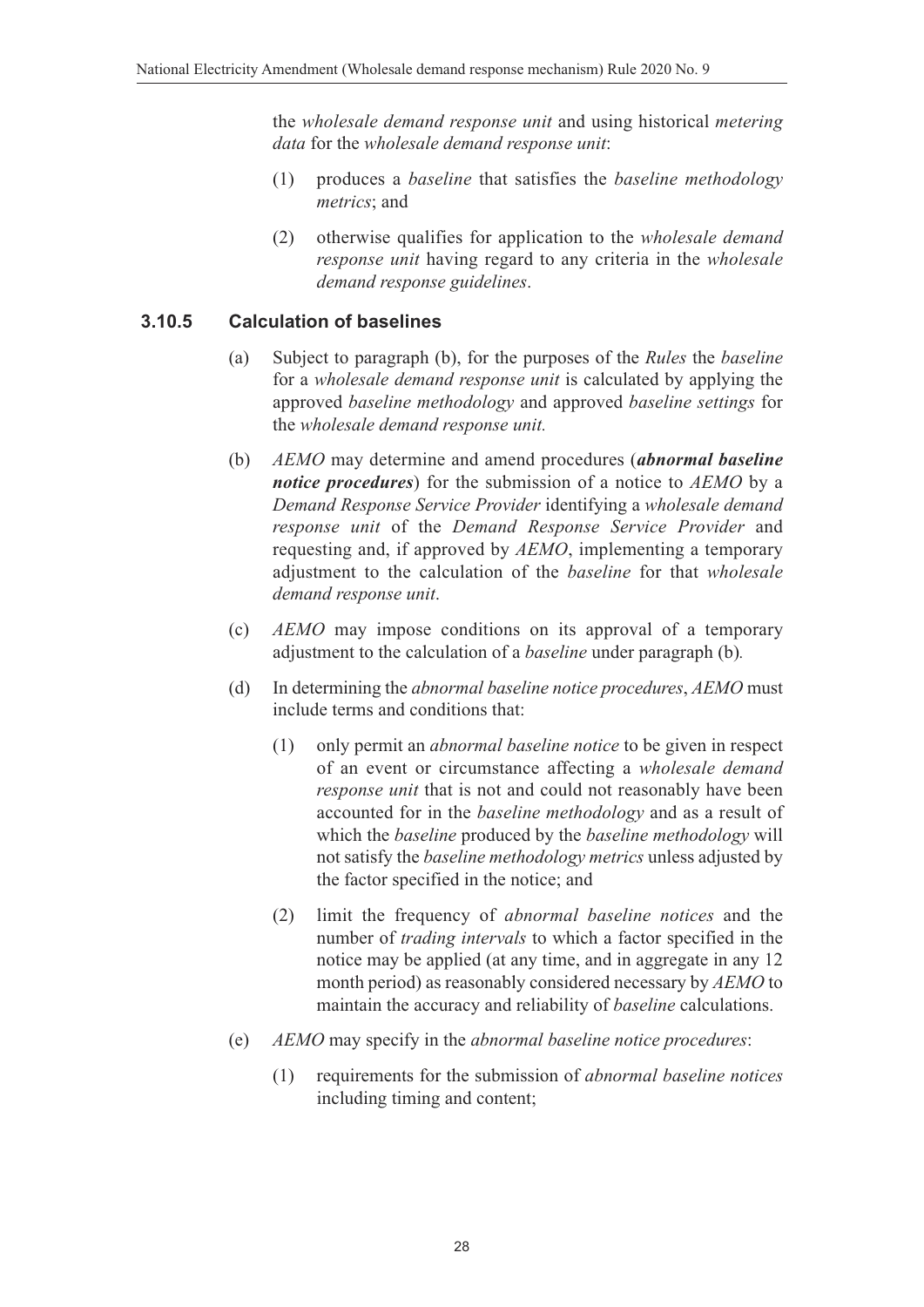the *wholesale demand response unit* and using historical *metering data* for the *wholesale demand response unit*:

(1) produces a *baseline* that satisfies the *baseline methodology metrics*; and

(2) otherwise qualifies for application to the *wholesale demand response unit* having regard to any criteria in the *wholesale demand response guidelines*.

### 3.10.5 Calculation of baselines

(a) Subject to paragraph (b), for the purposes of the *Rules* the *baseline* for a *wholesale demand response unit* is calculated by applying the approved *baseline methodology* and approved *baseline settings* for the *wholesale demand response unit.*

(b) *AEMO* may determine and amend procedures (***abnormal baseline notice procedures***) for the submission of a notice to *AEMO* by a *Demand Response Service Provider* identifying a *wholesale demand response unit* of the *Demand Response Service Provider* and requesting and, if approved by *AEMO*, implementing a temporary adjustment to the calculation of the *baseline* for that *wholesale demand response unit*.

(c) *AEMO* may impose conditions on its approval of a temporary adjustment to the calculation of a *baseline* under paragraph (b).

(d) In determining the *abnormal baseline notice procedures*, *AEMO* must include terms and conditions that:

(1) only permit an *abnormal baseline notice* to be given in respect of an event or circumstance affecting a *wholesale demand response unit* that is not and could not reasonably have been accounted for in the *baseline methodology* and as a result of which the *baseline* produced by the *baseline methodology* will not satisfy the *baseline methodology metrics* unless adjusted by the factor specified in the notice; and

(2) limit the frequency of *abnormal baseline notices* and the number of *trading intervals* to which a factor specified in the notice may be applied (at any time, and in aggregate in any 12 month period) as reasonably considered necessary by *AEMO* to maintain the accuracy and reliability of *baseline* calculations.

(e) *AEMO* may specify in the *abnormal baseline notice procedures*:

(1) requirements for the submission of *abnormal baseline notices* including timing and content;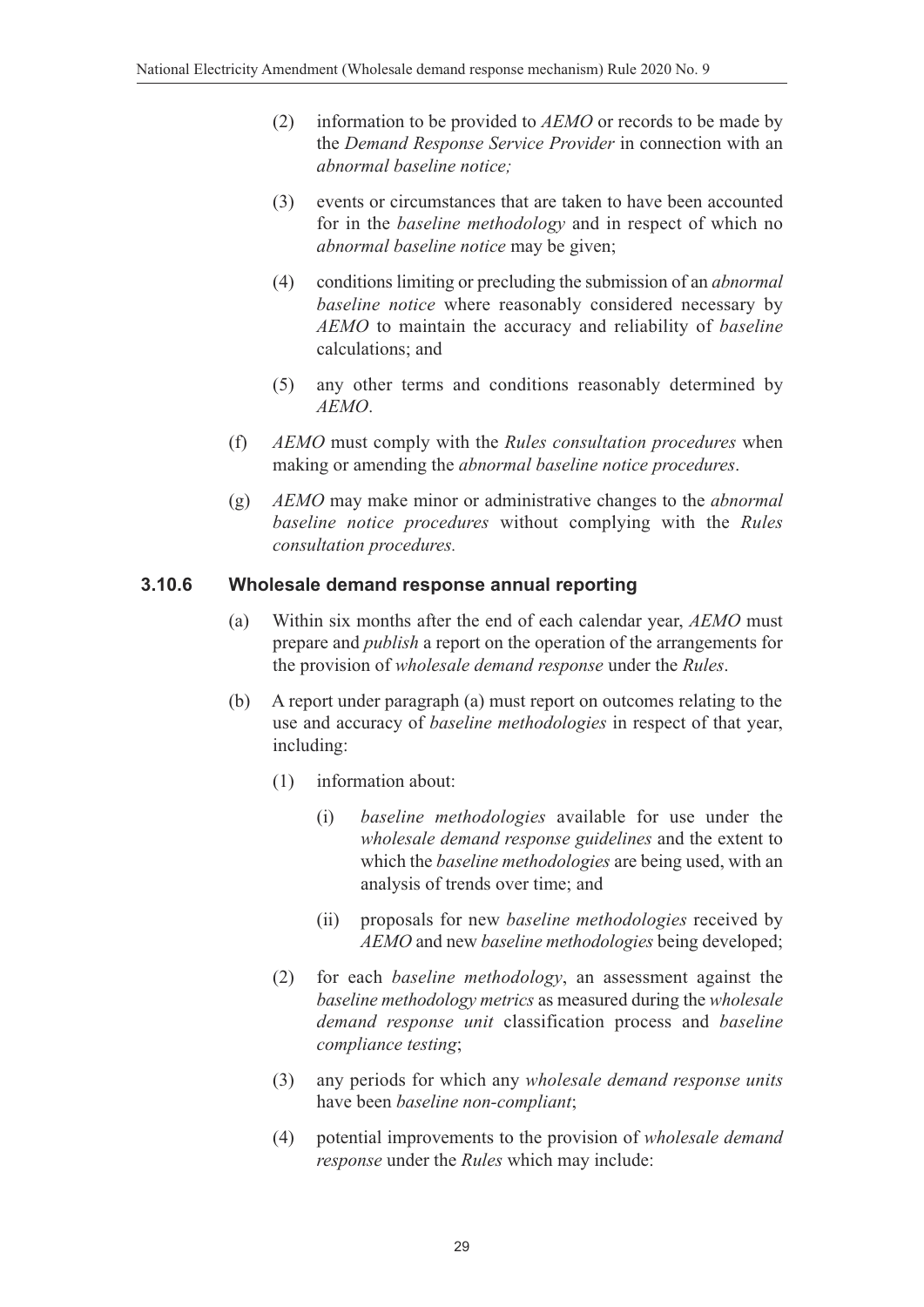(2) information to be provided to *AEMO* or records to be made by the *Demand Response Service Provider* in connection with an *abnormal baseline notice;*

(3) events or circumstances that are taken to have been accounted for in the *baseline methodology* and in respect of which no *abnormal baseline notice* may be given;

(4) conditions limiting or precluding the submission of an *abnormal baseline notice* where reasonably considered necessary by *AEMO* to maintain the accuracy and reliability of *baseline* calculations; and

(5) any other terms and conditions reasonably determined by *AEMO*.

(f) *AEMO* must comply with the *Rules consultation procedures* when making or amending the *abnormal baseline notice procedures*.

(g) *AEMO* may make minor or administrative changes to the *abnormal baseline notice procedures* without complying with the *Rules consultation procedures.*

### 3.10.6 Wholesale demand response annual reporting

(a) Within six months after the end of each calendar year, *AEMO* must prepare and *publish* a report on the operation of the arrangements for the provision of *wholesale demand response* under the *Rules*.

(b) A report under paragraph (a) must report on outcomes relating to the use and accuracy of *baseline methodologies* in respect of that year, including:

(1) information about:

(i) *baseline methodologies* available for use under the *wholesale demand response guidelines* and the extent to which the *baseline methodologies* are being used, with an analysis of trends over time; and

(ii) proposals for new *baseline methodologies* received by *AEMO* and new *baseline methodologies* being developed;

(2) for each *baseline methodology*, an assessment against the *baseline methodology metrics* as measured during the *wholesale demand response unit* classification process and *baseline compliance testing*;

(3) any periods for which any *wholesale demand response units* have been *baseline non-compliant*;

(4) potential improvements to the provision of *wholesale demand response* under the *Rules* which may include: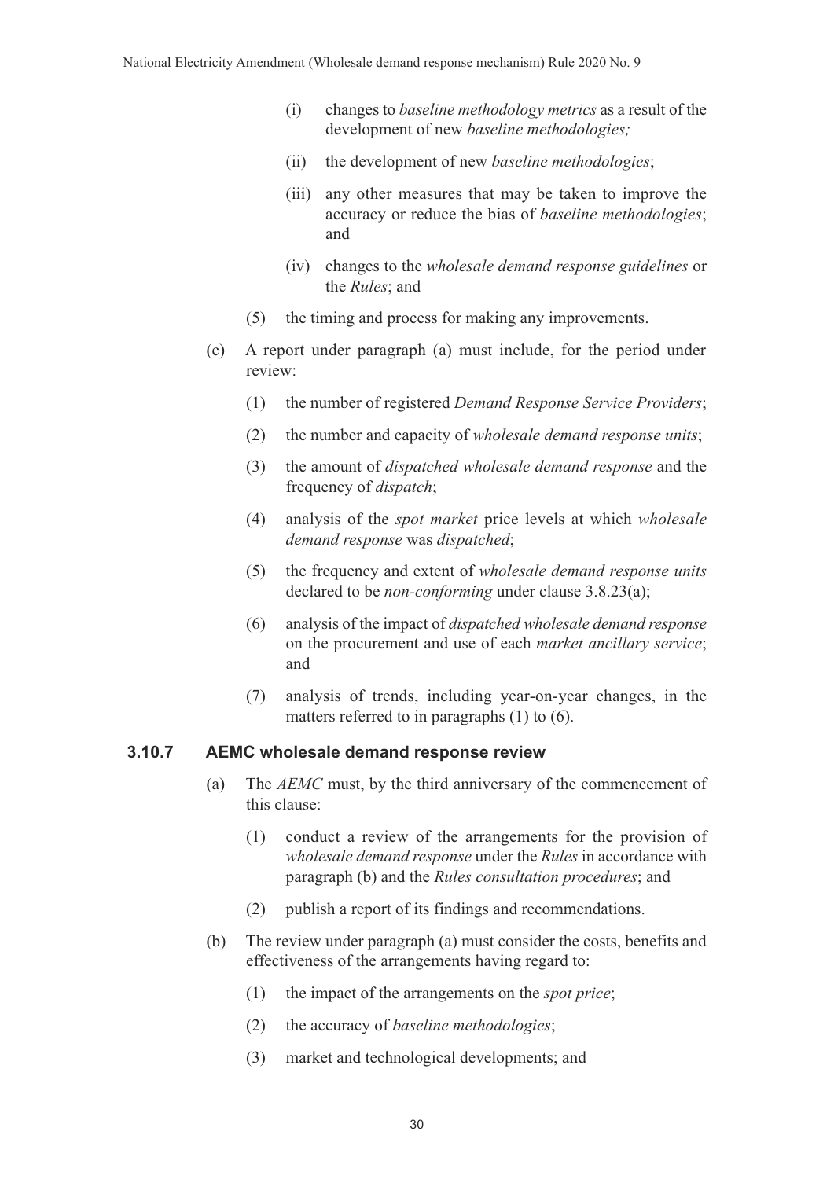(i) changes to *baseline methodology metrics* as a result of the development of new *baseline methodologies;*

(ii) the development of new *baseline methodologies*;

(iii) any other measures that may be taken to improve the accuracy or reduce the bias of *baseline methodologies*; and

(iv) changes to the *wholesale demand response guidelines* or the *Rules*; and

(5) the timing and process for making any improvements.

(c) A report under paragraph (a) must include, for the period under review:

(1) the number of registered *Demand Response Service Providers*;

(2) the number and capacity of *wholesale demand response units*;

(3) the amount of *dispatched wholesale demand response* and the frequency of *dispatch*;

(4) analysis of the *spot market* price levels at which *wholesale demand response* was *dispatched*;

(5) the frequency and extent of *wholesale demand response units* declared to be *non-conforming* under clause 3.8.23(a);

(6) analysis of the impact of *dispatched wholesale demand response* on the procurement and use of each *market ancillary service*; and

(7) analysis of trends, including year-on-year changes, in the matters referred to in paragraphs (1) to (6).

### 3.10.7 AEMC wholesale demand response review

(a) The *AEMC* must, by the third anniversary of the commencement of this clause:

(1) conduct a review of the arrangements for the provision of *wholesale demand response* under the *Rules* in accordance with paragraph (b) and the *Rules consultation procedures*; and

(2) publish a report of its findings and recommendations.

(b) The review under paragraph (a) must consider the costs, benefits and effectiveness of the arrangements having regard to:

(1) the impact of the arrangements on the *spot price*;

(2) the accuracy of *baseline methodologies*;

(3) market and technological developments; and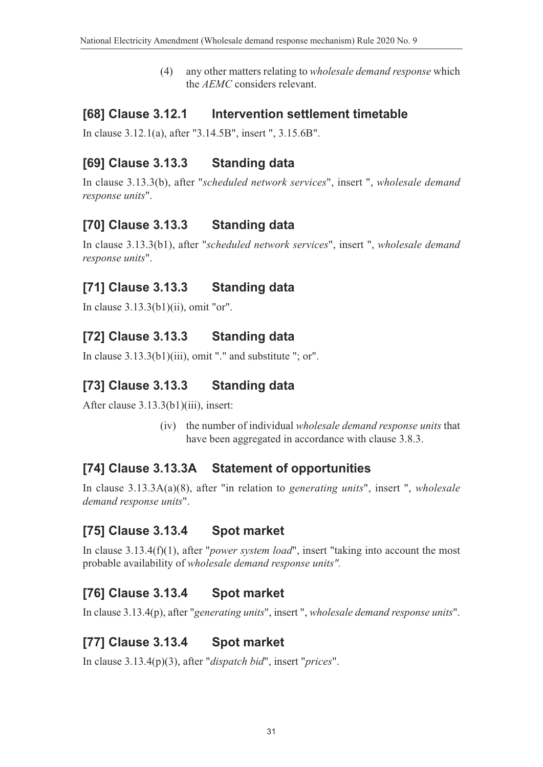(4) any other matters relating to *wholesale demand response* which the *AEMC* considers relevant.

## [68] Clause 3.12.1 Intervention settlement timetable

In clause 3.12.1(a), after "3.14.5B", insert ", 3.15.6B".

## [69] Clause 3.13.3 Standing data

In clause 3.13.3(b), after "*scheduled network services*", insert ", *wholesale demand response units*".

## [70] Clause 3.13.3 Standing data

In clause 3.13.3(b1), after "*scheduled network services*", insert ", *wholesale demand response units*".

## [71] Clause 3.13.3 Standing data

In clause 3.13.3(b1)(ii), omit "or".

## [72] Clause 3.13.3 Standing data

In clause 3.13.3(b1)(iii), omit "." and substitute "; or".

## [73] Clause 3.13.3 Standing data

After clause 3.13.3(b1)(iii), insert:

(iv) the number of individual *wholesale demand response units* that have been aggregated in accordance with clause 3.8.3.

## [74] Clause 3.13.3A Statement of opportunities

In clause 3.13.3A(a)(8), after "in relation to *generating units*", insert ", *wholesale demand response units*".

## [75] Clause 3.13.4 Spot market

In clause 3.13.4(f)(1), after "*power system load*", insert "taking into account the most probable availability of *wholesale demand response units".*

## [76] Clause 3.13.4 Spot market

In clause 3.13.4(p), after "*generating units*", insert ", *wholesale demand response units*".

## [77] Clause 3.13.4 Spot market

In clause 3.13.4(p)(3), after "*dispatch bid*", insert "*prices*".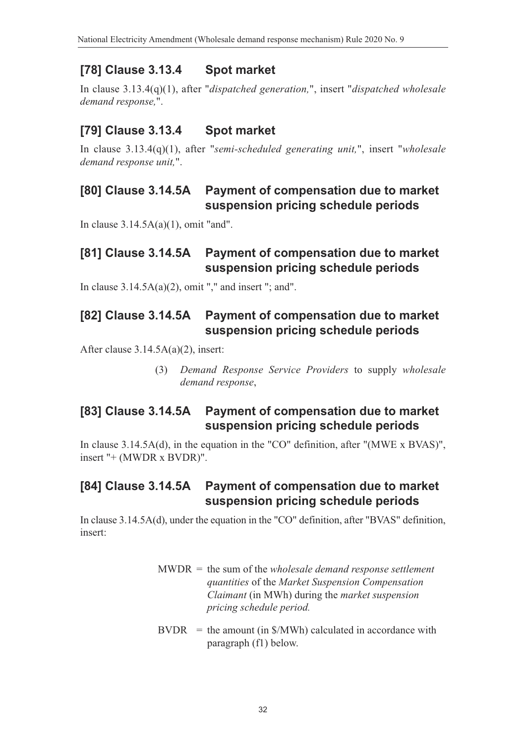## [78] Clause 3.13.4 Spot market

In clause 3.13.4(q)(1), after "*dispatched generation,*", insert "*dispatched wholesale demand response,*".

## [79] Clause 3.13.4 Spot market

In clause 3.13.4(q)(1), after "*semi-scheduled generating unit,*", insert "*wholesale demand response unit,*".

## [80] Clause 3.14.5A Payment of compensation due to market suspension pricing schedule periods

In clause 3.14.5A(a)(1), omit "and".

## [81] Clause 3.14.5A Payment of compensation due to market suspension pricing schedule periods

In clause 3.14.5A(a)(2), omit "," and insert "; and".

## [82] Clause 3.14.5A Payment of compensation due to market suspension pricing schedule periods

After clause 3.14.5A(a)(2), insert:

(3) *Demand Response Service Providers* to supply *wholesale demand response*,

## [83] Clause 3.14.5A Payment of compensation due to market suspension pricing schedule periods

In clause 3.14.5A(d), in the equation in the "CO" definition, after "(MWE x BVAS)", insert "+ (MWDR x BVDR)".

## [84] Clause 3.14.5A Payment of compensation due to market suspension pricing schedule periods

In clause 3.14.5A(d), under the equation in the "CO" definition, after "BVAS" definition, insert:

MWDR = the sum of the *wholesale demand response settlement quantities* of the *Market Suspension Compensation Claimant* (in MWh) during the *market suspension pricing schedule period.*

BVDR = the amount (in \$/MWh) calculated in accordance with paragraph (f1) below.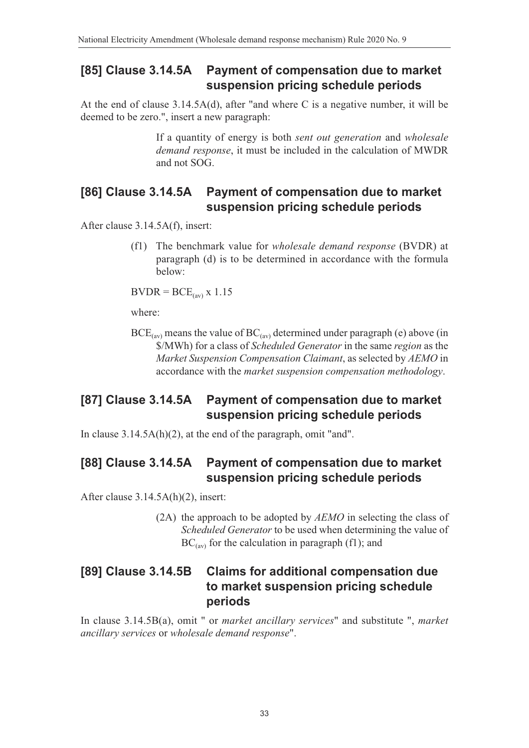## [85] Clause 3.14.5A Payment of compensation due to market suspension pricing schedule periods

At the end of clause 3.14.5A(d), after "and where C is a negative number, it will be deemed to be zero.", insert a new paragraph:

> If a quantity of energy is both *sent out generation* and *wholesale demand response*, it must be included in the calculation of MWDR and not SOG.

## [86] Clause 3.14.5A Payment of compensation due to market suspension pricing schedule periods

After clause 3.14.5A(f), insert:

> (f1) The benchmark value for *wholesale demand response* (BVDR) at paragraph (d) is to be determined in accordance with the formula below:
>
> $BVDR = BCE_{(av)} \times 1.15$
>
> where:
>
> $BCE_{(av)}$ means the value of $BC_{(av)}$ determined under paragraph (e) above (in $/MWh) for a class of *Scheduled Generator* in the same *region* as the *Market Suspension Compensation Claimant*, as selected by *AEMO* in accordance with the *market suspension compensation methodology*.

## [87] Clause 3.14.5A Payment of compensation due to market suspension pricing schedule periods

In clause 3.14.5A(h)(2), at the end of the paragraph, omit "and".

## [88] Clause 3.14.5A Payment of compensation due to market suspension pricing schedule periods

After clause 3.14.5A(h)(2), insert:

> (2A) the approach to be adopted by *AEMO* in selecting the class of *Scheduled Generator* to be used when determining the value of $BC_{(av)}$ for the calculation in paragraph (f1); and

## [89] Clause 3.14.5B Claims for additional compensation due to market suspension pricing schedule periods

In clause 3.14.5B(a), omit " or *market ancillary services*" and substitute ", *market ancillary services* or *wholesale demand response*".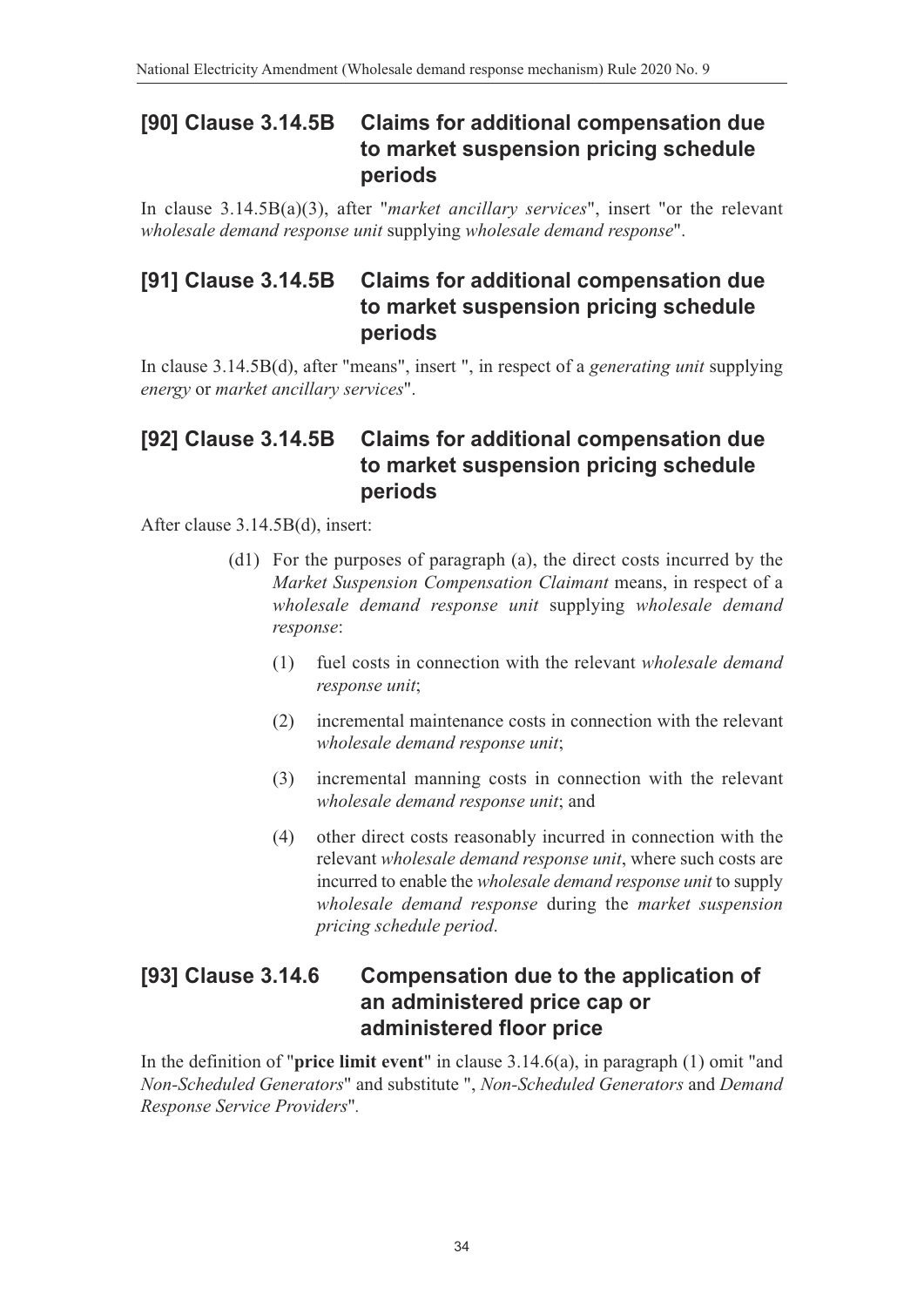## [90] Clause 3.14.5B Claims for additional compensation due to market suspension pricing schedule periods

In clause 3.14.5B(a)(3), after "*market ancillary services*", insert "or the relevant *wholesale demand response unit* supplying *wholesale demand response*".

## [91] Clause 3.14.5B Claims for additional compensation due to market suspension pricing schedule periods

In clause 3.14.5B(d), after "means", insert ", in respect of a *generating unit* supplying *energy* or *market ancillary services*".

## [92] Clause 3.14.5B Claims for additional compensation due to market suspension pricing schedule periods

After clause 3.14.5B(d), insert:

(d1) For the purposes of paragraph (a), the direct costs incurred by the *Market Suspension Compensation Claimant* means, in respect of a *wholesale demand response unit* supplying *wholesale demand response*:

(1) fuel costs in connection with the relevant *wholesale demand response unit*;

(2) incremental maintenance costs in connection with the relevant *wholesale demand response unit*;

(3) incremental manning costs in connection with the relevant *wholesale demand response unit*; and

(4) other direct costs reasonably incurred in connection with the relevant *wholesale demand response unit*, where such costs are incurred to enable the *wholesale demand response unit* to supply *wholesale demand response* during the *market suspension pricing schedule period*.

## [93] Clause 3.14.6 Compensation due to the application of an administered price cap or administered floor price

In the definition of "**price limit event**" in clause 3.14.6(a), in paragraph (1) omit "and *Non-Scheduled Generators*" and substitute ", *Non-Scheduled Generators* and *Demand Response Service Providers*".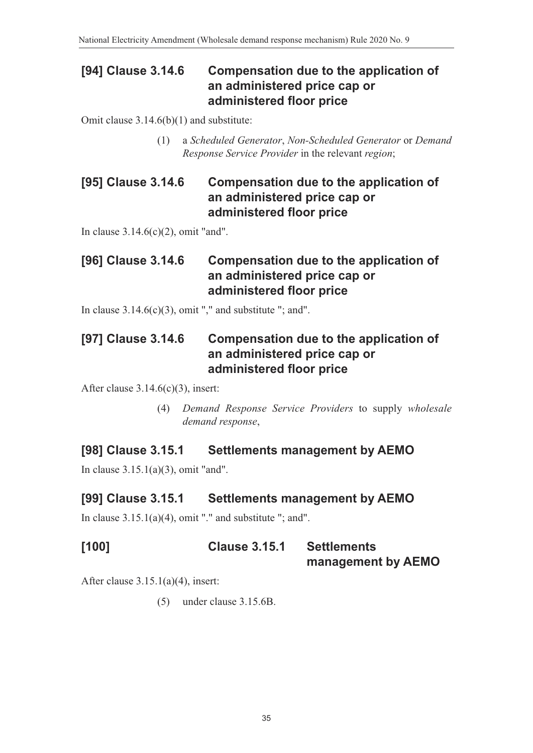## [94] Clause 3.14.6 Compensation due to the application of an administered price cap or administered floor price

Omit clause 3.14.6(b)(1) and substitute:

> (1) a *Scheduled Generator*, *Non-Scheduled Generator* or *Demand Response Service Provider* in the relevant *region*;

## [95] Clause 3.14.6 Compensation due to the application of an administered price cap or administered floor price

In clause 3.14.6(c)(2), omit "and".

## [96] Clause 3.14.6 Compensation due to the application of an administered price cap or administered floor price

In clause 3.14.6(c)(3), omit "," and substitute "; and".

## [97] Clause 3.14.6 Compensation due to the application of an administered price cap or administered floor price

After clause 3.14.6(c)(3), insert:

> (4) *Demand Response Service Providers* to supply *wholesale demand response*,

## [98] Clause 3.15.1 Settlements management by AEMO

In clause 3.15.1(a)(3), omit "and".

## [99] Clause 3.15.1 Settlements management by AEMO

In clause 3.15.1(a)(4), omit "." and substitute "; and".

## [100] Clause 3.15.1 Settlements management by AEMO

After clause 3.15.1(a)(4), insert:

> (5) under clause 3.15.6B.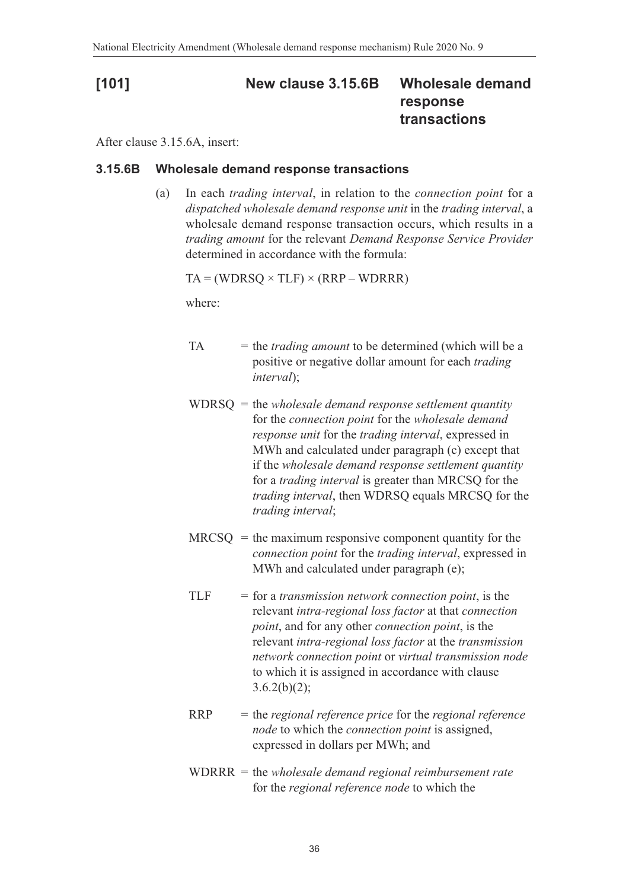## [101] New clause 3.15.6B Wholesale demand response transactions

After clause 3.15.6A, insert:

### 3.15.6B Wholesale demand response transactions

(a) In each *trading interval*, in relation to the *connection point* for a *dispatched wholesale demand response unit* in the *trading interval*, a wholesale demand response transaction occurs, which results in a *trading amount* for the relevant *Demand Response Service Provider* determined in accordance with the formula:

$$TA = (WDRSQ \times TLF) \times (RRP - WDRRR)$$

where:

TA = the *trading amount* to be determined (which will be a positive or negative dollar amount for each *trading interval*);

WDRSQ = the *wholesale demand response settlement quantity* for the *connection point* for the *wholesale demand response unit* for the *trading interval*, expressed in MWh and calculated under paragraph (c) except that if the *wholesale demand response settlement quantity* for a *trading interval* is greater than MRCSQ for the *trading interval*, then WDRSQ equals MRCSQ for the *trading interval*;

MRCSQ = the maximum responsive component quantity for the *connection point* for the *trading interval*, expressed in MWh and calculated under paragraph (e);

TLF = for a *transmission network connection point*, is the relevant *intra-regional loss factor* at that *connection point*, and for any other *connection point*, is the relevant *intra-regional loss factor* at the *transmission network connection point* or *virtual transmission node* to which it is assigned in accordance with clause 3.6.2(b)(2);

RRP = the *regional reference price* for the *regional reference node* to which the *connection point* is assigned, expressed in dollars per MWh; and

WDRRR = the *wholesale demand regional reimbursement rate* for the *regional reference node* to which the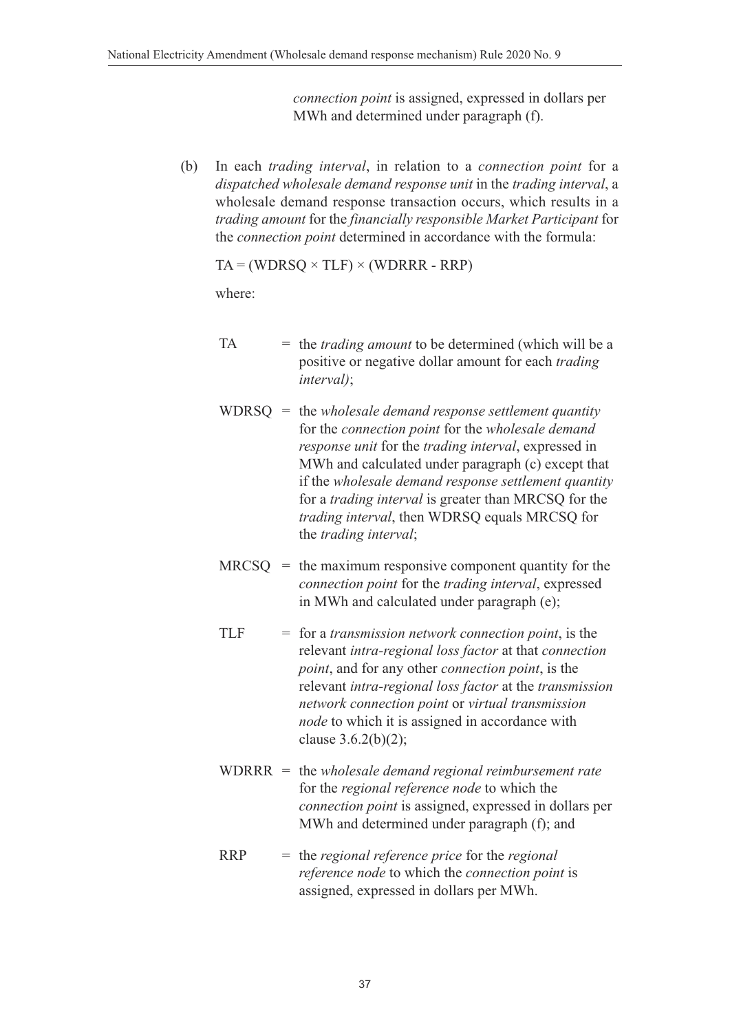*connection point* is assigned, expressed in dollars per MWh and determined under paragraph (f).

(b) In each *trading interval*, in relation to a *connection point* for a *dispatched wholesale demand response unit* in the *trading interval*, a wholesale demand response transaction occurs, which results in a *trading amount* for the *financially responsible Market Participant* for the *connection point* determined in accordance with the formula:

$$TA = (WDRSQ \times TLF) \times (WDRRR - RRP)$$

where:

TA = the *trading amount* to be determined (which will be a positive or negative dollar amount for each *trading interval)*;

WDRSQ = the *wholesale demand response settlement quantity* for the *connection point* for the *wholesale demand response unit* for the *trading interval*, expressed in MWh and calculated under paragraph (c) except that if the *wholesale demand response settlement quantity* for a *trading interval* is greater than MRCSQ for the *trading interval*, then WDRSQ equals MRCSQ for the *trading interval*;

MRCSQ = the maximum responsive component quantity for the *connection point* for the *trading interval*, expressed in MWh and calculated under paragraph (e);

TLF = for a *transmission network connection point*, is the relevant *intra-regional loss factor* at that *connection point*, and for any other *connection point*, is the relevant *intra-regional loss factor* at the *transmission network connection point* or *virtual transmission node* to which it is assigned in accordance with clause 3.6.2(b)(2);

WDRRR = the *wholesale demand regional reimbursement rate* for the *regional reference node* to which the *connection point* is assigned, expressed in dollars per MWh and determined under paragraph (f); and

RRP = the *regional reference price* for the *regional reference node* to which the *connection point* is assigned, expressed in dollars per MWh.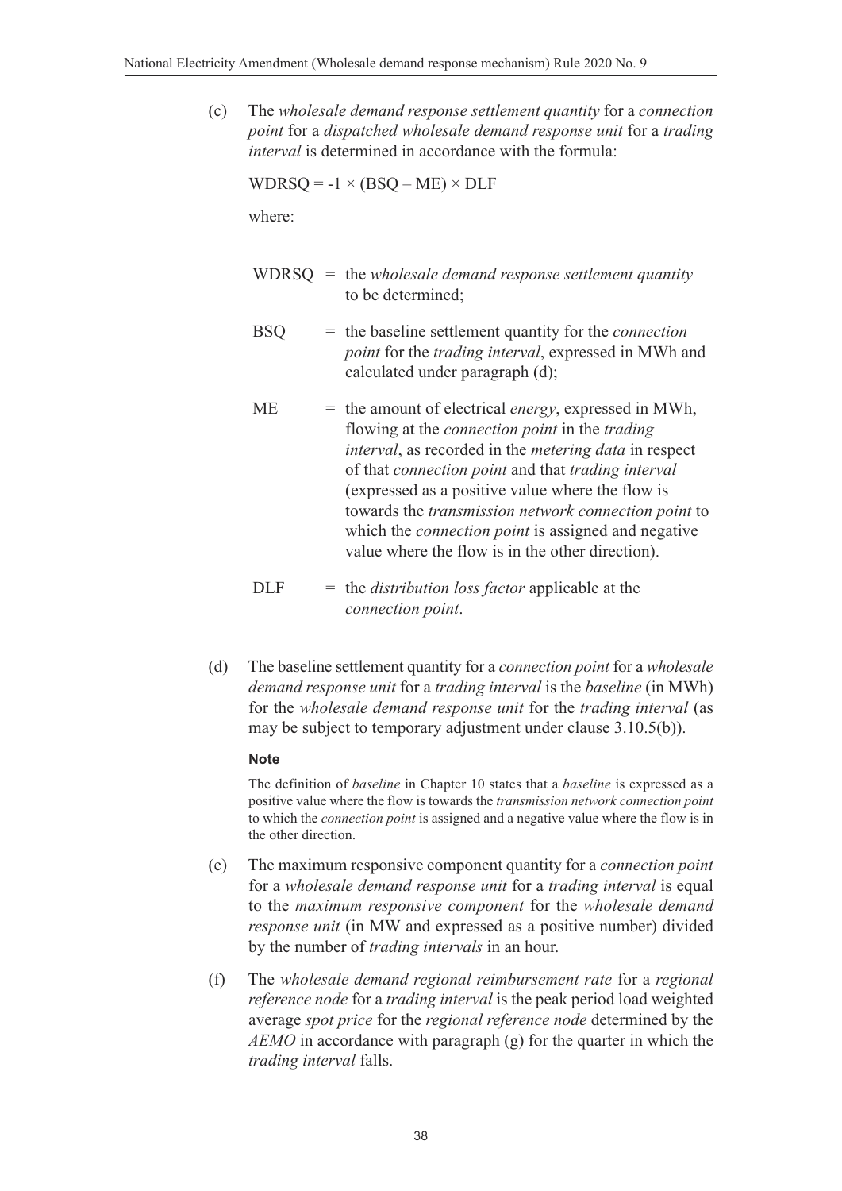(c) The *wholesale demand response settlement quantity* for a *connection point* for a *dispatched wholesale demand response unit* for a *trading interval* is determined in accordance with the formula:

$$WDRSQ = -1 \times (BSQ - ME) \times DLF$$

where:

WDRSQ = the *wholesale demand response settlement quantity* to be determined;

BSQ = the baseline settlement quantity for the *connection point* for the *trading interval*, expressed in MWh and calculated under paragraph (d);

ME = the amount of electrical *energy*, expressed in MWh, flowing at the *connection point* in the *trading interval*, as recorded in the *metering data* in respect of that *connection point* and that *trading interval* (expressed as a positive value where the flow is towards the *transmission network connection point* to which the *connection point* is assigned and negative value where the flow is in the other direction).

DLF = the *distribution loss factor* applicable at the *connection point*.

(d) The baseline settlement quantity for a *connection point* for a *wholesale demand response unit* for a *trading interval* is the *baseline* (in MWh) for the *wholesale demand response unit* for the *trading interval* (as may be subject to temporary adjustment under clause 3.10.5(b)).

**Note**

The definition of *baseline* in Chapter 10 states that a *baseline* is expressed as a positive value where the flow is towards the *transmission network connection point* to which the *connection point* is assigned and a negative value where the flow is in the other direction.

(e) The maximum responsive component quantity for a *connection point* for a *wholesale demand response unit* for a *trading interval* is equal to the *maximum responsive component* for the *wholesale demand response unit* (in MW and expressed as a positive number) divided by the number of *trading intervals* in an hour.

(f) The *wholesale demand regional reimbursement rate* for a *regional reference node* for a *trading interval* is the peak period load weighted average *spot price* for the *regional reference node* determined by the *AEMO* in accordance with paragraph (g) for the quarter in which the *trading interval* falls.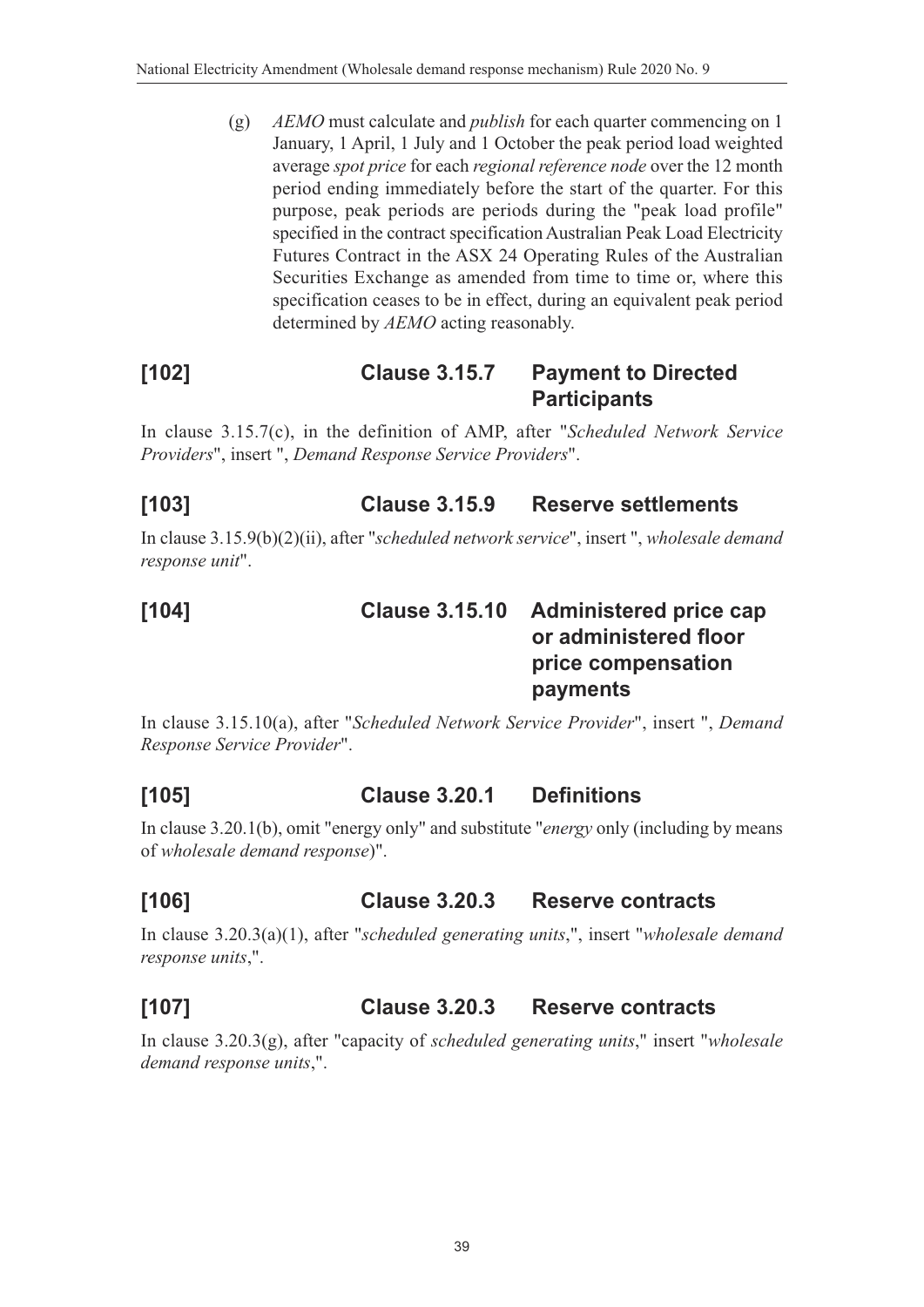(g) *AEMO* must calculate and *publish* for each quarter commencing on 1 January, 1 April, 1 July and 1 October the peak period load weighted average *spot price* for each *regional reference node* over the 12 month period ending immediately before the start of the quarter. For this purpose, peak periods are periods during the "peak load profile" specified in the contract specification Australian Peak Load Electricity Futures Contract in the ASX 24 Operating Rules of the Australian Securities Exchange as amended from time to time or, where this specification ceases to be in effect, during an equivalent peak period determined by *AEMO* acting reasonably.

## [102] Clause 3.15.7 Payment to Directed Participants

In clause 3.15.7(c), in the definition of AMP, after "*Scheduled Network Service Providers*", insert ", *Demand Response Service Providers*".

## [103] Clause 3.15.9 Reserve settlements

In clause 3.15.9(b)(2)(ii), after "*scheduled network service*", insert ", *wholesale demand response unit*".

## [104] Clause 3.15.10 Administered price cap or administered floor price compensation payments

In clause 3.15.10(a), after "*Scheduled Network Service Provider*", insert ", *Demand Response Service Provider*".

## [105] Clause 3.20.1 Definitions

In clause 3.20.1(b), omit "energy only" and substitute "*energy* only (including by means of *wholesale demand response*)".

## [106] Clause 3.20.3 Reserve contracts

In clause 3.20.3(a)(1), after "*scheduled generating units*,", insert "*wholesale demand response units*,".

## [107] Clause 3.20.3 Reserve contracts

In clause 3.20.3(g), after "capacity of *scheduled generating units*," insert "*wholesale demand response units*,".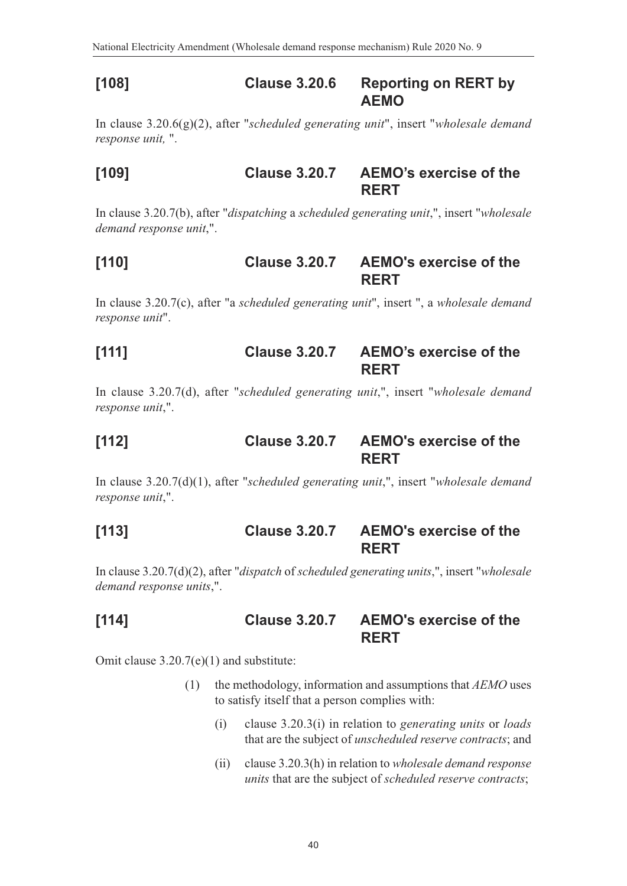## [108] Clause 3.20.6 Reporting on RERT by AEMO

In clause 3.20.6(g)(2), after "*scheduled generating unit*", insert "*wholesale demand response unit,* ".

## [109] Clause 3.20.7 AEMO's exercise of the RERT

In clause 3.20.7(b), after "*dispatching* a *scheduled generating unit*,", insert "*wholesale demand response unit*,".

## [110] Clause 3.20.7 AEMO's exercise of the RERT

In clause 3.20.7(c), after "a *scheduled generating unit*", insert ", a *wholesale demand response unit*".

## [111] Clause 3.20.7 AEMO's exercise of the RERT

In clause 3.20.7(d), after "*scheduled generating unit*,", insert "*wholesale demand response unit*,".

## [112] Clause 3.20.7 AEMO's exercise of the RERT

In clause 3.20.7(d)(1), after "*scheduled generating unit*,", insert "*wholesale demand response unit*,".

## [113] Clause 3.20.7 AEMO's exercise of the RERT

In clause 3.20.7(d)(2), after "*dispatch* of *scheduled generating units*,", insert "*wholesale demand response units*,".

## [114] Clause 3.20.7 AEMO's exercise of the RERT

Omit clause 3.20.7(e)(1) and substitute:

(1) the methodology, information and assumptions that *AEMO* uses to satisfy itself that a person complies with:

(i) clause 3.20.3(i) in relation to *generating units* or *loads* that are the subject of *unscheduled reserve contracts*; and

(ii) clause 3.20.3(h) in relation to *wholesale demand response units* that are the subject of *scheduled reserve contracts*;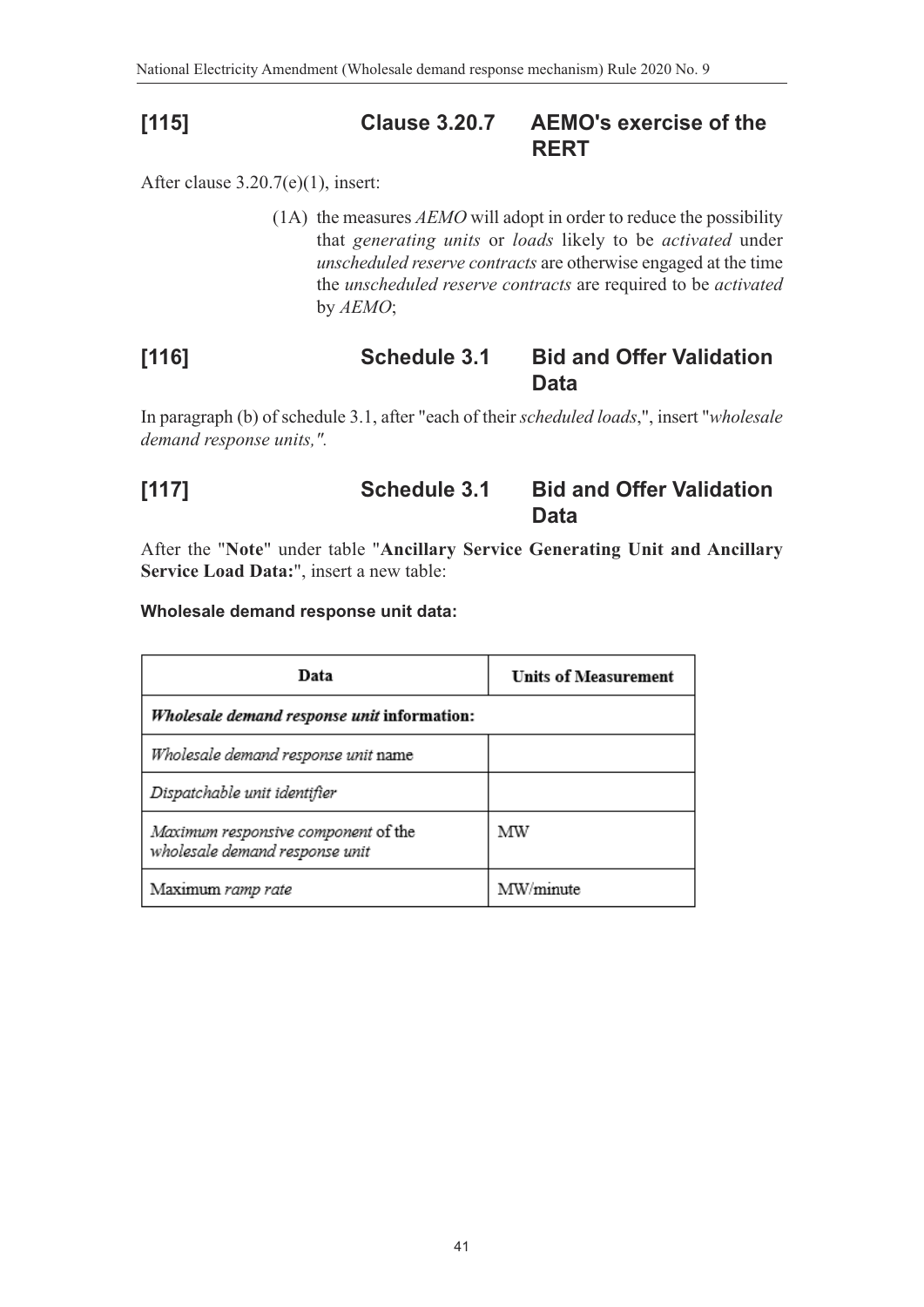## [115] Clause 3.20.7 AEMO's exercise of the RERT

After clause 3.20.7(e)(1), insert:

(1A) the measures *AEMO* will adopt in order to reduce the possibility that *generating units* or *loads* likely to be *activated* under *unscheduled reserve contracts* are otherwise engaged at the time the *unscheduled reserve contracts* are required to be *activated* by *AEMO*;

## [116] Schedule 3.1 Bid and Offer Validation Data

In paragraph (b) of schedule 3.1, after "each of their *scheduled loads*,", insert "*wholesale demand response units,".*

## [117] Schedule 3.1 Bid and Offer Validation Data

After the "**Note**" under table "**Ancillary Service Generating Unit and Ancillary Service Load Data:**", insert a new table:

**Wholesale demand response unit data:**

| Data | Units of Measurement |
|---|---|
| ***Wholesale demand response unit* information:** | |
| *Wholesale demand response unit* name | |
| *Dispatchable unit identifier* | |
| *Maximum responsive component* of the *wholesale demand response unit* | MW |
| Maximum *ramp rate* | MW/minute |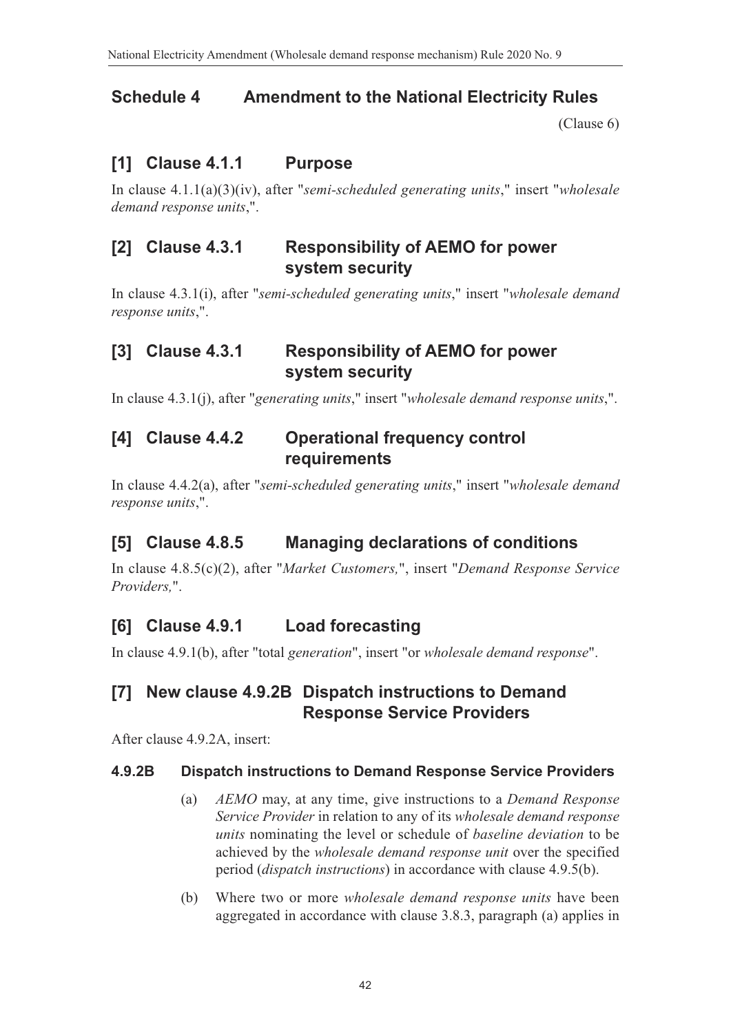# Schedule 4 Amendment to the National Electricity Rules

(Clause 6)

## [1] Clause 4.1.1 Purpose

In clause 4.1.1(a)(3)(iv), after "*semi-scheduled generating units*," insert "*wholesale demand response units*,".

## [2] Clause 4.3.1 Responsibility of AEMO for power system security

In clause 4.3.1(i), after "*semi-scheduled generating units*," insert "*wholesale demand response units*,".

## [3] Clause 4.3.1 Responsibility of AEMO for power system security

In clause 4.3.1(j), after "*generating units*," insert "*wholesale demand response units*,".

## [4] Clause 4.4.2 Operational frequency control requirements

In clause 4.4.2(a), after "*semi-scheduled generating units*," insert "*wholesale demand response units*,".

## [5] Clause 4.8.5 Managing declarations of conditions

In clause 4.8.5(c)(2), after "*Market Customers,*", insert "*Demand Response Service Providers,*".

## [6] Clause 4.9.1 Load forecasting

In clause 4.9.1(b), after "total *generation*", insert "or *wholesale demand response*".

## [7] New clause 4.9.2B Dispatch instructions to Demand Response Service Providers

After clause 4.9.2A, insert:

### 4.9.2B Dispatch instructions to Demand Response Service Providers

(a) *AEMO* may, at any time, give instructions to a *Demand Response Service Provider* in relation to any of its *wholesale demand response units* nominating the level or schedule of *baseline deviation* to be achieved by the *wholesale demand response unit* over the specified period (*dispatch instructions*) in accordance with clause 4.9.5(b).

(b) Where two or more *wholesale demand response units* have been aggregated in accordance with clause 3.8.3, paragraph (a) applies in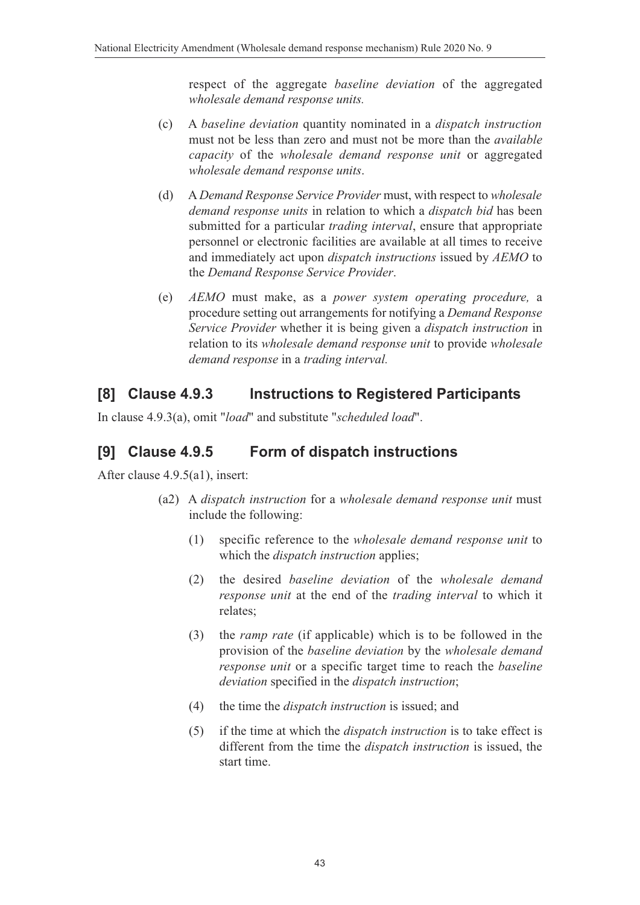respect of the aggregate *baseline deviation* of the aggregated *wholesale demand response units.*

(c) A *baseline deviation* quantity nominated in a *dispatch instruction* must not be less than zero and must not be more than the *available capacity* of the *wholesale demand response unit* or aggregated *wholesale demand response units*.

(d) A *Demand Response Service Provider* must, with respect to *wholesale demand response units* in relation to which a *dispatch bid* has been submitted for a particular *trading interval*, ensure that appropriate personnel or electronic facilities are available at all times to receive and immediately act upon *dispatch instructions* issued by *AEMO* to the *Demand Response Service Provider*.

(e) *AEMO* must make, as a *power system operating procedure,* a procedure setting out arrangements for notifying a *Demand Response Service Provider* whether it is being given a *dispatch instruction* in relation to its *wholesale demand response unit* to provide *wholesale demand response* in a *trading interval.*

## [8] Clause 4.9.3 Instructions to Registered Participants

In clause 4.9.3(a), omit "*load*" and substitute "*scheduled load*".

## [9] Clause 4.9.5 Form of dispatch instructions

After clause 4.9.5(a1), insert:

(a2) A *dispatch instruction* for a *wholesale demand response unit* must include the following:

(1) specific reference to the *wholesale demand response unit* to which the *dispatch instruction* applies;

(2) the desired *baseline deviation* of the *wholesale demand response unit* at the end of the *trading interval* to which it relates;

(3) the *ramp rate* (if applicable) which is to be followed in the provision of the *baseline deviation* by the *wholesale demand response unit* or a specific target time to reach the *baseline deviation* specified in the *dispatch instruction*;

(4) the time the *dispatch instruction* is issued; and

(5) if the time at which the *dispatch instruction* is to take effect is different from the time the *dispatch instruction* is issued, the start time.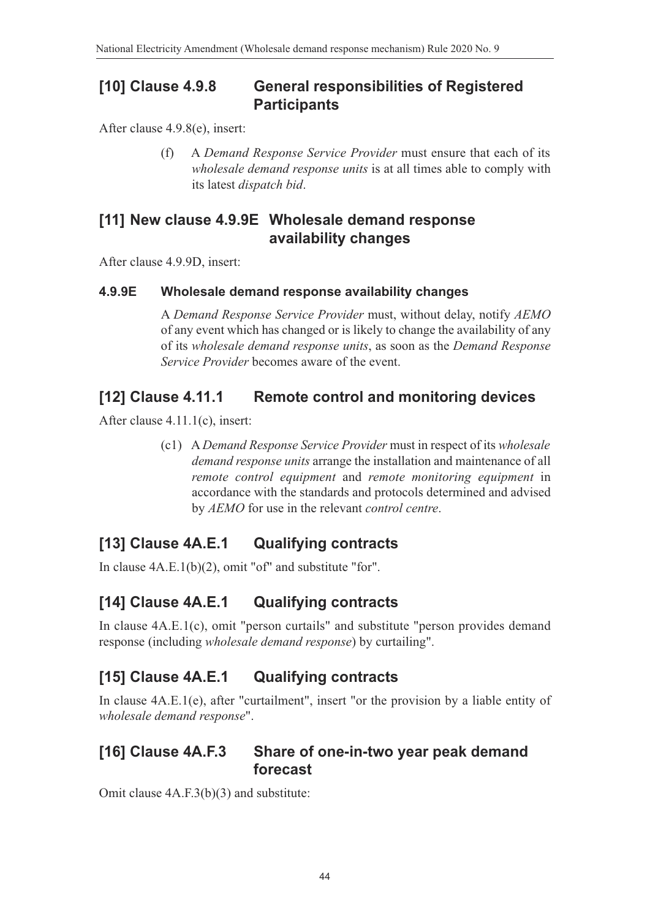## [10] Clause 4.9.8 General responsibilities of Registered Participants

After clause 4.9.8(e), insert:

> (f) A *Demand Response Service Provider* must ensure that each of its *wholesale demand response units* is at all times able to comply with its latest *dispatch bid*.

## [11] New clause 4.9.9E Wholesale demand response availability changes

After clause 4.9.9D, insert:

### 4.9.9E Wholesale demand response availability changes

> A *Demand Response Service Provider* must, without delay, notify *AEMO* of any event which has changed or is likely to change the availability of any of its *wholesale demand response units*, as soon as the *Demand Response Service Provider* becomes aware of the event.

## [12] Clause 4.11.1 Remote control and monitoring devices

After clause 4.11.1(c), insert:

> (c1) A *Demand Response Service Provider* must in respect of its *wholesale demand response units* arrange the installation and maintenance of all *remote control equipment* and *remote monitoring equipment* in accordance with the standards and protocols determined and advised by *AEMO* for use in the relevant *control centre*.

## [13] Clause 4A.E.1 Qualifying contracts

In clause 4A.E.1(b)(2), omit "of" and substitute "for".

## [14] Clause 4A.E.1 Qualifying contracts

In clause 4A.E.1(c), omit "person curtails" and substitute "person provides demand response (including *wholesale demand response*) by curtailing".

## [15] Clause 4A.E.1 Qualifying contracts

In clause 4A.E.1(e), after "curtailment", insert "or the provision by a liable entity of *wholesale demand response*".

## [16] Clause 4A.F.3 Share of one-in-two year peak demand forecast

Omit clause 4A.F.3(b)(3) and substitute: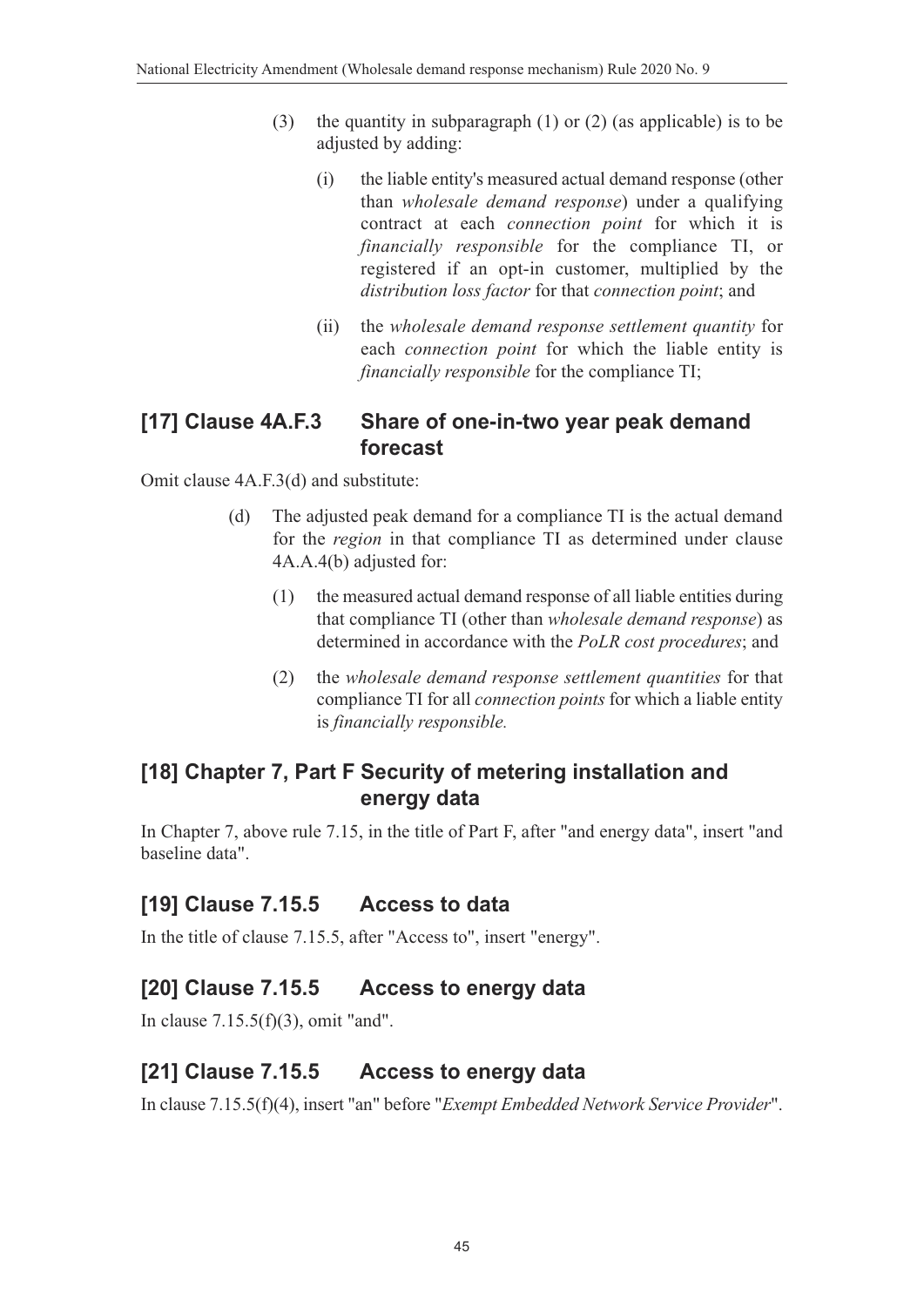(3) the quantity in subparagraph (1) or (2) (as applicable) is to be adjusted by adding:

(i) the liable entity's measured actual demand response (other than *wholesale demand response*) under a qualifying contract at each *connection point* for which it is *financially responsible* for the compliance TI, or registered if an opt-in customer, multiplied by the *distribution loss factor* for that *connection point*; and

(ii) the *wholesale demand response settlement quantity* for each *connection point* for which the liable entity is *financially responsible* for the compliance TI;

## [17] Clause 4A.F.3 Share of one-in-two year peak demand forecast

Omit clause 4A.F.3(d) and substitute:

(d) The adjusted peak demand for a compliance TI is the actual demand for the *region* in that compliance TI as determined under clause 4A.A.4(b) adjusted for:

(1) the measured actual demand response of all liable entities during that compliance TI (other than *wholesale demand response*) as determined in accordance with the *PoLR cost procedures*; and

(2) the *wholesale demand response settlement quantities* for that compliance TI for all *connection points* for which a liable entity is *financially responsible.*

## [18] Chapter 7, Part F Security of metering installation and energy data

In Chapter 7, above rule 7.15, in the title of Part F, after "and energy data", insert "and baseline data".

## [19] Clause 7.15.5 Access to data

In the title of clause 7.15.5, after "Access to", insert "energy".

## [20] Clause 7.15.5 Access to energy data

In clause 7.15.5(f)(3), omit "and".

## [21] Clause 7.15.5 Access to energy data

In clause 7.15.5(f)(4), insert "an" before "*Exempt Embedded Network Service Provider*".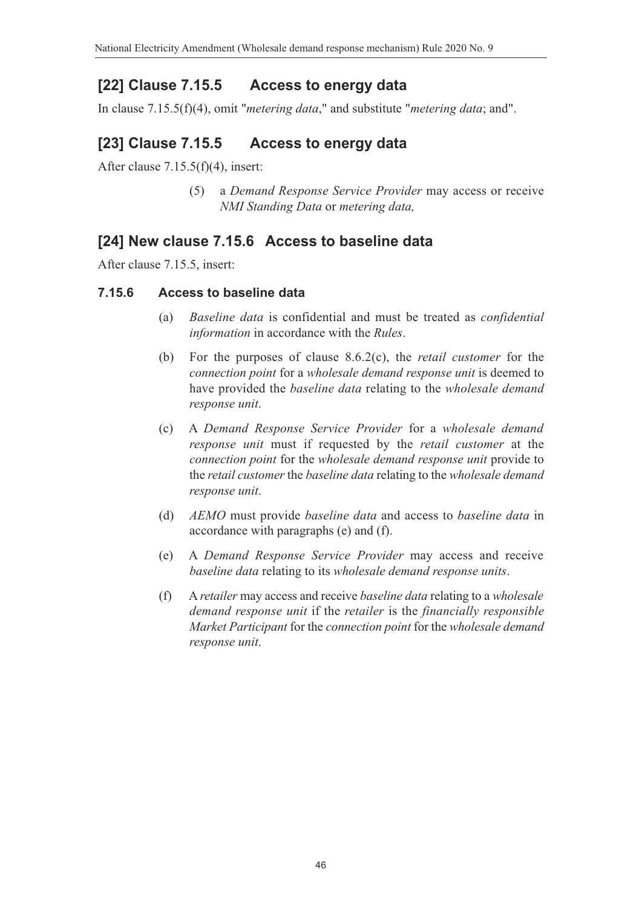## [22] Clause 7.15.5 Access to energy data

In clause 7.15.5(f)(4), omit "*metering data*," and substitute "*metering data*; and".

## [23] Clause 7.15.5 Access to energy data

After clause 7.15.5(f)(4), insert:

(5) a *Demand Response Service Provider* may access or receive *NMI Standing Data* or *metering data,*

## [24] New clause 7.15.6 Access to baseline data

After clause 7.15.5, insert:

### 7.15.6 Access to baseline data

(a) *Baseline data* is confidential and must be treated as *confidential information* in accordance with the *Rules*.

(b) For the purposes of clause 8.6.2(c), the *retail customer* for the *connection point* for a *wholesale demand response unit* is deemed to have provided the *baseline data* relating to the *wholesale demand response unit*.

(c) A *Demand Response Service Provider* for a *wholesale demand response unit* must if requested by the *retail customer* at the *connection point* for the *wholesale demand response unit* provide to the *retail customer* the *baseline data* relating to the *wholesale demand response unit*.

(d) *AEMO* must provide *baseline data* and access to *baseline data* in accordance with paragraphs (e) and (f).

(e) A *Demand Response Service Provider* may access and receive *baseline data* relating to its *wholesale demand response units*.

(f) A *retailer* may access and receive *baseline data* relating to a *wholesale demand response unit* if the *retailer* is the *financially responsible Market Participant* for the *connection point* for the *wholesale demand response unit*.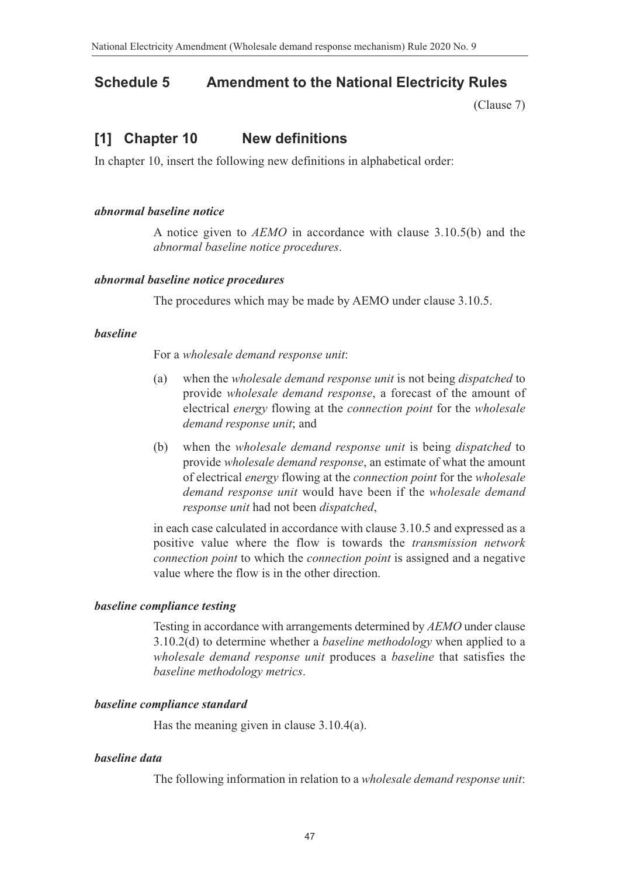# Schedule 5 Amendment to the National Electricity Rules

(Clause 7)

## [1] Chapter 10 New definitions

In chapter 10, insert the following new definitions in alphabetical order:

***abnormal baseline notice***

A notice given to *AEMO* in accordance with clause 3.10.5(b) and the *abnormal baseline notice procedures*.

***abnormal baseline notice procedures***

The procedures which may be made by AEMO under clause 3.10.5.

***baseline***

For a *wholesale demand response unit*:

(a) when the *wholesale demand response unit* is not being *dispatched* to provide *wholesale demand response*, a forecast of the amount of electrical *energy* flowing at the *connection point* for the *wholesale demand response unit*; and

(b) when the *wholesale demand response unit* is being *dispatched* to provide *wholesale demand response*, an estimate of what the amount of electrical *energy* flowing at the *connection point* for the *wholesale demand response unit* would have been if the *wholesale demand response unit* had not been *dispatched*,

in each case calculated in accordance with clause 3.10.5 and expressed as a positive value where the flow is towards the *transmission network connection point* to which the *connection point* is assigned and a negative value where the flow is in the other direction.

***baseline compliance testing***

Testing in accordance with arrangements determined by *AEMO* under clause 3.10.2(d) to determine whether a *baseline methodology* when applied to a *wholesale demand response unit* produces a *baseline* that satisfies the *baseline methodology metrics*.

***baseline compliance standard***

Has the meaning given in clause 3.10.4(a).

***baseline data***

The following information in relation to a *wholesale demand response unit*: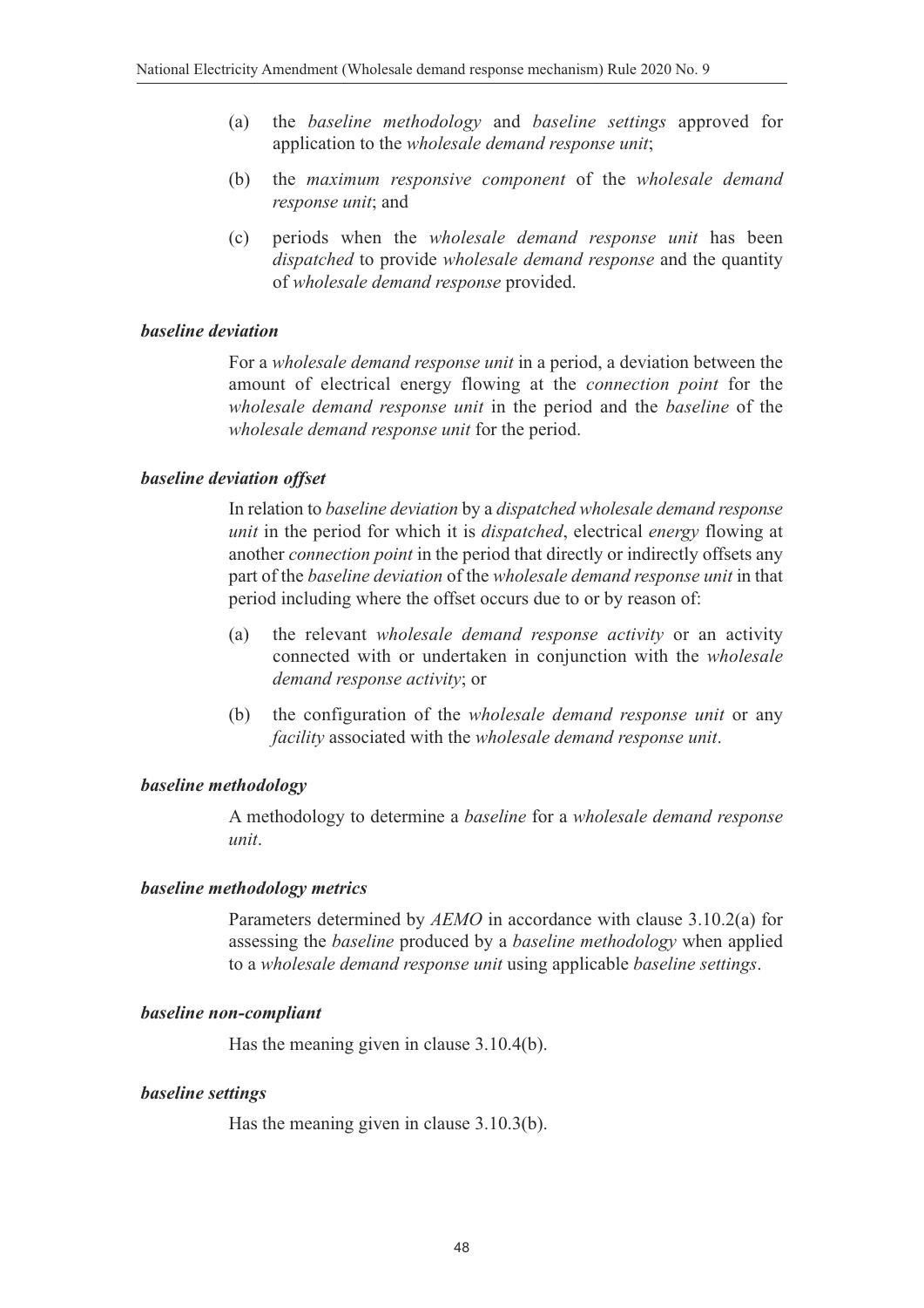(a) the *baseline methodology* and *baseline settings* approved for application to the *wholesale demand response unit*;

(b) the *maximum responsive component* of the *wholesale demand response unit*; and

(c) periods when the *wholesale demand response unit* has been *dispatched* to provide *wholesale demand response* and the quantity of *wholesale demand response* provided.

***baseline deviation***

For a *wholesale demand response unit* in a period, a deviation between the amount of electrical energy flowing at the *connection point* for the *wholesale demand response unit* in the period and the *baseline* of the *wholesale demand response unit* for the period.

***baseline deviation offset***

In relation to *baseline deviation* by a *dispatched wholesale demand response unit* in the period for which it is *dispatched*, electrical *energy* flowing at another *connection point* in the period that directly or indirectly offsets any part of the *baseline deviation* of the *wholesale demand response unit* in that period including where the offset occurs due to or by reason of:

(a) the relevant *wholesale demand response activity* or an activity connected with or undertaken in conjunction with the *wholesale demand response activity*; or

(b) the configuration of the *wholesale demand response unit* or any *facility* associated with the *wholesale demand response unit*.

***baseline methodology***

A methodology to determine a *baseline* for a *wholesale demand response unit*.

***baseline methodology metrics***

Parameters determined by *AEMO* in accordance with clause 3.10.2(a) for assessing the *baseline* produced by a *baseline methodology* when applied to a *wholesale demand response unit* using applicable *baseline settings*.

***baseline non-compliant***

Has the meaning given in clause 3.10.4(b).

***baseline settings***

Has the meaning given in clause 3.10.3(b).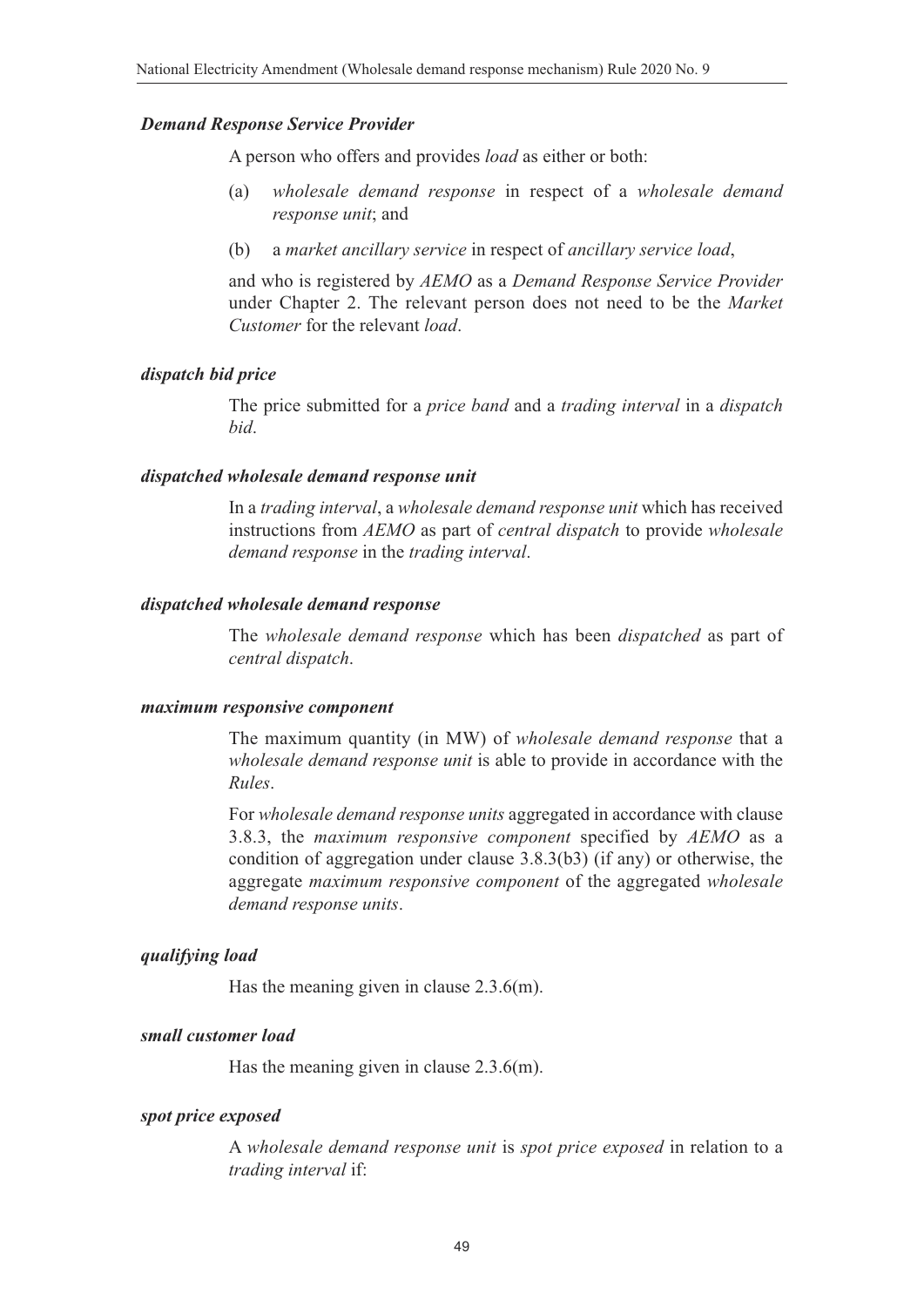***Demand Response Service Provider***

A person who offers and provides *load* as either or both:

(a) *wholesale demand response* in respect of a *wholesale demand response unit*; and

(b) a *market ancillary service* in respect of *ancillary service load*,

and who is registered by *AEMO* as a *Demand Response Service Provider* under Chapter 2. The relevant person does not need to be the *Market Customer* for the relevant *load*.

***dispatch bid price***

The price submitted for a *price band* and a *trading interval* in a *dispatch bid*.

***dispatched wholesale demand response unit***

In a *trading interval*, a *wholesale demand response unit* which has received instructions from *AEMO* as part of *central dispatch* to provide *wholesale demand response* in the *trading interval*.

***dispatched wholesale demand response***

The *wholesale demand response* which has been *dispatched* as part of *central dispatch*.

***maximum responsive component***

The maximum quantity (in MW) of *wholesale demand response* that a *wholesale demand response unit* is able to provide in accordance with the *Rules*.

For *wholesale demand response units* aggregated in accordance with clause 3.8.3, the *maximum responsive component* specified by *AEMO* as a condition of aggregation under clause 3.8.3(b3) (if any) or otherwise, the aggregate *maximum responsive component* of the aggregated *wholesale demand response units*.

***qualifying load***

Has the meaning given in clause 2.3.6(m).

***small customer load***

Has the meaning given in clause 2.3.6(m).

***spot price exposed***

A *wholesale demand response unit* is *spot price exposed* in relation to a *trading interval* if: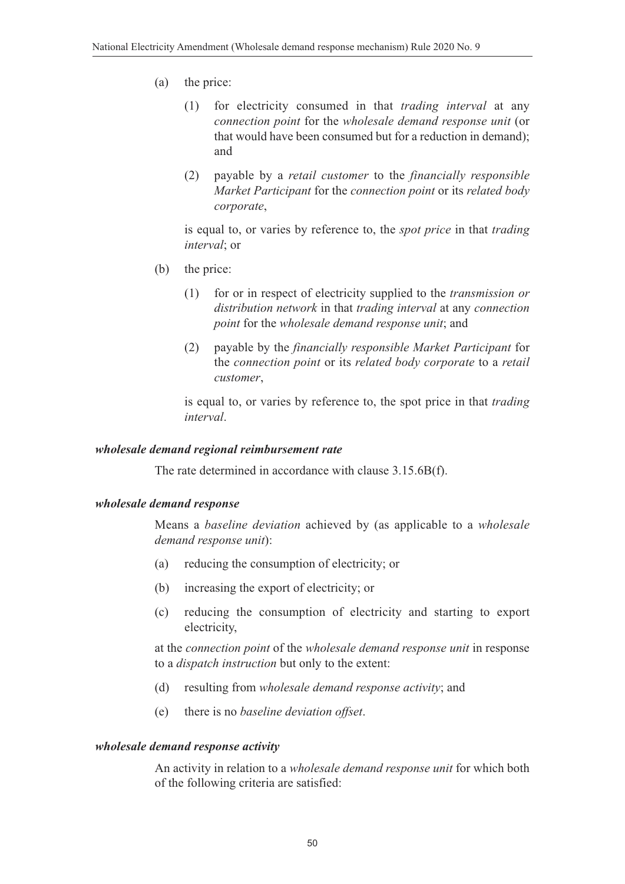(a) the price:

  (1) for electricity consumed in that *trading interval* at any *connection point* for the *wholesale demand response unit* (or that would have been consumed but for a reduction in demand); and

  (2) payable by a *retail customer* to the *financially responsible Market Participant* for the *connection point* or its *related body corporate*,

  is equal to, or varies by reference to, the *spot price* in that *trading interval*; or

(b) the price:

  (1) for or in respect of electricity supplied to the *transmission or distribution network* in that *trading interval* at any *connection point* for the *wholesale demand response unit*; and

  (2) payable by the *financially responsible Market Participant* for the *connection point* or its *related body corporate* to a *retail customer*,

  is equal to, or varies by reference to, the spot price in that *trading interval*.

***wholesale demand regional reimbursement rate***

The rate determined in accordance with clause 3.15.6B(f).

***wholesale demand response***

Means a *baseline deviation* achieved by (as applicable to a *wholesale demand response unit*):

(a) reducing the consumption of electricity; or

(b) increasing the export of electricity; or

(c) reducing the consumption of electricity and starting to export electricity,

at the *connection point* of the *wholesale demand response unit* in response to a *dispatch instruction* but only to the extent:

(d) resulting from *wholesale demand response activity*; and

(e) there is no *baseline deviation offset*.

***wholesale demand response activity***

An activity in relation to a *wholesale demand response unit* for which both of the following criteria are satisfied: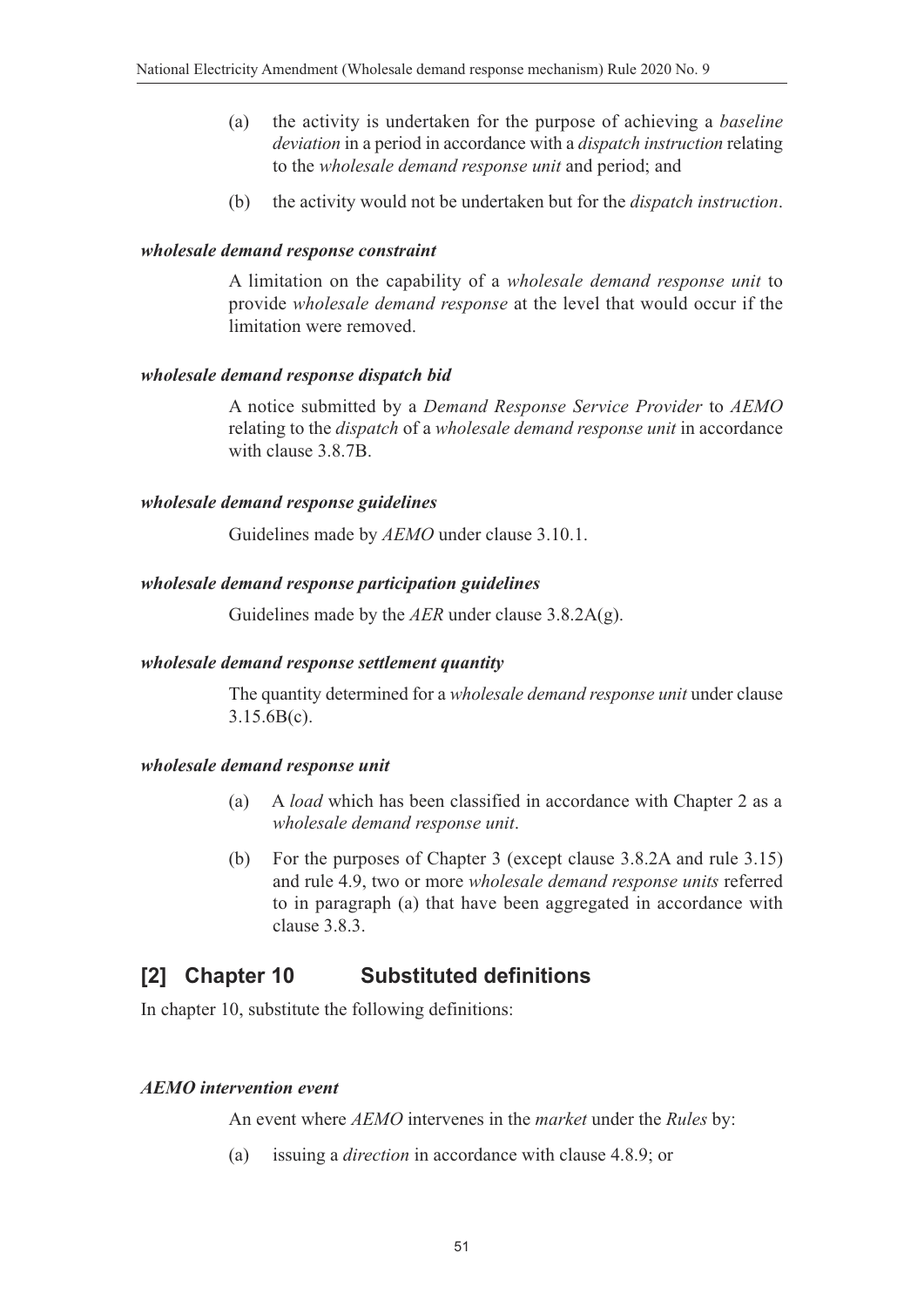(a) the activity is undertaken for the purpose of achieving a *baseline deviation* in a period in accordance with a *dispatch instruction* relating to the *wholesale demand response unit* and period; and

(b) the activity would not be undertaken but for the *dispatch instruction*.

***wholesale demand response constraint***

A limitation on the capability of a *wholesale demand response unit* to provide *wholesale demand response* at the level that would occur if the limitation were removed.

***wholesale demand response dispatch bid***

A notice submitted by a *Demand Response Service Provider* to *AEMO* relating to the *dispatch* of a *wholesale demand response unit* in accordance with clause 3.8.7B.

***wholesale demand response guidelines***

Guidelines made by *AEMO* under clause 3.10.1.

***wholesale demand response participation guidelines***

Guidelines made by the *AER* under clause 3.8.2A(g).

***wholesale demand response settlement quantity***

The quantity determined for a *wholesale demand response unit* under clause 3.15.6B(c).

***wholesale demand response unit***

(a) A *load* which has been classified in accordance with Chapter 2 as a *wholesale demand response unit*.

(b) For the purposes of Chapter 3 (except clause 3.8.2A and rule 3.15) and rule 4.9, two or more *wholesale demand response units* referred to in paragraph (a) that have been aggregated in accordance with clause 3.8.3.

## [2] Chapter 10 Substituted definitions

In chapter 10, substitute the following definitions:

***AEMO intervention event***

An event where *AEMO* intervenes in the *market* under the *Rules* by:

(a) issuing a *direction* in accordance with clause 4.8.9; or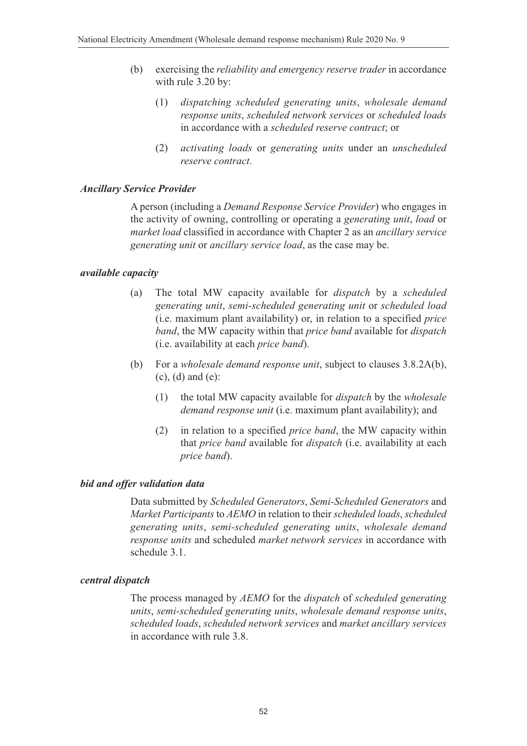(b) exercising the *reliability and emergency reserve trader* in accordance with rule 3.20 by:

(1) *dispatching scheduled generating units*, *wholesale demand response units*, *scheduled network services* or *scheduled loads* in accordance with a *scheduled reserve contract*; or

(2) *activating loads* or *generating units* under an *unscheduled reserve contract*.

***Ancillary Service Provider***

A person (including a *Demand Response Service Provider*) who engages in the activity of owning, controlling or operating a *generating unit*, *load* or *market load* classified in accordance with Chapter 2 as an *ancillary service generating unit* or *ancillary service load*, as the case may be.

***available capacity***

(a) The total MW capacity available for *dispatch* by a *scheduled generating unit*, *semi-scheduled generating unit* or *scheduled load* (i.e. maximum plant availability) or, in relation to a specified *price band*, the MW capacity within that *price band* available for *dispatch* (i.e. availability at each *price band*).

(b) For a *wholesale demand response unit*, subject to clauses 3.8.2A(b), (c), (d) and (e):

(1) the total MW capacity available for *dispatch* by the *wholesale demand response unit* (i.e. maximum plant availability); and

(2) in relation to a specified *price band*, the MW capacity within that *price band* available for *dispatch* (i.e. availability at each *price band*).

***bid and offer validation data***

Data submitted by *Scheduled Generators*, *Semi-Scheduled Generators* and *Market Participants* to *AEMO* in relation to their *scheduled loads*, *scheduled generating units*, *semi-scheduled generating units*, *wholesale demand response units* and scheduled *market network services* in accordance with schedule 3.1.

***central dispatch***

The process managed by *AEMO* for the *dispatch* of *scheduled generating units*, *semi-scheduled generating units*, *wholesale demand response units*, *scheduled loads*, *scheduled network services* and *market ancillary services* in accordance with rule 3.8.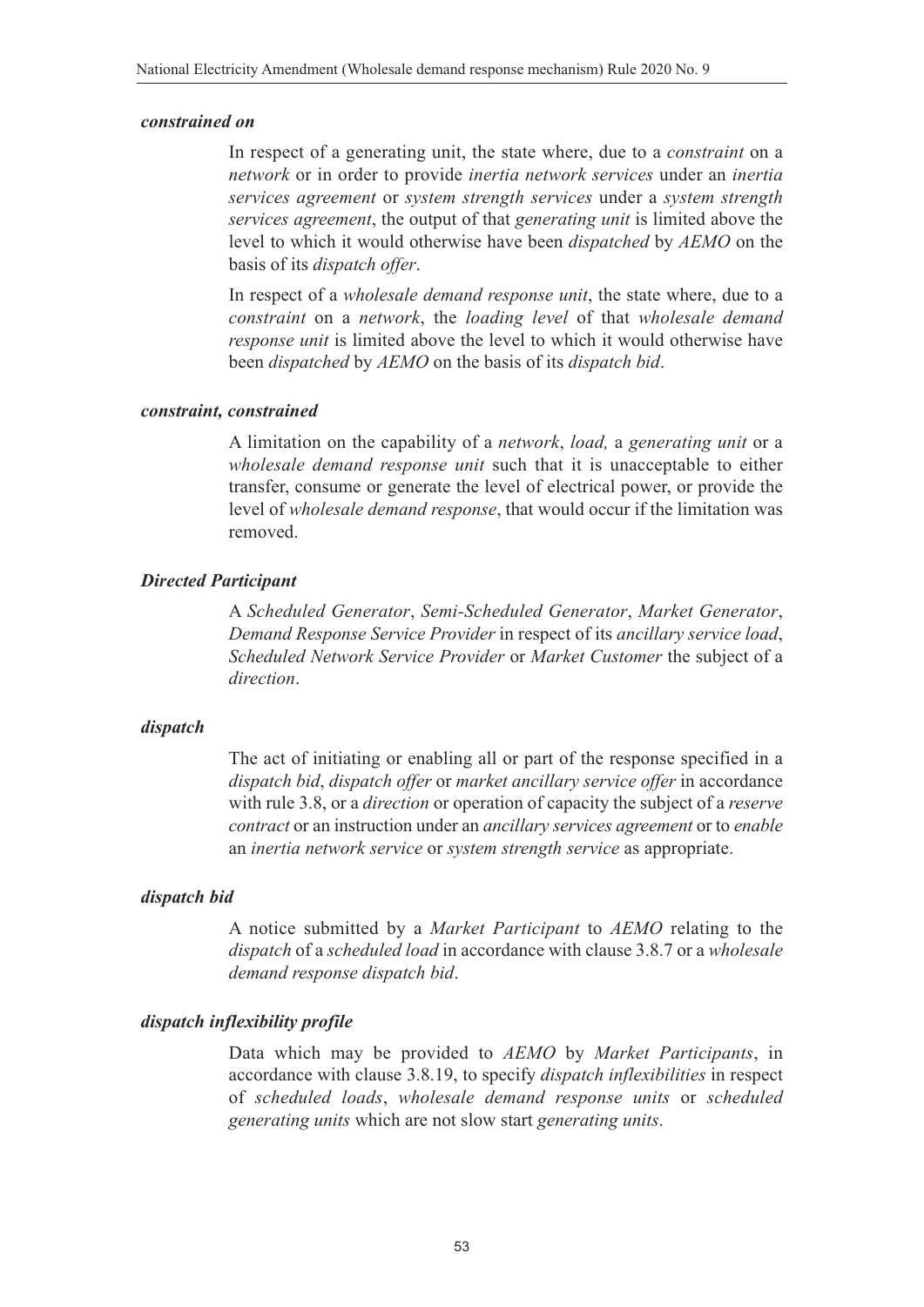***constrained on***

In respect of a generating unit, the state where, due to a *constraint* on a *network* or in order to provide *inertia network services* under an *inertia services agreement* or *system strength services* under a *system strength services agreement*, the output of that *generating unit* is limited above the level to which it would otherwise have been *dispatched* by *AEMO* on the basis of its *dispatch offer*.

In respect of a *wholesale demand response unit*, the state where, due to a *constraint* on a *network*, the *loading level* of that *wholesale demand response unit* is limited above the level to which it would otherwise have been *dispatched* by *AEMO* on the basis of its *dispatch bid*.

***constraint, constrained***

A limitation on the capability of a *network*, *load,* a *generating unit* or a *wholesale demand response unit* such that it is unacceptable to either transfer, consume or generate the level of electrical power, or provide the level of *wholesale demand response*, that would occur if the limitation was removed.

***Directed Participant***

A *Scheduled Generator*, *Semi-Scheduled Generator*, *Market Generator*, *Demand Response Service Provider* in respect of its *ancillary service load*, *Scheduled Network Service Provider* or *Market Customer* the subject of a *direction*.

***dispatch***

The act of initiating or enabling all or part of the response specified in a *dispatch bid*, *dispatch offer* or *market ancillary service offer* in accordance with rule 3.8, or a *direction* or operation of capacity the subject of a *reserve contract* or an instruction under an *ancillary services agreement* or to *enable* an *inertia network service* or *system strength service* as appropriate.

***dispatch bid***

A notice submitted by a *Market Participant* to *AEMO* relating to the *dispatch* of a *scheduled load* in accordance with clause 3.8.7 or a *wholesale demand response dispatch bid*.

***dispatch inflexibility profile***

Data which may be provided to *AEMO* by *Market Participants*, in accordance with clause 3.8.19, to specify *dispatch inflexibilities* in respect of *scheduled loads*, *wholesale demand response units* or *scheduled generating units* which are not slow start *generating units*.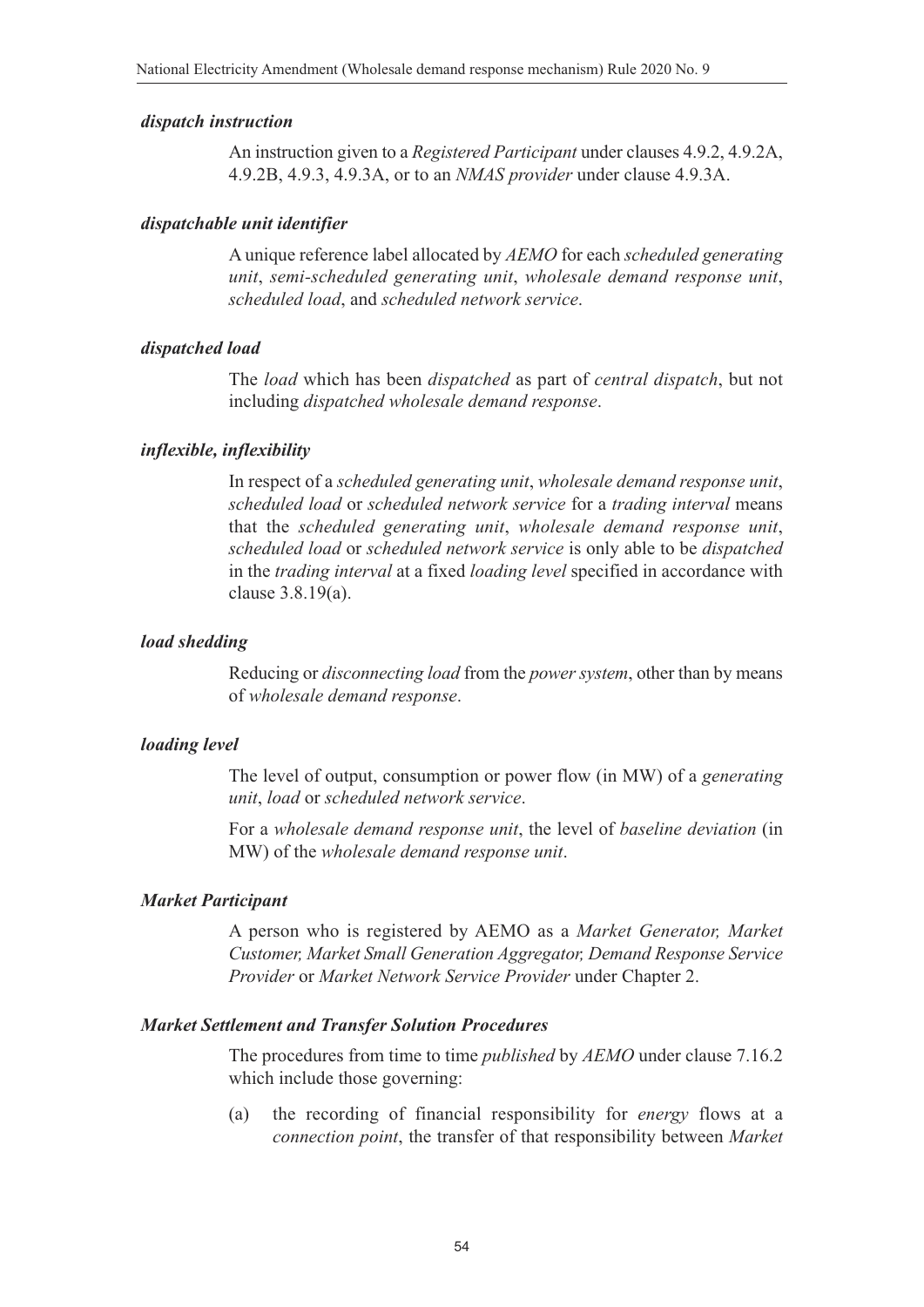***dispatch instruction***

An instruction given to a *Registered Participant* under clauses 4.9.2, 4.9.2A, 4.9.2B, 4.9.3, 4.9.3A, or to an *NMAS provider* under clause 4.9.3A.

***dispatchable unit identifier***

A unique reference label allocated by *AEMO* for each *scheduled generating unit*, *semi-scheduled generating unit*, *wholesale demand response unit*, *scheduled load*, and *scheduled network service*.

***dispatched load***

The *load* which has been *dispatched* as part of *central dispatch*, but not including *dispatched wholesale demand response*.

***inflexible, inflexibility***

In respect of a *scheduled generating unit*, *wholesale demand response unit*, *scheduled load* or *scheduled network service* for a *trading interval* means that the *scheduled generating unit*, *wholesale demand response unit*, *scheduled load* or *scheduled network service* is only able to be *dispatched* in the *trading interval* at a fixed *loading level* specified in accordance with clause 3.8.19(a).

***load shedding***

Reducing or *disconnecting load* from the *power system*, other than by means of *wholesale demand response*.

***loading level***

The level of output, consumption or power flow (in MW) of a *generating unit*, *load* or *scheduled network service*.

For a *wholesale demand response unit*, the level of *baseline deviation* (in MW) of the *wholesale demand response unit*.

***Market Participant***

A person who is registered by AEMO as a *Market Generator, Market Customer, Market Small Generation Aggregator, Demand Response Service Provider* or *Market Network Service Provider* under Chapter 2.

***Market Settlement and Transfer Solution Procedures***

The procedures from time to time *published* by *AEMO* under clause 7.16.2 which include those governing:

(a) the recording of financial responsibility for *energy* flows at a *connection point*, the transfer of that responsibility between *Market*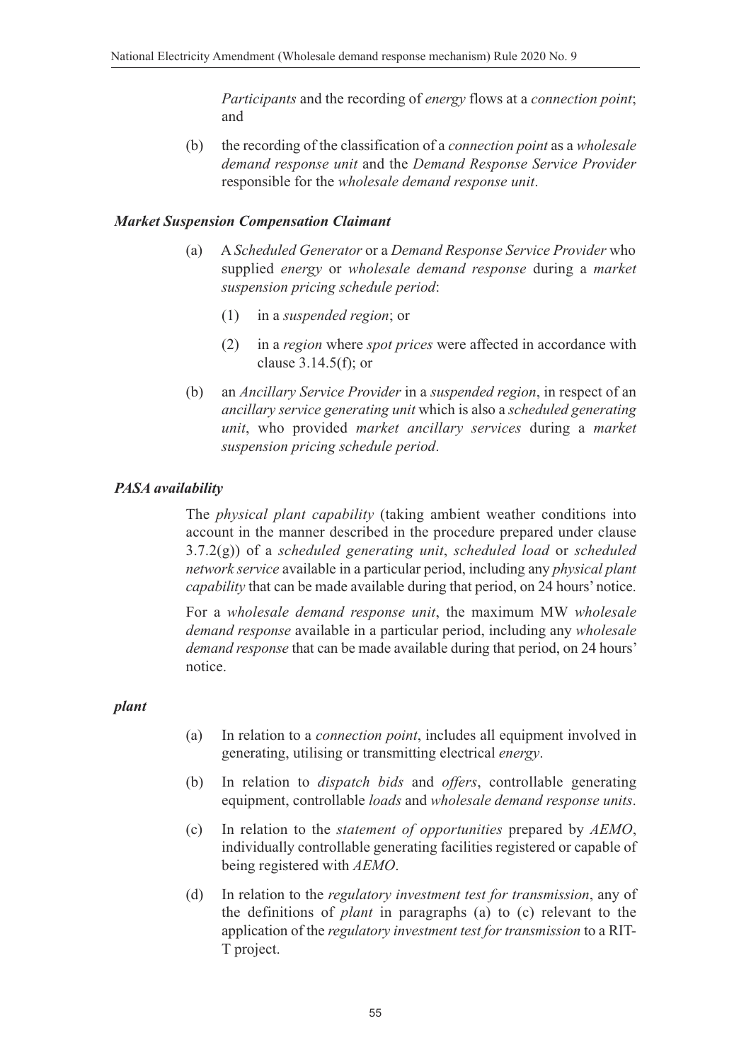*Participants* and the recording of *energy* flows at a *connection point*; and

(b) the recording of the classification of a *connection point* as a *wholesale demand response unit* and the *Demand Response Service Provider* responsible for the *wholesale demand response unit*.

***Market Suspension Compensation Claimant***

(a) A *Scheduled Generator* or a *Demand Response Service Provider* who supplied *energy* or *wholesale demand response* during a *market suspension pricing schedule period*:

  (1) in a *suspended region*; or

  (2) in a *region* where *spot prices* were affected in accordance with clause 3.14.5(f); or

(b) an *Ancillary Service Provider* in a *suspended region*, in respect of an *ancillary service generating unit* which is also a *scheduled generating unit*, who provided *market ancillary services* during a *market suspension pricing schedule period*.

***PASA availability***

The *physical plant capability* (taking ambient weather conditions into account in the manner described in the procedure prepared under clause 3.7.2(g)) of a *scheduled generating unit*, *scheduled load* or *scheduled network service* available in a particular period, including any *physical plant capability* that can be made available during that period, on 24 hours' notice.

For a *wholesale demand response unit*, the maximum MW *wholesale demand response* available in a particular period, including any *wholesale demand response* that can be made available during that period, on 24 hours' notice.

***plant***

(a) In relation to a *connection point*, includes all equipment involved in generating, utilising or transmitting electrical *energy*.

(b) In relation to *dispatch bids* and *offers*, controllable generating equipment, controllable *loads* and *wholesale demand response units*.

(c) In relation to the *statement of opportunities* prepared by *AEMO*, individually controllable generating facilities registered or capable of being registered with *AEMO*.

(d) In relation to the *regulatory investment test for transmission*, any of the definitions of *plant* in paragraphs (a) to (c) relevant to the application of the *regulatory investment test for transmission* to a RIT-T project.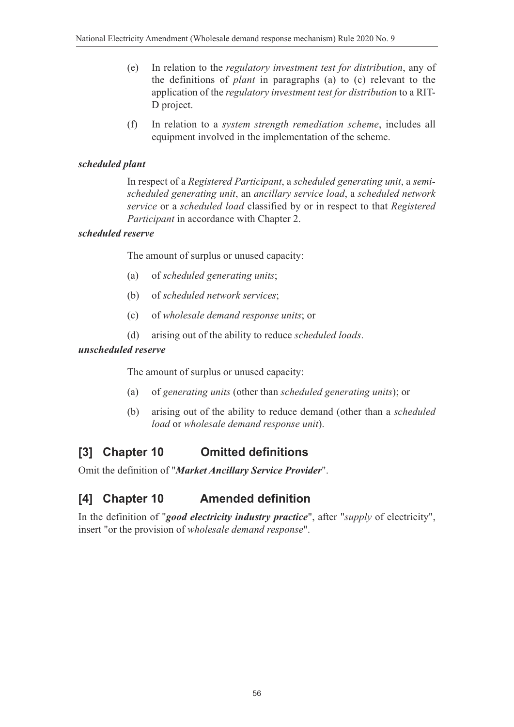(e) In relation to the *regulatory investment test for distribution*, any of the definitions of *plant* in paragraphs (a) to (c) relevant to the application of the *regulatory investment test for distribution* to a RIT-D project.

(f) In relation to a *system strength remediation scheme*, includes all equipment involved in the implementation of the scheme.

***scheduled plant***

In respect of a *Registered Participant*, a *scheduled generating unit*, a *semi-scheduled generating unit*, an *ancillary service load*, a *scheduled network service* or a *scheduled load* classified by or in respect to that *Registered Participant* in accordance with Chapter 2.

***scheduled reserve***

The amount of surplus or unused capacity:

(a) of *scheduled generating units*;

(b) of *scheduled network services*;

(c) of *wholesale demand response units*; or

(d) arising out of the ability to reduce *scheduled loads*.

***unscheduled reserve***

The amount of surplus or unused capacity:

(a) of *generating units* (other than *scheduled generating units*); or

(b) arising out of the ability to reduce demand (other than a *scheduled load* or *wholesale demand response unit*).

## [3] Chapter 10 Omitted definitions

Omit the definition of "***Market Ancillary Service Provider***".

## [4] Chapter 10 Amended definition

In the definition of "***good electricity industry practice***", after "*supply* of electricity", insert "or the provision of *wholesale demand response*".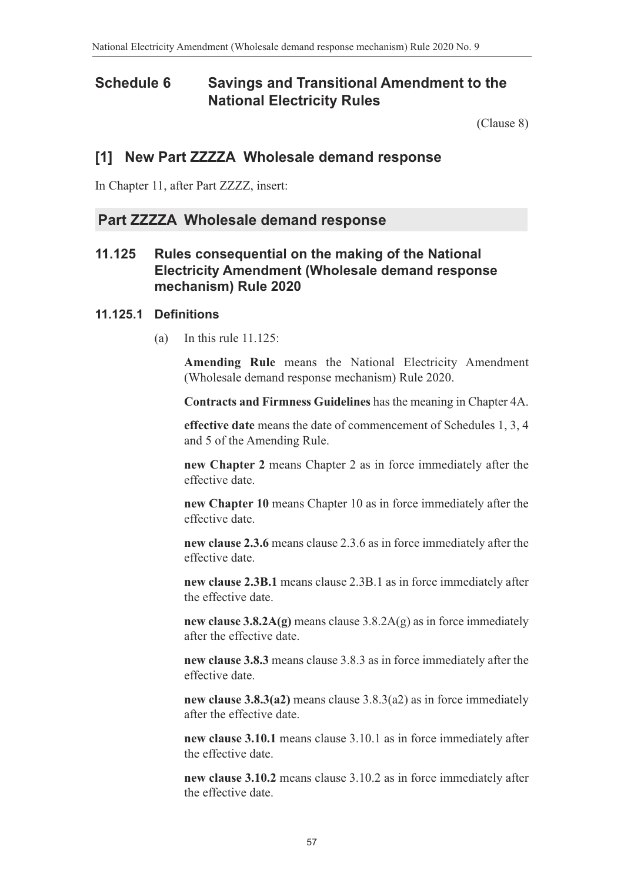# Schedule 6 Savings and Transitional Amendment to the National Electricity Rules

(Clause 8)

## [1] New Part ZZZZA Wholesale demand response

In Chapter 11, after Part ZZZZ, insert:

## Part ZZZZA Wholesale demand response

### 11.125 Rules consequential on the making of the National Electricity Amendment (Wholesale demand response mechanism) Rule 2020

#### 11.125.1 Definitions

(a) In this rule 11.125:

**Amending Rule** means the National Electricity Amendment (Wholesale demand response mechanism) Rule 2020.

**Contracts and Firmness Guidelines** has the meaning in Chapter 4A.

**effective date** means the date of commencement of Schedules 1, 3, 4 and 5 of the Amending Rule.

**new Chapter 2** means Chapter 2 as in force immediately after the effective date.

**new Chapter 10** means Chapter 10 as in force immediately after the effective date.

**new clause 2.3.6** means clause 2.3.6 as in force immediately after the effective date.

**new clause 2.3B.1** means clause 2.3B.1 as in force immediately after the effective date.

**new clause 3.8.2A(g)** means clause 3.8.2A(g) as in force immediately after the effective date.

**new clause 3.8.3** means clause 3.8.3 as in force immediately after the effective date.

**new clause 3.8.3(a2)** means clause 3.8.3(a2) as in force immediately after the effective date.

**new clause 3.10.1** means clause 3.10.1 as in force immediately after the effective date.

**new clause 3.10.2** means clause 3.10.2 as in force immediately after the effective date.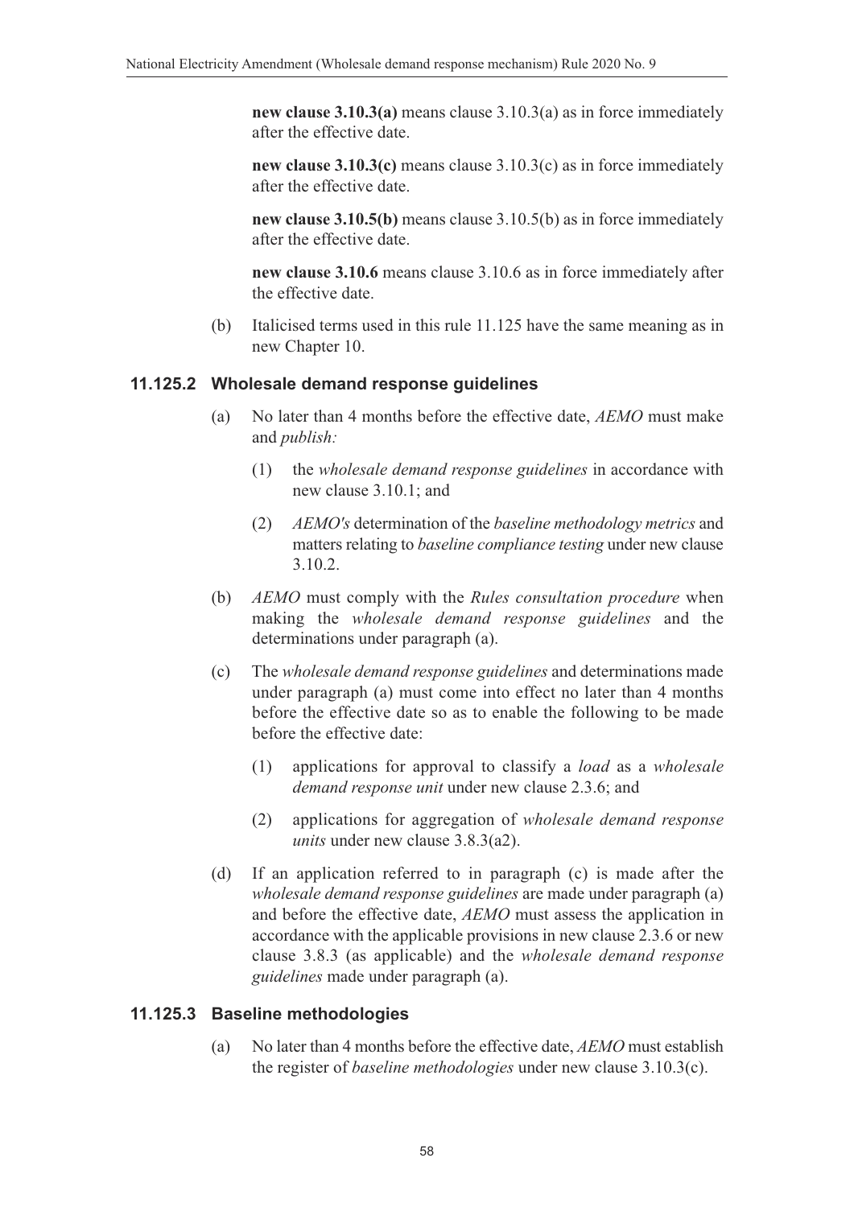**new clause 3.10.3(a)** means clause 3.10.3(a) as in force immediately after the effective date.

**new clause 3.10.3(c)** means clause 3.10.3(c) as in force immediately after the effective date.

**new clause 3.10.5(b)** means clause 3.10.5(b) as in force immediately after the effective date.

**new clause 3.10.6** means clause 3.10.6 as in force immediately after the effective date.

(b) Italicised terms used in this rule 11.125 have the same meaning as in new Chapter 10.

### 11.125.2 Wholesale demand response guidelines

(a) No later than 4 months before the effective date, *AEMO* must make and *publish:*

(1) the *wholesale demand response guidelines* in accordance with new clause 3.10.1; and

(2) *AEMO's* determination of the *baseline methodology metrics* and matters relating to *baseline compliance testing* under new clause 3.10.2.

(b) *AEMO* must comply with the *Rules consultation procedure* when making the *wholesale demand response guidelines* and the determinations under paragraph (a).

(c) The *wholesale demand response guidelines* and determinations made under paragraph (a) must come into effect no later than 4 months before the effective date so as to enable the following to be made before the effective date:

(1) applications for approval to classify a *load* as a *wholesale demand response unit* under new clause 2.3.6; and

(2) applications for aggregation of *wholesale demand response units* under new clause 3.8.3(a2).

(d) If an application referred to in paragraph (c) is made after the *wholesale demand response guidelines* are made under paragraph (a) and before the effective date, *AEMO* must assess the application in accordance with the applicable provisions in new clause 2.3.6 or new clause 3.8.3 (as applicable) and the *wholesale demand response guidelines* made under paragraph (a).

### 11.125.3 Baseline methodologies

(a) No later than 4 months before the effective date, *AEMO* must establish the register of *baseline methodologies* under new clause 3.10.3(c).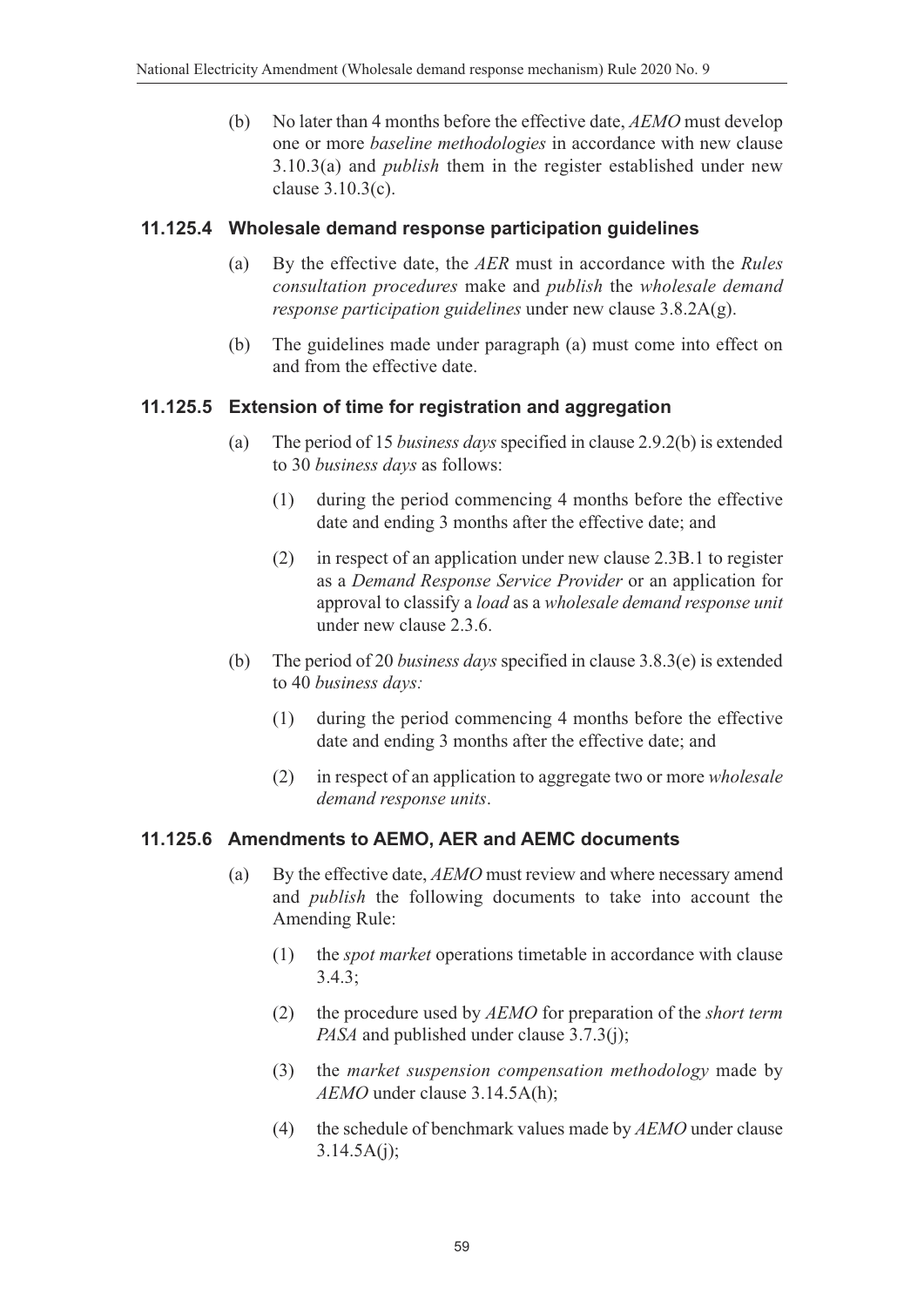(b) No later than 4 months before the effective date, *AEMO* must develop one or more *baseline methodologies* in accordance with new clause 3.10.3(a) and *publish* them in the register established under new clause 3.10.3(c).

### 11.125.4 Wholesale demand response participation guidelines

(a) By the effective date, the *AER* must in accordance with the *Rules consultation procedures* make and *publish* the *wholesale demand response participation guidelines* under new clause 3.8.2A(g).

(b) The guidelines made under paragraph (a) must come into effect on and from the effective date.

### 11.125.5 Extension of time for registration and aggregation

(a) The period of 15 *business days* specified in clause 2.9.2(b) is extended to 30 *business days* as follows:

   (1) during the period commencing 4 months before the effective date and ending 3 months after the effective date; and

   (2) in respect of an application under new clause 2.3B.1 to register as a *Demand Response Service Provider* or an application for approval to classify a *load* as a *wholesale demand response unit* under new clause 2.3.6.

(b) The period of 20 *business days* specified in clause 3.8.3(e) is extended to 40 *business days:*

   (1) during the period commencing 4 months before the effective date and ending 3 months after the effective date; and

   (2) in respect of an application to aggregate two or more *wholesale demand response units*.

### 11.125.6 Amendments to AEMO, AER and AEMC documents

(a) By the effective date, *AEMO* must review and where necessary amend and *publish* the following documents to take into account the Amending Rule:

   (1) the *spot market* operations timetable in accordance with clause 3.4.3;

   (2) the procedure used by *AEMO* for preparation of the *short term PASA* and published under clause 3.7.3(j);

   (3) the *market suspension compensation methodology* made by *AEMO* under clause 3.14.5A(h);

   (4) the schedule of benchmark values made by *AEMO* under clause 3.14.5A(j);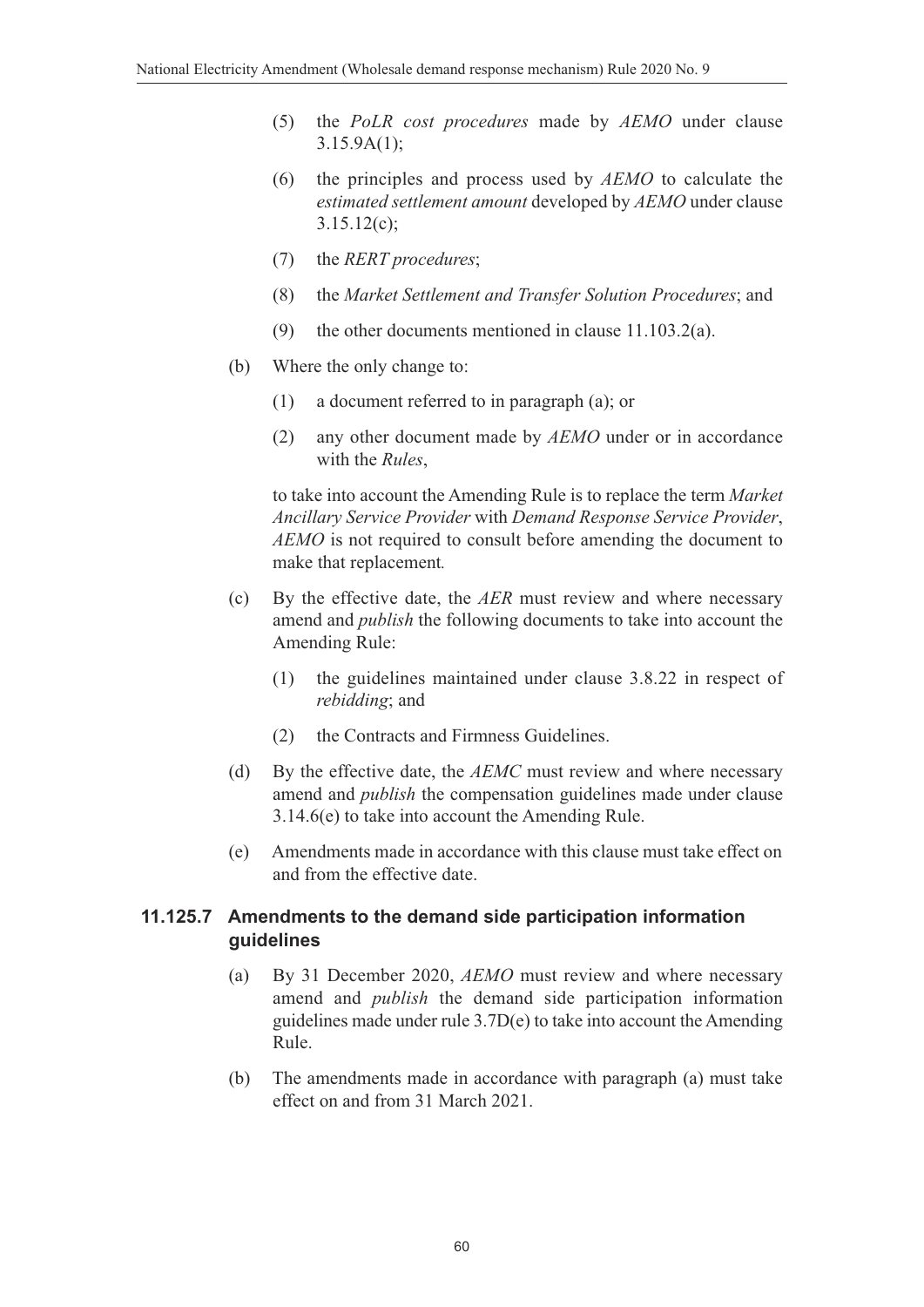(5) the *PoLR cost procedures* made by *AEMO* under clause 3.15.9A(1);

(6) the principles and process used by *AEMO* to calculate the *estimated settlement amount* developed by *AEMO* under clause 3.15.12(c);

(7) the *RERT procedures*;

(8) the *Market Settlement and Transfer Solution Procedures*; and

(9) the other documents mentioned in clause 11.103.2(a).

(b) Where the only change to:

(1) a document referred to in paragraph (a); or

(2) any other document made by *AEMO* under or in accordance with the *Rules*,

to take into account the Amending Rule is to replace the term *Market Ancillary Service Provider* with *Demand Response Service Provider*, *AEMO* is not required to consult before amending the document to make that replacement.

(c) By the effective date, the *AER* must review and where necessary amend and *publish* the following documents to take into account the Amending Rule:

(1) the guidelines maintained under clause 3.8.22 in respect of *rebidding*; and

(2) the Contracts and Firmness Guidelines.

(d) By the effective date, the *AEMC* must review and where necessary amend and *publish* the compensation guidelines made under clause 3.14.6(e) to take into account the Amending Rule.

(e) Amendments made in accordance with this clause must take effect on and from the effective date.

### 11.125.7 Amendments to the demand side participation information guidelines

(a) By 31 December 2020, *AEMO* must review and where necessary amend and *publish* the demand side participation information guidelines made under rule 3.7D(e) to take into account the Amending Rule.

(b) The amendments made in accordance with paragraph (a) must take effect on and from 31 March 2021.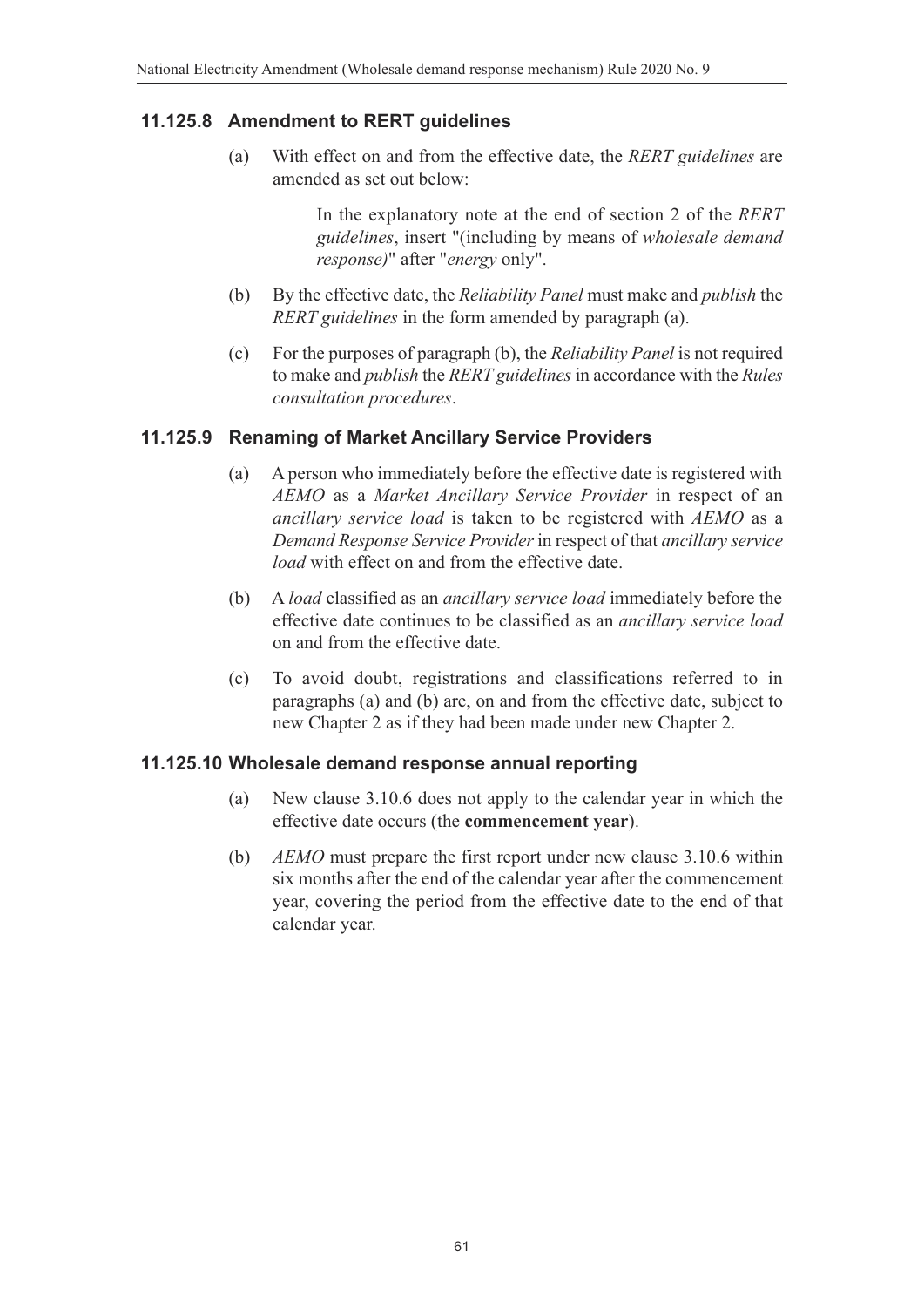### 11.125.8 Amendment to RERT guidelines

(a) With effect on and from the effective date, the *RERT guidelines* are amended as set out below:

> In the explanatory note at the end of section 2 of the *RERT guidelines*, insert "(including by means of *wholesale demand response)*" after "*energy* only".

(b) By the effective date, the *Reliability Panel* must make and *publish* the *RERT guidelines* in the form amended by paragraph (a).

(c) For the purposes of paragraph (b), the *Reliability Panel* is not required to make and *publish* the *RERT guidelines* in accordance with the *Rules consultation procedures*.

### 11.125.9 Renaming of Market Ancillary Service Providers

(a) A person who immediately before the effective date is registered with *AEMO* as a *Market Ancillary Service Provider* in respect of an *ancillary service load* is taken to be registered with *AEMO* as a *Demand Response Service Provider* in respect of that *ancillary service load* with effect on and from the effective date.

(b) A *load* classified as an *ancillary service load* immediately before the effective date continues to be classified as an *ancillary service load* on and from the effective date.

(c) To avoid doubt, registrations and classifications referred to in paragraphs (a) and (b) are, on and from the effective date, subject to new Chapter 2 as if they had been made under new Chapter 2.

### 11.125.10 Wholesale demand response annual reporting

(a) New clause 3.10.6 does not apply to the calendar year in which the effective date occurs (the **commencement year**).

(b) *AEMO* must prepare the first report under new clause 3.10.6 within six months after the end of the calendar year after the commencement year, covering the period from the effective date to the end of that calendar year.